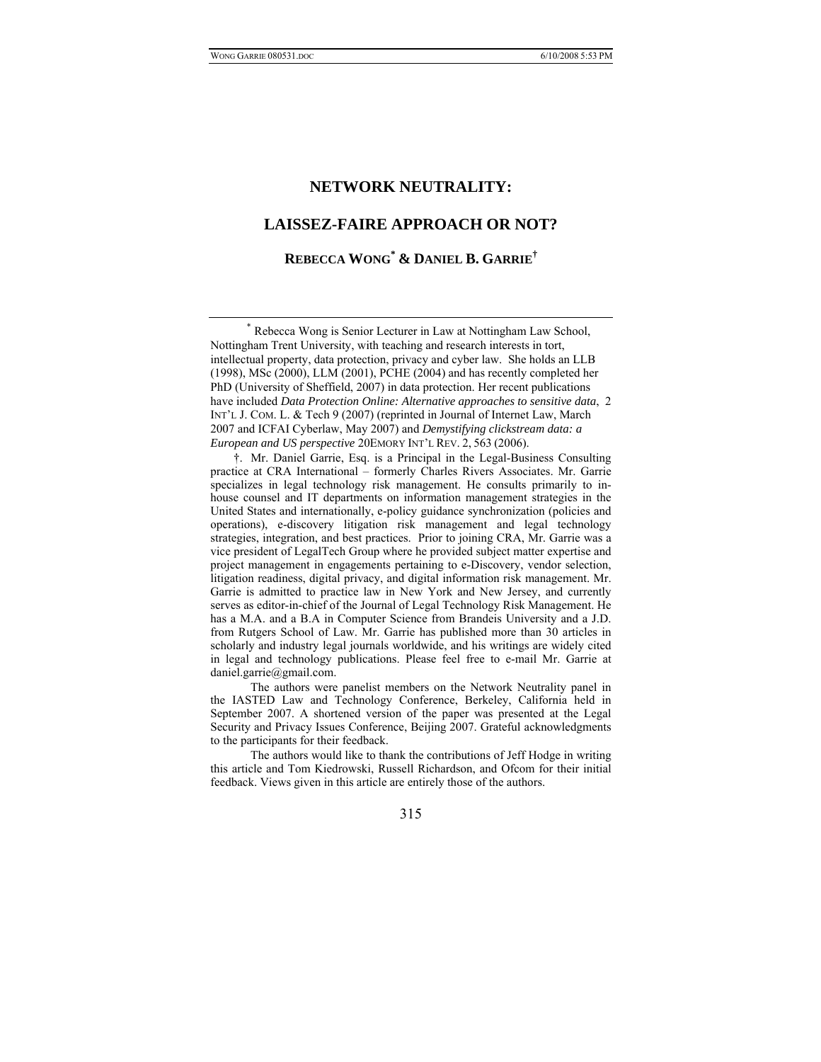# NETWORK NEUTRALITY:

# LAISSEZ-FAIRE APPROACH OR NOT?

## REBECCA WONG* & DANIEL B. GARRIE†

---

\* Rebecca Wong is Senior Lecturer in Law at Nottingham Law School, Nottingham Trent University, with teaching and research interests in tort, intellectual property, data protection, privacy and cyber law. She holds an LLB (1998), MSc (2000), LLM (2001), PCHE (2004) and has recently completed her PhD (University of Sheffield, 2007) in data protection. Her recent publications have included *Data Protection Online: Alternative approaches to sensitive data*, 2 INT'L J. COM. L. & Tech 9 (2007) (reprinted in Journal of Internet Law, March 2007 and ICFAI Cyberlaw, May 2007) and *Demystifying clickstream data: a European and US perspective* 20EMORY INT'L REV. 2, 563 (2006).

†. Mr. Daniel Garrie, Esq. is a Principal in the Legal-Business Consulting practice at CRA International – formerly Charles Rivers Associates. Mr. Garrie specializes in legal technology risk management. He consults primarily to in-house counsel and IT departments on information management strategies in the United States and internationally, e-policy guidance synchronization (policies and operations), e-discovery litigation risk management and legal technology strategies, integration, and best practices. Prior to joining CRA, Mr. Garrie was a vice president of LegalTech Group where he provided subject matter expertise and project management in engagements pertaining to e-Discovery, vendor selection, litigation readiness, digital privacy, and digital information risk management. Mr. Garrie is admitted to practice law in New York and New Jersey, and currently serves as editor-in-chief of the Journal of Legal Technology Risk Management. He has a M.A. and a B.A in Computer Science from Brandeis University and a J.D. from Rutgers School of Law. Mr. Garrie has published more than 30 articles in scholarly and industry legal journals worldwide, and his writings are widely cited in legal and technology publications. Please feel free to e-mail Mr. Garrie at daniel.garrie@gmail.com.

The authors were panelist members on the Network Neutrality panel in the IASTED Law and Technology Conference, Berkeley, California held in September 2007. A shortened version of the paper was presented at the Legal Security and Privacy Issues Conference, Beijing 2007. Grateful acknowledgments to the participants for their feedback.

The authors would like to thank the contributions of Jeff Hodge in writing this article and Tom Kiedrowski, Russell Richardson, and Ofcom for their initial feedback. Views given in this article are entirely those of the authors.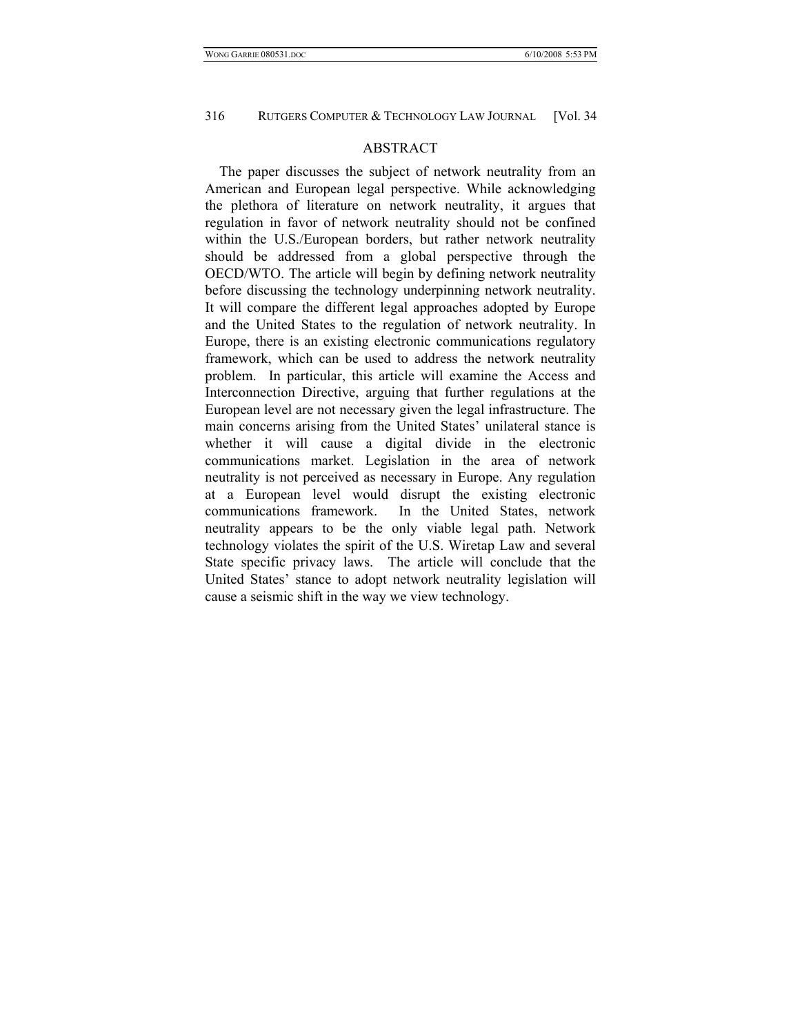## ABSTRACT

The paper discusses the subject of network neutrality from an American and European legal perspective. While acknowledging the plethora of literature on network neutrality, it argues that regulation in favor of network neutrality should not be confined within the U.S./European borders, but rather network neutrality should be addressed from a global perspective through the OECD/WTO. The article will begin by defining network neutrality before discussing the technology underpinning network neutrality. It will compare the different legal approaches adopted by Europe and the United States to the regulation of network neutrality. In Europe, there is an existing electronic communications regulatory framework, which can be used to address the network neutrality problem. In particular, this article will examine the Access and Interconnection Directive, arguing that further regulations at the European level are not necessary given the legal infrastructure. The main concerns arising from the United States' unilateral stance is whether it will cause a digital divide in the electronic communications market. Legislation in the area of network neutrality is not perceived as necessary in Europe. Any regulation at a European level would disrupt the existing electronic communications framework. In the United States, network neutrality appears to be the only viable legal path. Network technology violates the spirit of the U.S. Wiretap Law and several State specific privacy laws. The article will conclude that the United States' stance to adopt network neutrality legislation will cause a seismic shift in the way we view technology.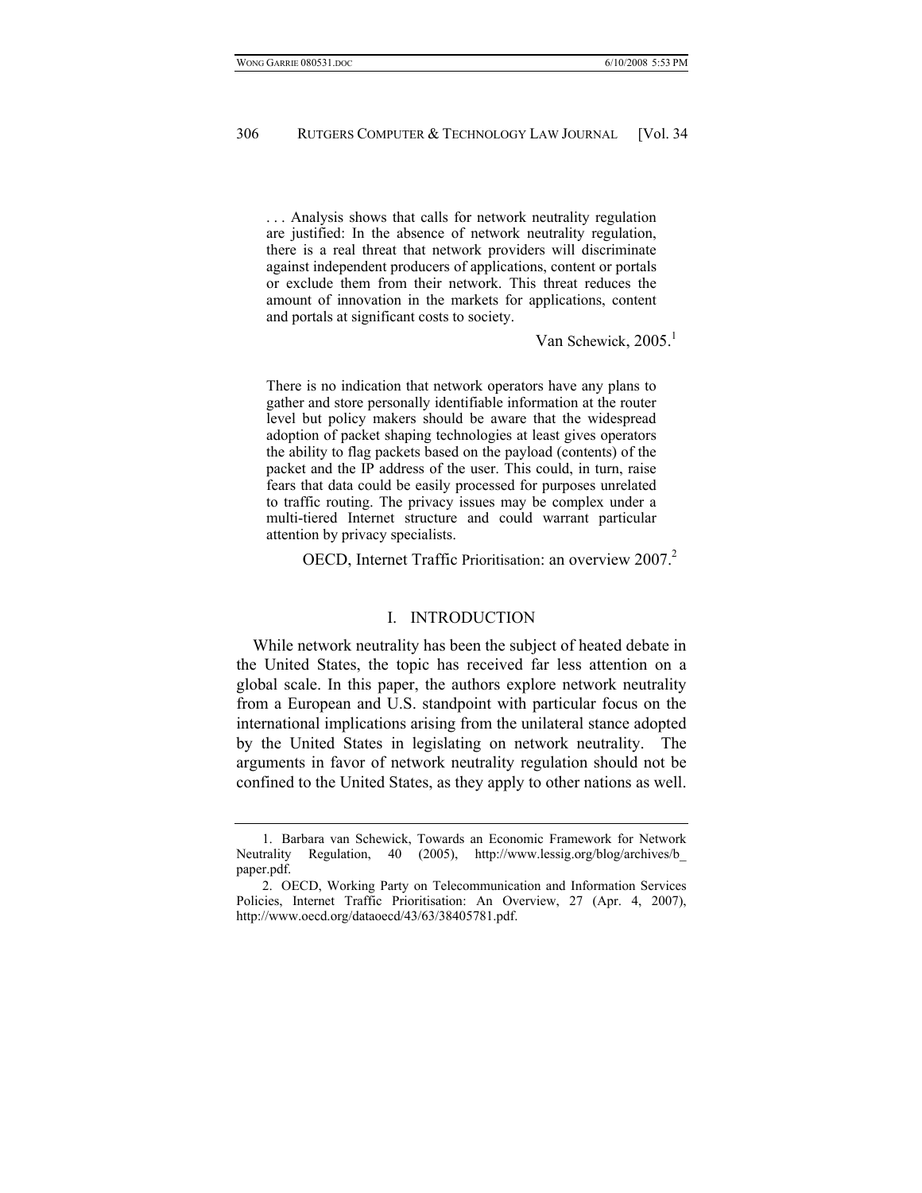> . . . Analysis shows that calls for network neutrality regulation are justified: In the absence of network neutrality regulation, there is a real threat that network providers will discriminate against independent producers of applications, content or portals or exclude them from their network. This threat reduces the amount of innovation in the markets for applications, content and portals at significant costs to society.
>
> Van Schewick, 2005.[1]

> There is no indication that network operators have any plans to gather and store personally identifiable information at the router level but policy makers should be aware that the widespread adoption of packet shaping technologies at least gives operators the ability to flag packets based on the payload (contents) of the packet and the IP address of the user. This could, in turn, raise fears that data could be easily processed for purposes unrelated to traffic routing. The privacy issues may be complex under a multi-tiered Internet structure and could warrant particular attention by privacy specialists.
>
> OECD, Internet Traffic Prioritisation: an overview 2007.[2]

## I. INTRODUCTION

While network neutrality has been the subject of heated debate in the United States, the topic has received far less attention on a global scale. In this paper, the authors explore network neutrality from a European and U.S. standpoint with particular focus on the international implications arising from the unilateral stance adopted by the United States in legislating on network neutrality. The arguments in favor of network neutrality regulation should not be confined to the United States, as they apply to other nations as well.

---

1. Barbara van Schewick, Towards an Economic Framework for Network Neutrality Regulation, 40 (2005), http://www.lessig.org/blog/archives/b_paper.pdf.

2. OECD, Working Party on Telecommunication and Information Services Policies, Internet Traffic Prioritisation: An Overview, 27 (Apr. 4, 2007), http://www.oecd.org/dataoecd/43/63/38405781.pdf.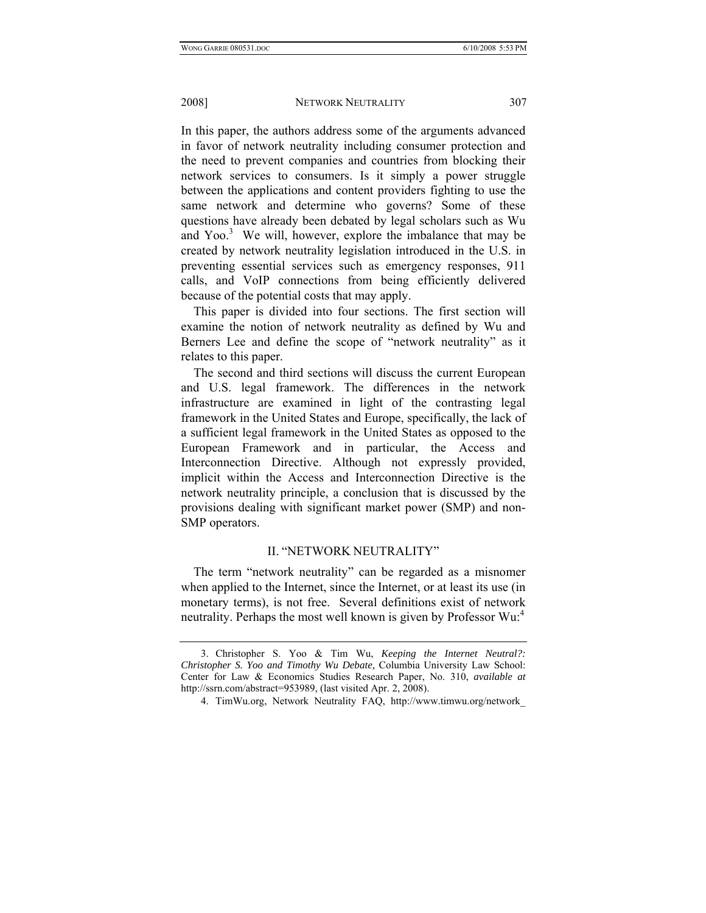In this paper, the authors address some of the arguments advanced in favor of network neutrality including consumer protection and the need to prevent companies and countries from blocking their network services to consumers. Is it simply a power struggle between the applications and content providers fighting to use the same network and determine who governs? Some of these questions have already been debated by legal scholars such as Wu and Yoo.[3] We will, however, explore the imbalance that may be created by network neutrality legislation introduced in the U.S. in preventing essential services such as emergency responses, 911 calls, and VoIP connections from being efficiently delivered because of the potential costs that may apply.

This paper is divided into four sections. The first section will examine the notion of network neutrality as defined by Wu and Berners Lee and define the scope of "network neutrality" as it relates to this paper.

The second and third sections will discuss the current European and U.S. legal framework. The differences in the network infrastructure are examined in light of the contrasting legal framework in the United States and Europe, specifically, the lack of a sufficient legal framework in the United States as opposed to the European Framework and in particular, the Access and Interconnection Directive. Although not expressly provided, implicit within the Access and Interconnection Directive is the network neutrality principle, a conclusion that is discussed by the provisions dealing with significant market power (SMP) and non-SMP operators.

## II. "NETWORK NEUTRALITY"

The term "network neutrality" can be regarded as a misnomer when applied to the Internet, since the Internet, or at least its use (in monetary terms), is not free. Several definitions exist of network neutrality. Perhaps the most well known is given by Professor Wu:[4]

---

3. Christopher S. Yoo & Tim Wu, *Keeping the Internet Neutral?: Christopher S. Yoo and Timothy Wu Debate,* Columbia University Law School: Center for Law & Economics Studies Research Paper, No. 310, *available at* http://ssrn.com/abstract=953989, (last visited Apr. 2, 2008).

4. TimWu.org, Network Neutrality FAQ, http://www.timwu.org/network_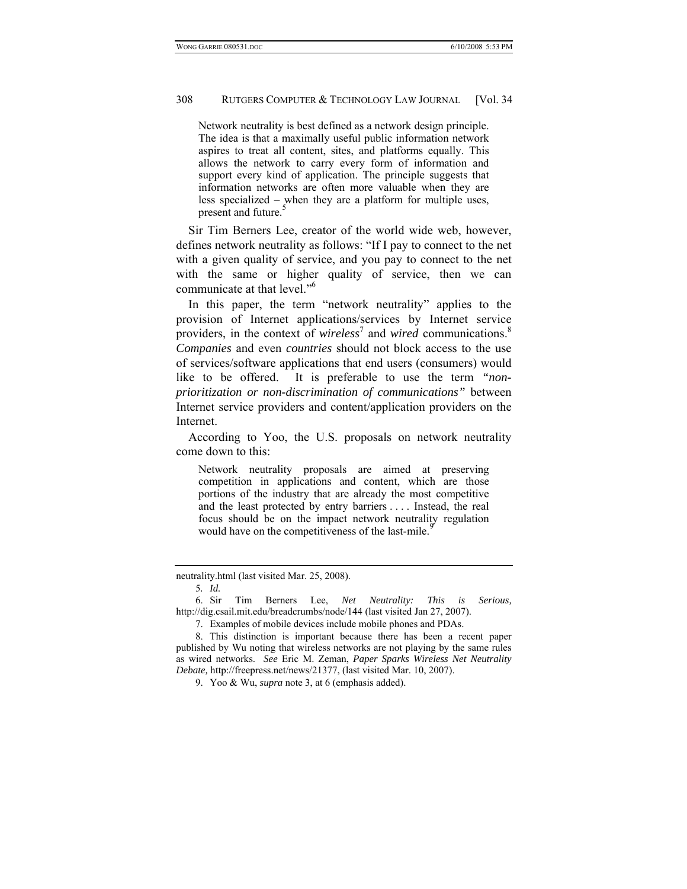> Network neutrality is best defined as a network design principle. The idea is that a maximally useful public information network aspires to treat all content, sites, and platforms equally. This allows the network to carry every form of information and support every kind of application. The principle suggests that information networks are often more valuable when they are less specialized – when they are a platform for multiple uses, present and future.[5]

Sir Tim Berners Lee, creator of the world wide web, however, defines network neutrality as follows: "If I pay to connect to the net with a given quality of service, and you pay to connect to the net with the same or higher quality of service, then we can communicate at that level."[6]

In this paper, the term "network neutrality" applies to the provision of Internet applications/services by Internet service providers, in the context of *wireless*[7] and *wired* communications.[8] *Companies* and even *countries* should not block access to the use of services/software applications that end users (consumers) would like to be offered. It is preferable to use the term *"non-prioritization or non-discrimination of communications"* between Internet service providers and content/application providers on the Internet.

According to Yoo, the U.S. proposals on network neutrality come down to this:

> Network neutrality proposals are aimed at preserving competition in applications and content, which are those portions of the industry that are already the most competitive and the least protected by entry barriers . . . . Instead, the real focus should be on the impact network neutrality regulation would have on the competitiveness of the last-mile.[9]

---

neutrality.html (last visited Mar. 25, 2008).

5. *Id.*

6. Sir Tim Berners Lee, *Net Neutrality: This is Serious,* http://dig.csail.mit.edu/breadcrumbs/node/144 (last visited Jan 27, 2007).

7. Examples of mobile devices include mobile phones and PDAs.

8. This distinction is important because there has been a recent paper published by Wu noting that wireless networks are not playing by the same rules as wired networks. *See* Eric M. Zeman, *Paper Sparks Wireless Net Neutrality Debate,* http://freepress.net/news/21377, (last visited Mar. 10, 2007).

9. Yoo & Wu, *supra* note 3, at 6 (emphasis added).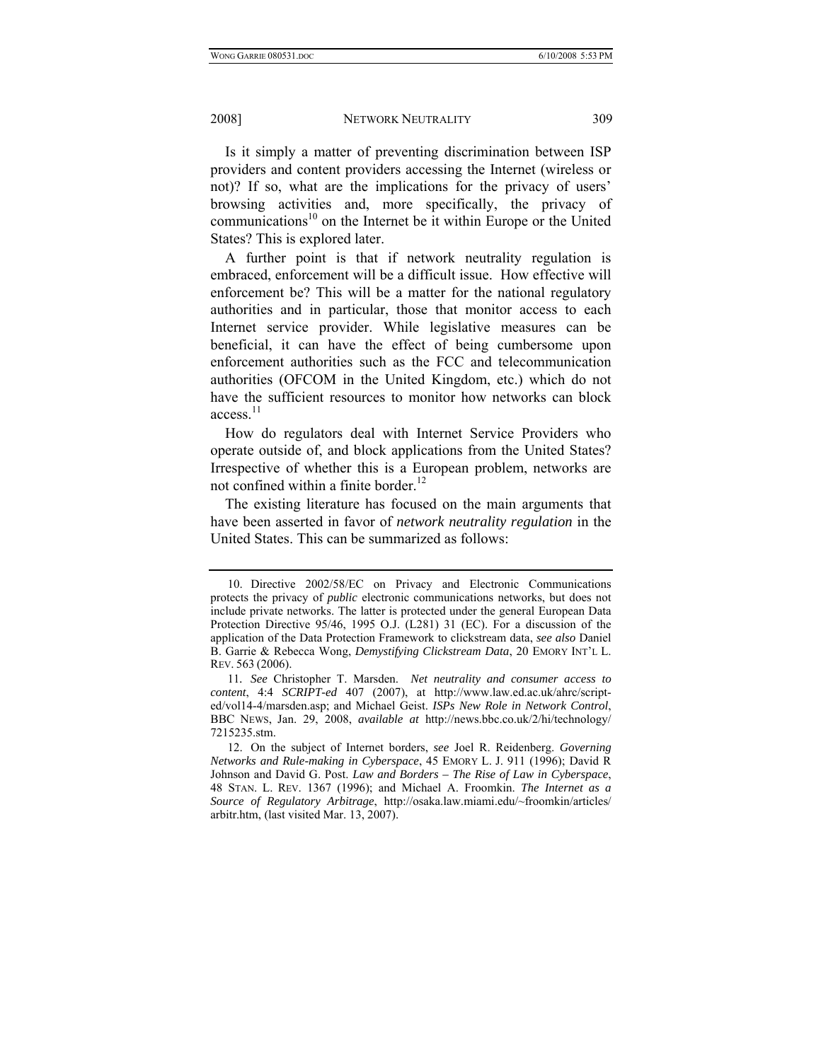Is it simply a matter of preventing discrimination between ISP providers and content providers accessing the Internet (wireless or not)? If so, what are the implications for the privacy of users' browsing activities and, more specifically, the privacy of communications[10] on the Internet be it within Europe or the United States? This is explored later.

A further point is that if network neutrality regulation is embraced, enforcement will be a difficult issue. How effective will enforcement be? This will be a matter for the national regulatory authorities and in particular, those that monitor access to each Internet service provider. While legislative measures can be beneficial, it can have the effect of being cumbersome upon enforcement authorities such as the FCC and telecommunication authorities (OFCOM in the United Kingdom, etc.) which do not have the sufficient resources to monitor how networks can block access.[11]

How do regulators deal with Internet Service Providers who operate outside of, and block applications from the United States? Irrespective of whether this is a European problem, networks are not confined within a finite border.[12]

The existing literature has focused on the main arguments that have been asserted in favor of *network neutrality regulation* in the United States. This can be summarized as follows:

---

10. Directive 2002/58/EC on Privacy and Electronic Communications protects the privacy of *public* electronic communications networks, but does not include private networks. The latter is protected under the general European Data Protection Directive 95/46, 1995 O.J. (L281) 31 (EC). For a discussion of the application of the Data Protection Framework to clickstream data, *see also* Daniel B. Garrie & Rebecca Wong, *Demystifying Clickstream Data*, 20 EMORY INT'L L. REV. 563 (2006).

11. *See* Christopher T. Marsden. *Net neutrality and consumer access to content*, 4:4 *SCRIPT-ed* 407 (2007), at http://www.law.ed.ac.uk/ahrc/script-ed/vol14-4/marsden.asp; and Michael Geist. *ISPs New Role in Network Control*, BBC NEWS, Jan. 29, 2008, *available at* http://news.bbc.co.uk/2/hi/technology/7215235.stm.

12. On the subject of Internet borders, *see* Joel R. Reidenberg. *Governing Networks and Rule-making in Cyberspace*, 45 EMORY L. J. 911 (1996); David R Johnson and David G. Post. *Law and Borders – The Rise of Law in Cyberspace*, 48 STAN. L. REV. 1367 (1996); and Michael A. Froomkin. *The Internet as a Source of Regulatory Arbitrage*, http://osaka.law.miami.edu/~froomkin/articles/arbitr.htm, (last visited Mar. 13, 2007).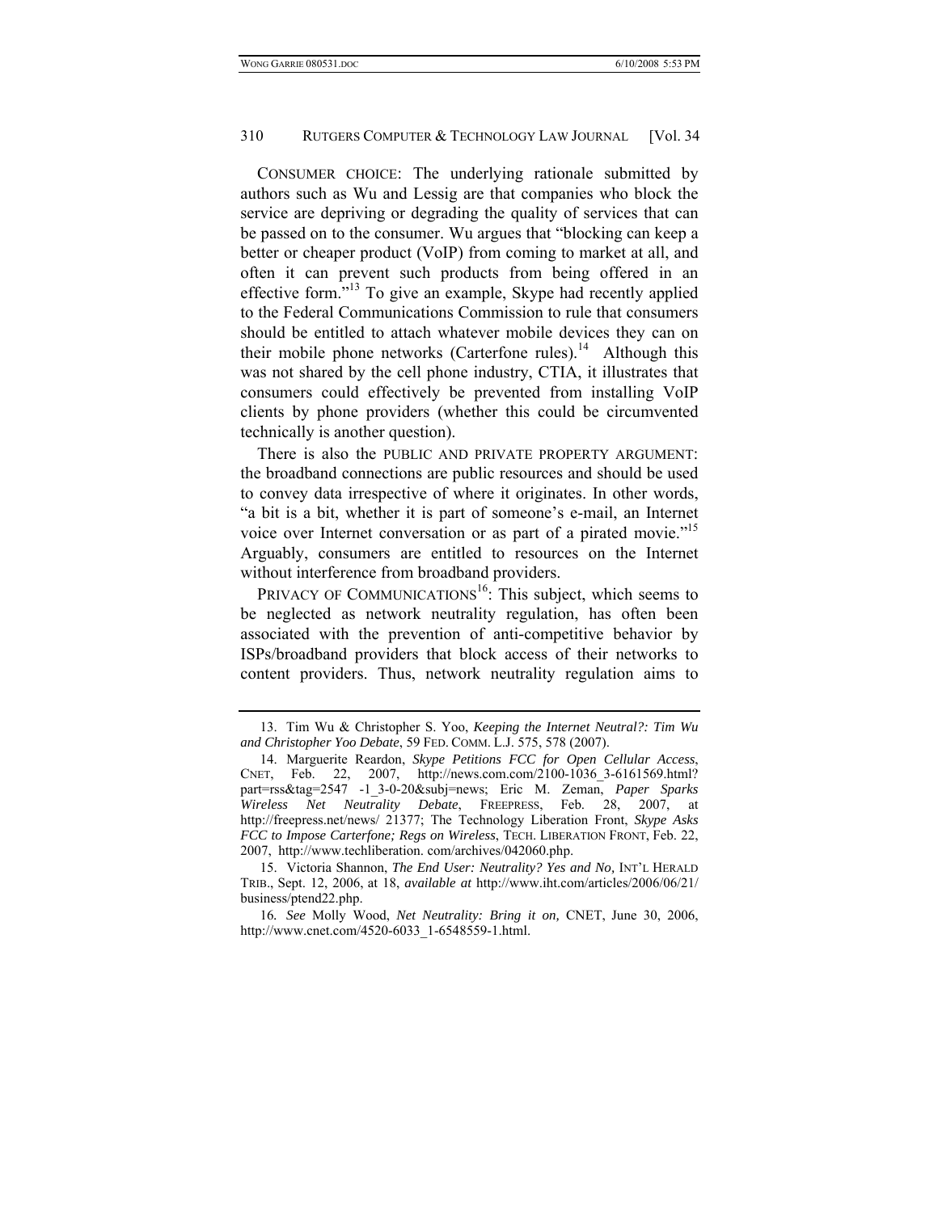CONSUMER CHOICE: The underlying rationale submitted by authors such as Wu and Lessig are that companies who block the service are depriving or degrading the quality of services that can be passed on to the consumer. Wu argues that "blocking can keep a better or cheaper product (VoIP) from coming to market at all, and often it can prevent such products from being offered in an effective form."[13] To give an example, Skype had recently applied to the Federal Communications Commission to rule that consumers should be entitled to attach whatever mobile devices they can on their mobile phone networks (Carterfone rules).[14] Although this was not shared by the cell phone industry, CTIA, it illustrates that consumers could effectively be prevented from installing VoIP clients by phone providers (whether this could be circumvented technically is another question).

There is also the PUBLIC AND PRIVATE PROPERTY ARGUMENT: the broadband connections are public resources and should be used to convey data irrespective of where it originates. In other words, "a bit is a bit, whether it is part of someone's e-mail, an Internet voice over Internet conversation or as part of a pirated movie."[15] Arguably, consumers are entitled to resources on the Internet without interference from broadband providers.

PRIVACY OF COMMUNICATIONS[16]: This subject, which seems to be neglected as network neutrality regulation, has often been associated with the prevention of anti-competitive behavior by ISPs/broadband providers that block access of their networks to content providers. Thus, network neutrality regulation aims to

---

13. Tim Wu & Christopher S. Yoo, *Keeping the Internet Neutral?: Tim Wu and Christopher Yoo Debate*, 59 FED. COMM. L.J. 575, 578 (2007).

14. Marguerite Reardon, *Skype Petitions FCC for Open Cellular Access*, CNET, Feb. 22, 2007, http://news.com.com/2100-1036_3-6161569.html?part=rss&tag=2547 -1_3-0-20&subj=news; Eric M. Zeman, *Paper Sparks Wireless Net Neutrality Debate*, FREEPRESS, Feb. 28, 2007, at http://freepress.net/news/ 21377; The Technology Liberation Front, *Skype Asks FCC to Impose Carterfone; Regs on Wireless*, TECH. LIBERATION FRONT, Feb. 22, 2007, http://www.techliberation. com/archives/042060.php.

15. Victoria Shannon, *The End User: Neutrality? Yes and No,* INT'L HERALD TRIB., Sept. 12, 2006, at 18, *available at* http://www.iht.com/articles/2006/06/21/business/ptend22.php.

16. *See* Molly Wood, *Net Neutrality: Bring it on,* CNET, June 30, 2006, http://www.cnet.com/4520-6033_1-6548559-1.html.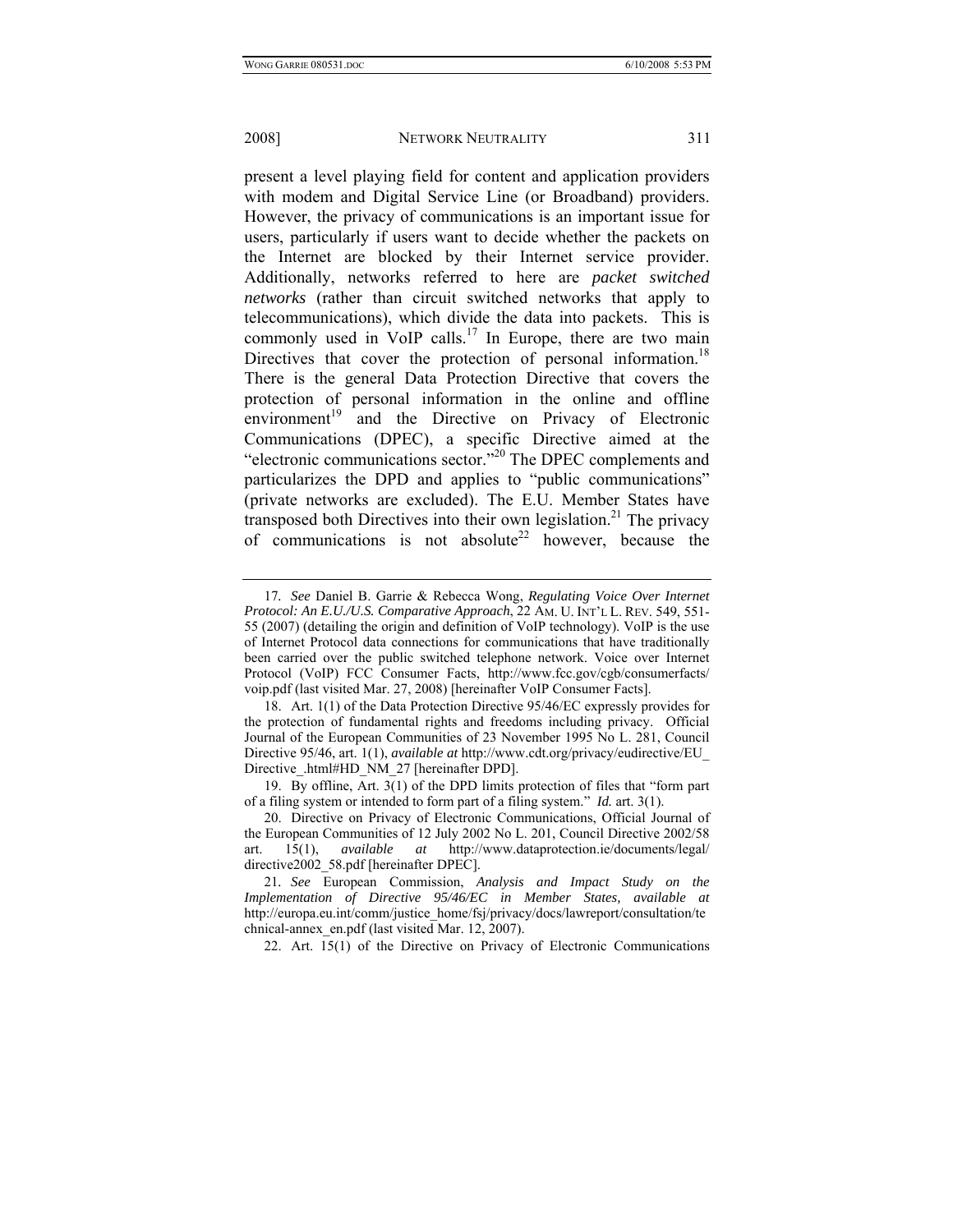present a level playing field for content and application providers with modem and Digital Service Line (or Broadband) providers. However, the privacy of communications is an important issue for users, particularly if users want to decide whether the packets on the Internet are blocked by their Internet service provider. Additionally, networks referred to here are *packet switched networks* (rather than circuit switched networks that apply to telecommunications), which divide the data into packets. This is commonly used in VoIP calls.[17] In Europe, there are two main Directives that cover the protection of personal information.[18] There is the general Data Protection Directive that covers the protection of personal information in the online and offline environment[19] and the Directive on Privacy of Electronic Communications (DPEC), a specific Directive aimed at the "electronic communications sector."[20] The DPEC complements and particularizes the DPD and applies to "public communications" (private networks are excluded). The E.U. Member States have transposed both Directives into their own legislation.[21] The privacy of communications is not absolute[22] however, because the

---

17. *See* Daniel B. Garrie & Rebecca Wong, *Regulating Voice Over Internet Protocol: An E.U./U.S. Comparative Approach*, 22 AM. U. INT'L L. REV. 549, 551-55 (2007) (detailing the origin and definition of VoIP technology). VoIP is the use of Internet Protocol data connections for communications that have traditionally been carried over the public switched telephone network. Voice over Internet Protocol (VoIP) FCC Consumer Facts, http://www.fcc.gov/cgb/consumerfacts/voip.pdf (last visited Mar. 27, 2008) [hereinafter VoIP Consumer Facts].

18. Art. 1(1) of the Data Protection Directive 95/46/EC expressly provides for the protection of fundamental rights and freedoms including privacy. Official Journal of the European Communities of 23 November 1995 No L. 281, Council Directive 95/46, art. 1(1), *available at* http://www.cdt.org/privacy/eudirective/EU_Directive_.html#HD_NM_27 [hereinafter DPD].

19. By offline, Art. 3(1) of the DPD limits protection of files that "form part of a filing system or intended to form part of a filing system." *Id.* art. 3(1).

20. Directive on Privacy of Electronic Communications, Official Journal of the European Communities of 12 July 2002 No L. 201, Council Directive 2002/58 art. 15(1), *available at* http://www.dataprotection.ie/documents/legal/directive2002_58.pdf [hereinafter DPEC].

21. *See* European Commission, *Analysis and Impact Study on the Implementation of Directive 95/46/EC in Member States*, *available at* http://europa.eu.int/comm/justice_home/fsj/privacy/docs/lawreport/consultation/technical-annex_en.pdf (last visited Mar. 12, 2007).

22. Art. 15(1) of the Directive on Privacy of Electronic Communications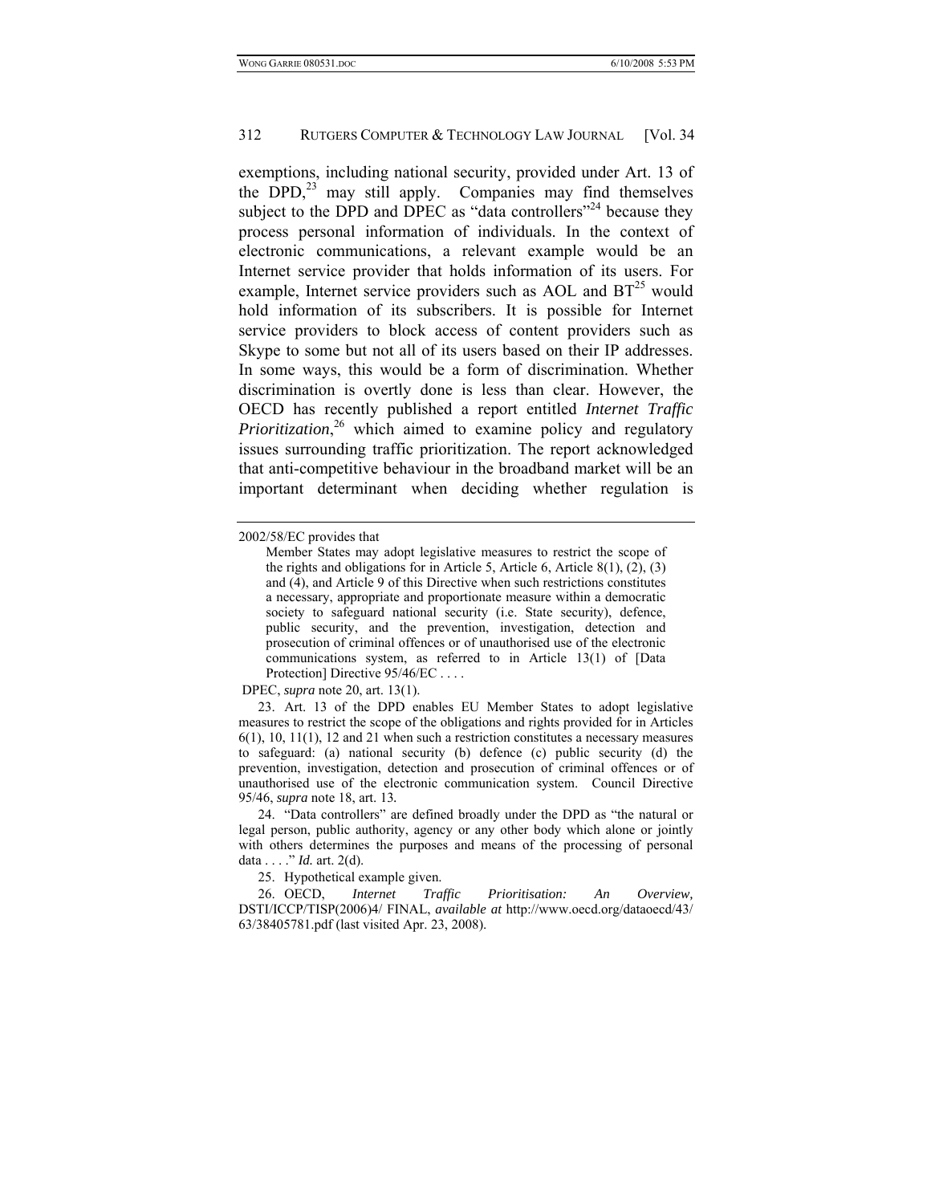exemptions, including national security, provided under Art. 13 of the DPD,[23] may still apply. Companies may find themselves subject to the DPD and DPEC as "data controllers"[24] because they process personal information of individuals. In the context of electronic communications, a relevant example would be an Internet service provider that holds information of its users. For example, Internet service providers such as AOL and BT[25] would hold information of its subscribers. It is possible for Internet service providers to block access of content providers such as Skype to some but not all of its users based on their IP addresses. In some ways, this would be a form of discrimination. Whether discrimination is overtly done is less than clear. However, the OECD has recently published a report entitled *Internet Traffic Prioritization*,[26] which aimed to examine policy and regulatory issues surrounding traffic prioritization. The report acknowledged that anti-competitive behaviour in the broadband market will be an important determinant when deciding whether regulation is

---

2002/58/EC provides that

> Member States may adopt legislative measures to restrict the scope of the rights and obligations for in Article 5, Article 6, Article 8(1), (2), (3) and (4), and Article 9 of this Directive when such restrictions constitutes a necessary, appropriate and proportionate measure within a democratic society to safeguard national security (i.e. State security), defence, public security, and the prevention, investigation, detection and prosecution of criminal offences or of unauthorised use of the electronic communications system, as referred to in Article 13(1) of [Data Protection] Directive 95/46/EC . . . .

DPEC, *supra* note 20, art. 13(1).

23. Art. 13 of the DPD enables EU Member States to adopt legislative measures to restrict the scope of the obligations and rights provided for in Articles 6(1), 10, 11(1), 12 and 21 when such a restriction constitutes a necessary measures to safeguard: (a) national security (b) defence (c) public security (d) the prevention, investigation, detection and prosecution of criminal offences or of unauthorised use of the electronic communication system. Council Directive 95/46, *supra* note 18, art. 13.

24. "Data controllers" are defined broadly under the DPD as "the natural or legal person, public authority, agency or any other body which alone or jointly with others determines the purposes and means of the processing of personal data . . . ." *Id.* art. 2(d).

25. Hypothetical example given.

26. OECD, *Internet Traffic Prioritisation: An Overview,* DSTI/ICCP/TISP(2006)4/ FINAL, *available at* http://www.oecd.org/dataoecd/43/63/38405781.pdf (last visited Apr. 23, 2008).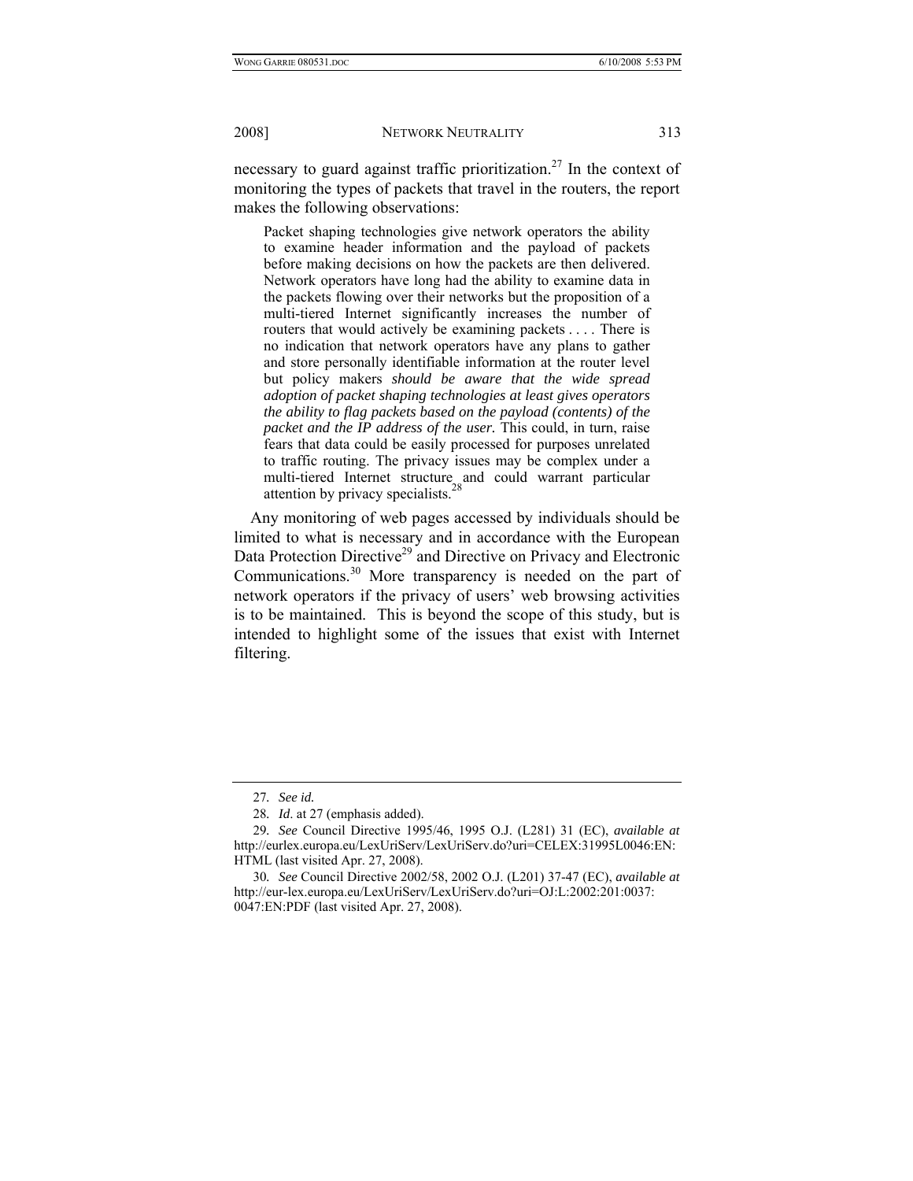necessary to guard against traffic prioritization.[27] In the context of monitoring the types of packets that travel in the routers, the report makes the following observations:

> Packet shaping technologies give network operators the ability to examine header information and the payload of packets before making decisions on how the packets are then delivered. Network operators have long had the ability to examine data in the packets flowing over their networks but the proposition of a multi-tiered Internet significantly increases the number of routers that would actively be examining packets . . . . There is no indication that network operators have any plans to gather and store personally identifiable information at the router level but policy makers *should be aware that the wide spread adoption of packet shaping technologies at least gives operators the ability to flag packets based on the payload (contents) of the packet and the IP address of the user.* This could, in turn, raise fears that data could be easily processed for purposes unrelated to traffic routing. The privacy issues may be complex under a multi-tiered Internet structure and could warrant particular attention by privacy specialists.[28]

Any monitoring of web pages accessed by individuals should be limited to what is necessary and in accordance with the European Data Protection Directive[29] and Directive on Privacy and Electronic Communications.[30] More transparency is needed on the part of network operators if the privacy of users' web browsing activities is to be maintained. This is beyond the scope of this study, but is intended to highlight some of the issues that exist with Internet filtering.

---

27. *See id.*

28. *Id*. at 27 (emphasis added).

29. *See* Council Directive 1995/46, 1995 O.J. (L281) 31 (EC), *available at* http://eurlex.europa.eu/LexUriServ/LexUriServ.do?uri=CELEX:31995L0046:EN:HTML (last visited Apr. 27, 2008).

30. *See* Council Directive 2002/58, 2002 O.J. (L201) 37-47 (EC), *available at* http://eur-lex.europa.eu/LexUriServ/LexUriServ.do?uri=OJ:L:2002:201:0037:0047:EN:PDF (last visited Apr. 27, 2008).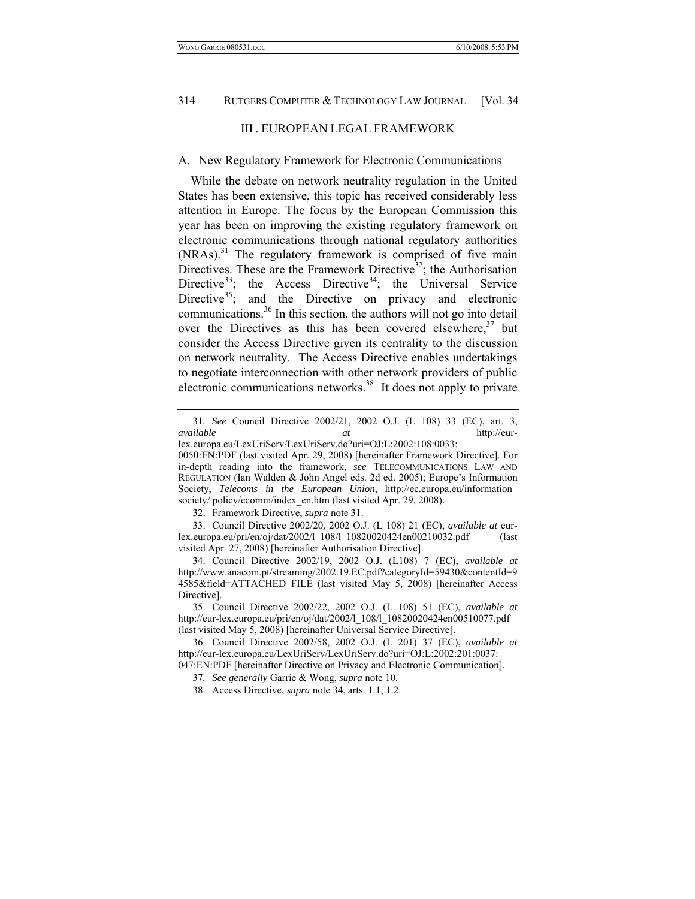## III . EUROPEAN LEGAL FRAMEWORK

### A. New Regulatory Framework for Electronic Communications

While the debate on network neutrality regulation in the United States has been extensive, this topic has received considerably less attention in Europe. The focus by the European Commission this year has been on improving the existing regulatory framework on electronic communications through national regulatory authorities (NRAs).[31] The regulatory framework is comprised of five main Directives. These are the Framework Directive[32]; the Authorisation Directive[33]; the Access Directive[34]; the Universal Service Directive[35]; and the Directive on privacy and electronic communications.[36] In this section, the authors will not go into detail over the Directives as this has been covered elsewhere,[37] but consider the Access Directive given its centrality to the discussion on network neutrality. The Access Directive enables undertakings to negotiate interconnection with other network providers of public electronic communications networks.[38] It does not apply to private

---

31. *See* Council Directive 2002/21, 2002 O.J. (L 108) 33 (EC), art. 3, *available at* http://eur-lex.europa.eu/LexUriServ/LexUriServ.do?uri=OJ:L:2002:108:0033:0050:EN:PDF (last visited Apr. 29, 2008) [hereinafter Framework Directive]. For in-depth reading into the framework, *see* TELECOMMUNICATIONS LAW AND REGULATION (Ian Walden & John Angel eds. 2d ed. 2005); Europe's Information Society, *Telecoms in the European Union*, http://ec.europa.eu/information_society/ policy/ecomm/index_en.htm (last visited Apr. 29, 2008).

32. Framework Directive, *supra* note 31.

33. Council Directive 2002/20, 2002 O.J. (L 108) 21 (EC), *available at* eur-lex.europa.eu/pri/en/oj/dat/2002/l_108/l_10820020424en00210032.pdf (last visited Apr. 27, 2008) [hereinafter Authorisation Directive].

34. Council Directive 2002/19, 2002 O.J. (L108) 7 (EC), *available at* http://www.anacom.pt/streaming/2002.19.EC.pdf?categoryId=59430&contentId=94585&field=ATTACHED_FILE (last visited May 5, 2008) [hereinafter Access Directive].

35. Council Directive 2002/22, 2002 O.J. (L 108) 51 (EC), *available at* http://eur-lex.europa.eu/pri/en/oj/dat/2002/l_108/l_10820020424en00510077.pdf (last visited May 5, 2008) [hereinafter Universal Service Directive].

36. Council Directive 2002/58, 2002 O.J. (L 201) 37 (EC), *available at* http://eur-lex.europa.eu/LexUriServ/LexUriServ.do?uri=OJ:L:2002:201:0037:047:EN:PDF [hereinafter Directive on Privacy and Electronic Communication].

37. *See generally* Garrie & Wong, *supra* note 10.

38. Access Directive, *supra* note 34, arts. 1.1, 1.2.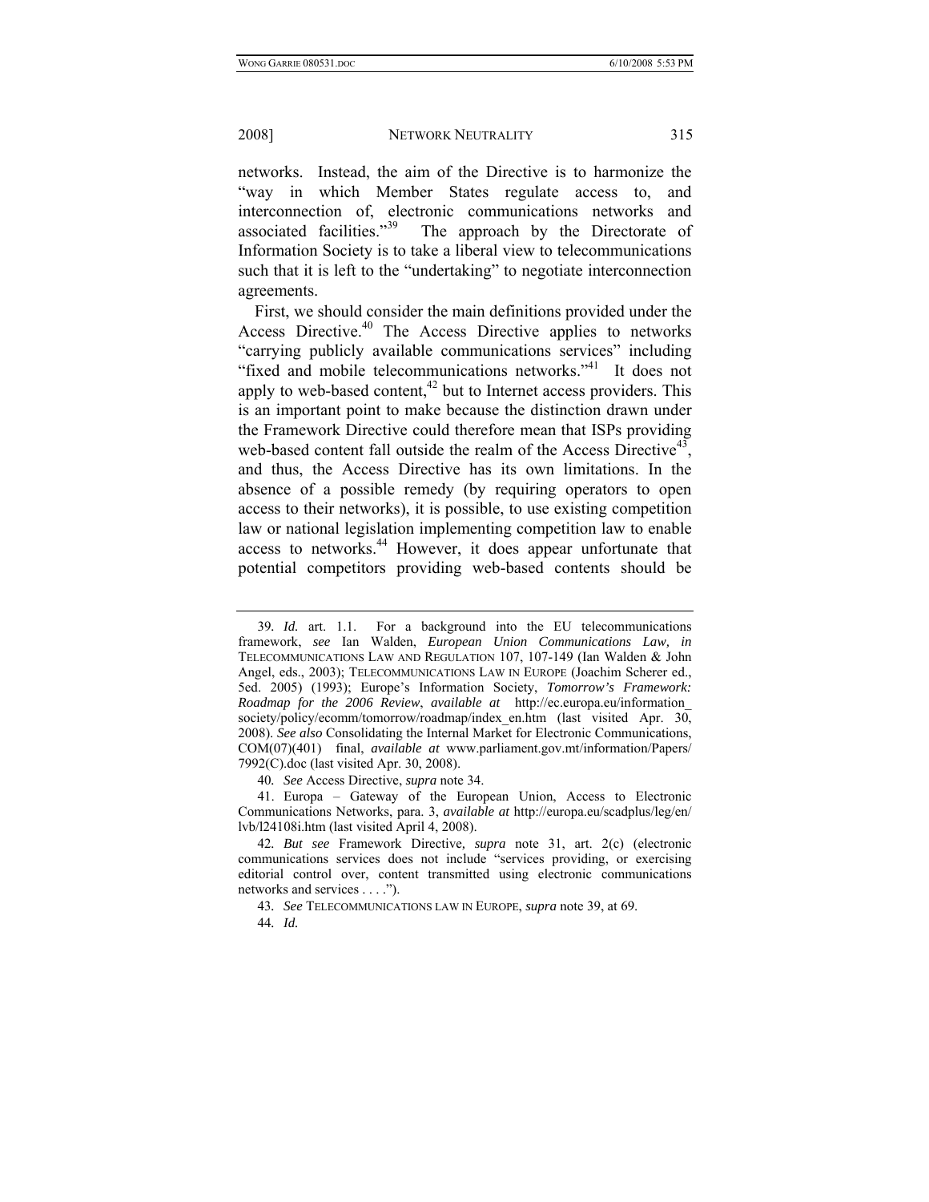networks. Instead, the aim of the Directive is to harmonize the "way in which Member States regulate access to, and interconnection of, electronic communications networks and associated facilities."[39] The approach by the Directorate of Information Society is to take a liberal view to telecommunications such that it is left to the "undertaking" to negotiate interconnection agreements.

First, we should consider the main definitions provided under the Access Directive.[40] The Access Directive applies to networks "carrying publicly available communications services" including "fixed and mobile telecommunications networks."[41] It does not apply to web-based content,[42] but to Internet access providers. This is an important point to make because the distinction drawn under the Framework Directive could therefore mean that ISPs providing web-based content fall outside the realm of the Access Directive[43], and thus, the Access Directive has its own limitations. In the absence of a possible remedy (by requiring operators to open access to their networks), it is possible, to use existing competition law or national legislation implementing competition law to enable access to networks.[44] However, it does appear unfortunate that potential competitors providing web-based contents should be

---

39. *Id.* art. 1.1. For a background into the EU telecommunications framework, *see* Ian Walden, *European Union Communications Law, in* TELECOMMUNICATIONS LAW AND REGULATION 107, 107-149 (Ian Walden & John Angel, eds., 2003); TELECOMMUNICATIONS LAW IN EUROPE (Joachim Scherer ed., 5ed. 2005) (1993); Europe's Information Society, *Tomorrow's Framework: Roadmap for the 2006 Review*, *available at* http://ec.europa.eu/information_society/policy/ecomm/tomorrow/roadmap/index_en.htm (last visited Apr. 30, 2008). *See also* Consolidating the Internal Market for Electronic Communications, COM(07)(401) final, *available at* www.parliament.gov.mt/information/Papers/7992(C).doc (last visited Apr. 30, 2008).

40. *See* Access Directive, *supra* note 34.

41. Europa – Gateway of the European Union, Access to Electronic Communications Networks, para. 3, *available at* http://europa.eu/scadplus/leg/en/lvb/l24108i.htm (last visited April 4, 2008).

42. *But see* Framework Directive*, supra* note 31, art. 2(c) (electronic communications services does not include "services providing, or exercising editorial control over, content transmitted using electronic communications networks and services . . . .").

43. *See* TELECOMMUNICATIONS LAW IN EUROPE, *supra* note 39, at 69.

44. *Id.*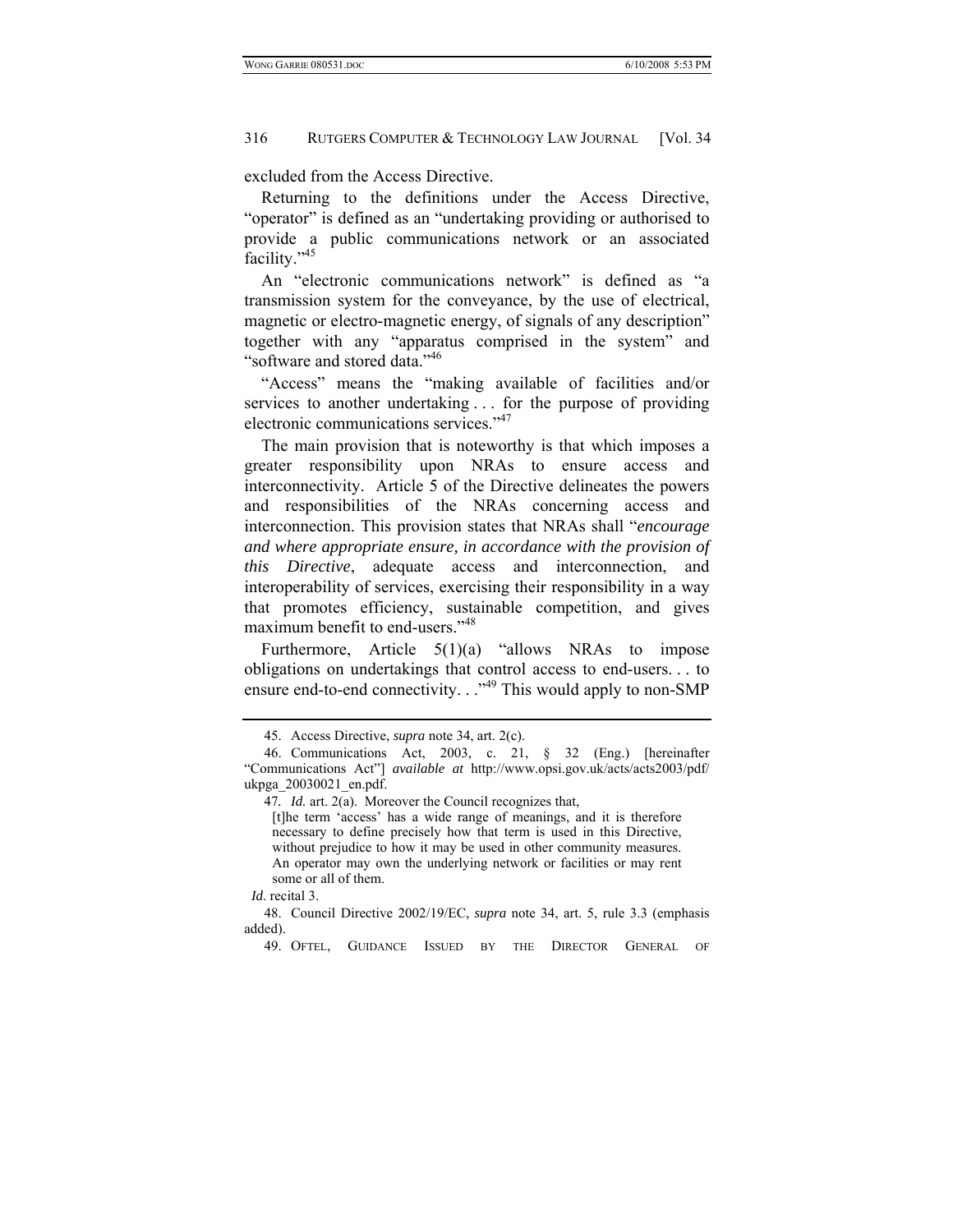excluded from the Access Directive.

Returning to the definitions under the Access Directive, "operator" is defined as an "undertaking providing or authorised to provide a public communications network or an associated facility."[45]

An "electronic communications network" is defined as "a transmission system for the conveyance, by the use of electrical, magnetic or electro-magnetic energy, of signals of any description" together with any "apparatus comprised in the system" and "software and stored data."[46]

"Access" means the "making available of facilities and/or services to another undertaking . . . for the purpose of providing electronic communications services."[47]

The main provision that is noteworthy is that which imposes a greater responsibility upon NRAs to ensure access and interconnectivity. Article 5 of the Directive delineates the powers and responsibilities of the NRAs concerning access and interconnection. This provision states that NRAs shall "*encourage and where appropriate ensure, in accordance with the provision of this Directive*, adequate access and interconnection, and interoperability of services, exercising their responsibility in a way that promotes efficiency, sustainable competition, and gives maximum benefit to end-users."[48]

Furthermore, Article 5(1)(a) "allows NRAs to impose obligations on undertakings that control access to end-users. . . to ensure end-to-end connectivity. . ."[49] This would apply to non-SMP

---

45. Access Directive, *supra* note 34, art. 2(c).

46. Communications Act, 2003, c. 21, § 32 (Eng.) [hereinafter "Communications Act"] *available at* http://www.opsi.gov.uk/acts/acts2003/pdf/ukpga_20030021_en.pdf.

47. *Id.* art. 2(a). Moreover the Council recognizes that,

> [t]he term 'access' has a wide range of meanings, and it is therefore necessary to define precisely how that term is used in this Directive, without prejudice to how it may be used in other community measures. An operator may own the underlying network or facilities or may rent some or all of them.

*Id*. recital 3.

48. Council Directive 2002/19/EC, *supra* note 34, art. 5, rule 3.3 (emphasis added).

49. OFTEL, GUIDANCE ISSUED BY THE DIRECTOR GENERAL OF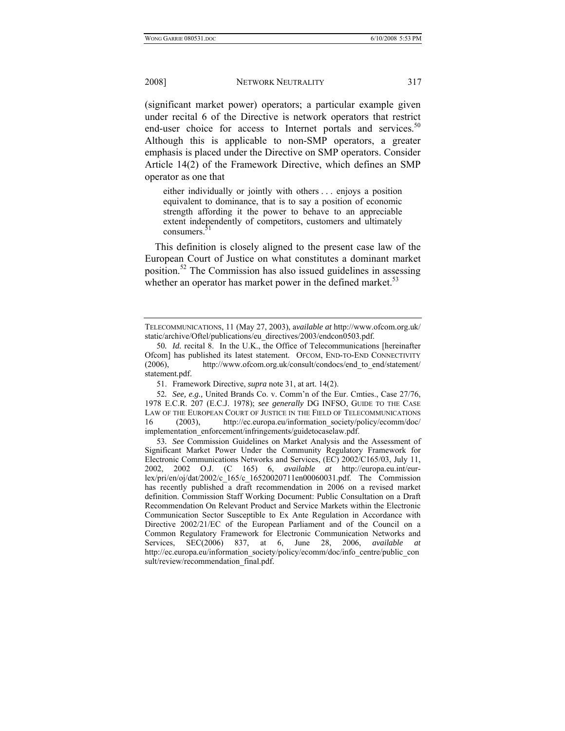(significant market power) operators; a particular example given under recital 6 of the Directive is network operators that restrict end-user choice for access to Internet portals and services.[50] Although this is applicable to non-SMP operators, a greater emphasis is placed under the Directive on SMP operators. Consider Article 14(2) of the Framework Directive, which defines an SMP operator as one that

> either individually or jointly with others . . . enjoys a position equivalent to dominance, that is to say a position of economic strength affording it the power to behave to an appreciable extent independently of competitors, customers and ultimately consumers.[51]

This definition is closely aligned to the present case law of the European Court of Justice on what constitutes a dominant market position.[52] The Commission has also issued guidelines in assessing whether an operator has market power in the defined market.[53]

---

TELECOMMUNICATIONS, 11 (May 27, 2003), *available at* http://www.ofcom.org.uk/static/archive/Oftel/publications/eu_directives/2003/endcon0503.pdf.

50. *Id.* recital 8. In the U.K., the Office of Telecommunications [hereinafter Ofcom] has published its latest statement. OFCOM, END-TO-END CONNECTIVITY (2006), http://www.ofcom.org.uk/consult/condocs/end_to_end/statement/statement.pdf.

51. Framework Directive, *supra* note 31, at art. 14(2).

52. *See, e.g.,* United Brands Co. v. Comm'n of the Eur. Cmties., Case 27/76, 1978 E.C.R. 207 (E.C.J. 1978); *see generally* DG INFSO, GUIDE TO THE CASE LAW OF THE EUROPEAN COURT OF JUSTICE IN THE FIELD OF TELECOMMUNICATIONS 16 (2003), http://ec.europa.eu/information_society/policy/ecomm/doc/implementation_enforcement/infringements/guidetocaselaw.pdf.

53. *See* Commission Guidelines on Market Analysis and the Assessment of Significant Market Power Under the Community Regulatory Framework for Electronic Communications Networks and Services, (EC) 2002/C165/03, July 11, 2002, 2002 O.J. (C 165) 6, *available at* http://europa.eu.int/eur-lex/pri/en/oj/dat/2002/c_165/c_16520020711en00060031.pdf. The Commission has recently published a draft recommendation in 2006 on a revised market definition. Commission Staff Working Document: Public Consultation on a Draft Recommendation On Relevant Product and Service Markets within the Electronic Communication Sector Susceptible to Ex Ante Regulation in Accordance with Directive 2002/21/EC of the European Parliament and of the Council on a Common Regulatory Framework for Electronic Communication Networks and Services, SEC(2006) 837, at 6, June 28, 2006, *available at* http://ec.europa.eu/information_society/policy/ecomm/doc/info_centre/public_consult/review/recommendation_final.pdf.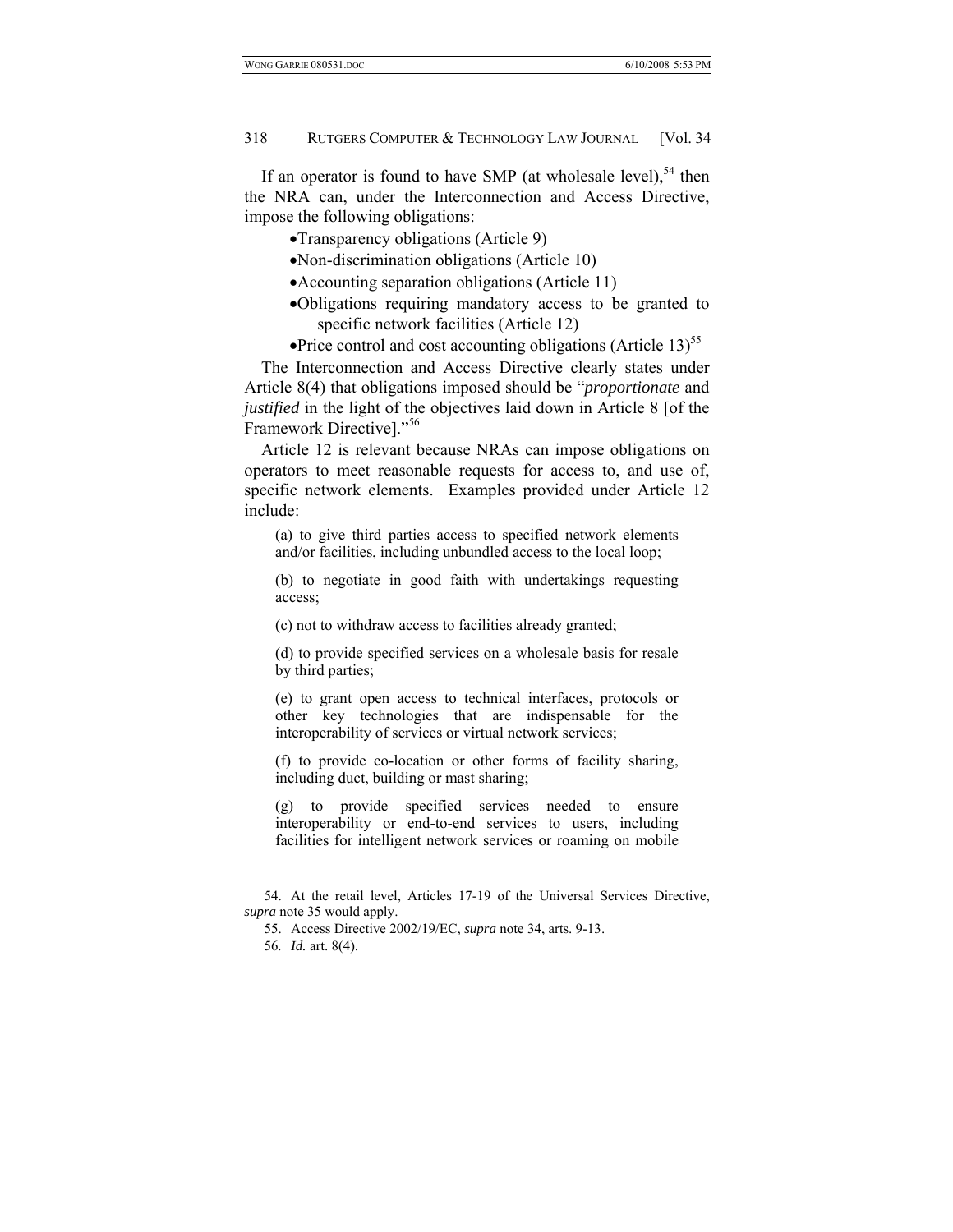If an operator is found to have SMP (at wholesale level),[54] then the NRA can, under the Interconnection and Access Directive, impose the following obligations:

- Transparency obligations (Article 9)
- Non-discrimination obligations (Article 10)
- Accounting separation obligations (Article 11)
- Obligations requiring mandatory access to be granted to specific network facilities (Article 12)
- Price control and cost accounting obligations (Article 13)[55]

The Interconnection and Access Directive clearly states under Article 8(4) that obligations imposed should be "*proportionate* and *justified* in the light of the objectives laid down in Article 8 [of the Framework Directive]."[56]

Article 12 is relevant because NRAs can impose obligations on operators to meet reasonable requests for access to, and use of, specific network elements. Examples provided under Article 12 include:

> (a) to give third parties access to specified network elements and/or facilities, including unbundled access to the local loop;
>
> (b) to negotiate in good faith with undertakings requesting access;
>
> (c) not to withdraw access to facilities already granted;
>
> (d) to provide specified services on a wholesale basis for resale by third parties;
>
> (e) to grant open access to technical interfaces, protocols or other key technologies that are indispensable for the interoperability of services or virtual network services;
>
> (f) to provide co-location or other forms of facility sharing, including duct, building or mast sharing;
>
> (g) to provide specified services needed to ensure interoperability or end-to-end services to users, including facilities for intelligent network services or roaming on mobile

---

54. At the retail level, Articles 17-19 of the Universal Services Directive, *supra* note 35 would apply.

55. Access Directive 2002/19/EC, *supra* note 34, arts. 9-13.

56. *Id.* art. 8(4).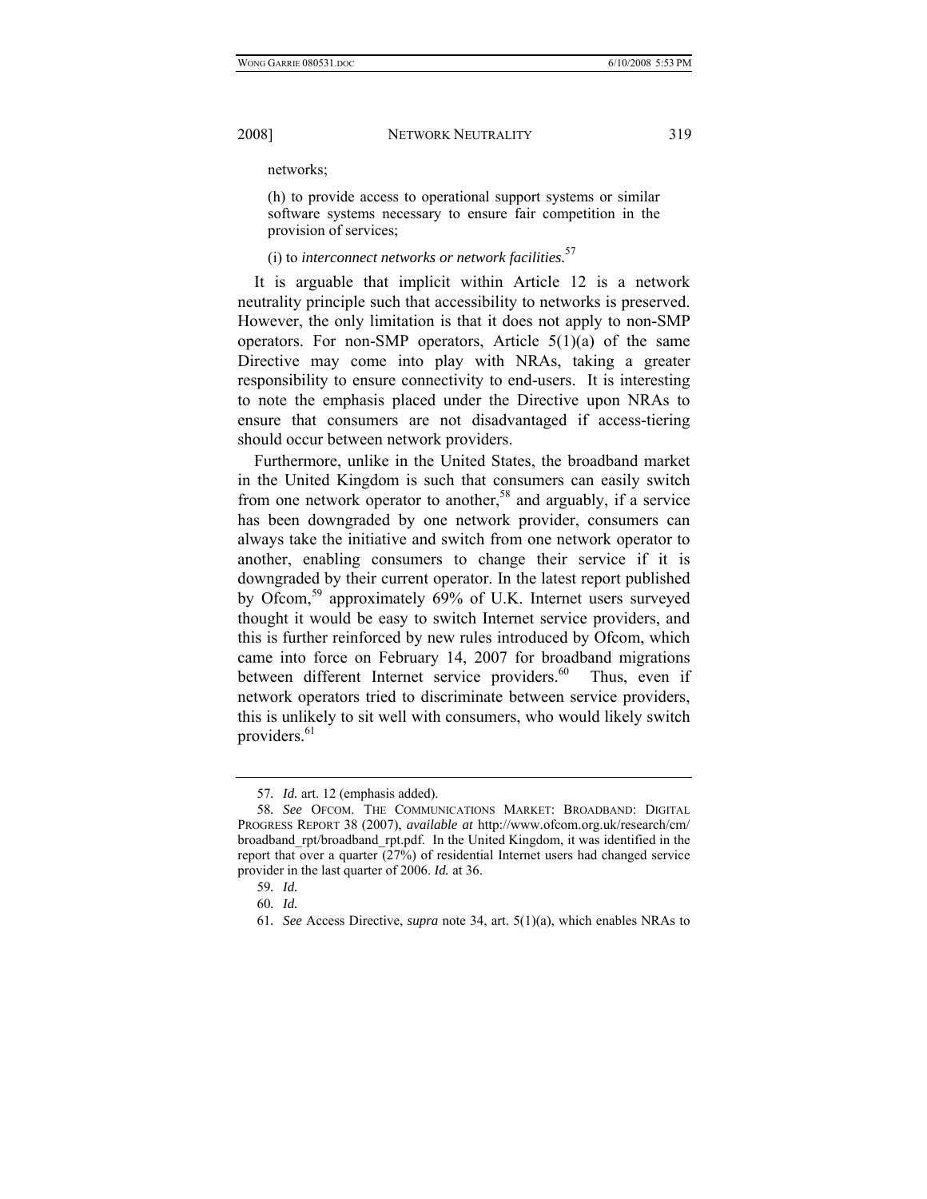networks;

(h) to provide access to operational support systems or similar software systems necessary to ensure fair competition in the provision of services;

(i) to *interconnect networks or network facilities.*[57]

It is arguable that implicit within Article 12 is a network neutrality principle such that accessibility to networks is preserved. However, the only limitation is that it does not apply to non-SMP operators. For non-SMP operators, Article 5(1)(a) of the same Directive may come into play with NRAs, taking a greater responsibility to ensure connectivity to end-users. It is interesting to note the emphasis placed under the Directive upon NRAs to ensure that consumers are not disadvantaged if access-tiering should occur between network providers.

Furthermore, unlike in the United States, the broadband market in the United Kingdom is such that consumers can easily switch from one network operator to another,[58] and arguably, if a service has been downgraded by one network provider, consumers can always take the initiative and switch from one network operator to another, enabling consumers to change their service if it is downgraded by their current operator. In the latest report published by Ofcom,[59] approximately 69% of U.K. Internet users surveyed thought it would be easy to switch Internet service providers, and this is further reinforced by new rules introduced by Ofcom, which came into force on February 14, 2007 for broadband migrations between different Internet service providers.[60] Thus, even if network operators tried to discriminate between service providers, this is unlikely to sit well with consumers, who would likely switch providers.[61]

---

57. *Id.* art. 12 (emphasis added).

58. *See* OFCOM. THE COMMUNICATIONS MARKET: BROADBAND: DIGITAL PROGRESS REPORT 38 (2007), *available at* http://www.ofcom.org.uk/research/cm/broadband_rpt/broadband_rpt.pdf. In the United Kingdom, it was identified in the report that over a quarter (27%) of residential Internet users had changed service provider in the last quarter of 2006. *Id.* at 36.

59. *Id.*

60. *Id.*

61. *See* Access Directive, *supra* note 34, art. 5(1)(a), which enables NRAs to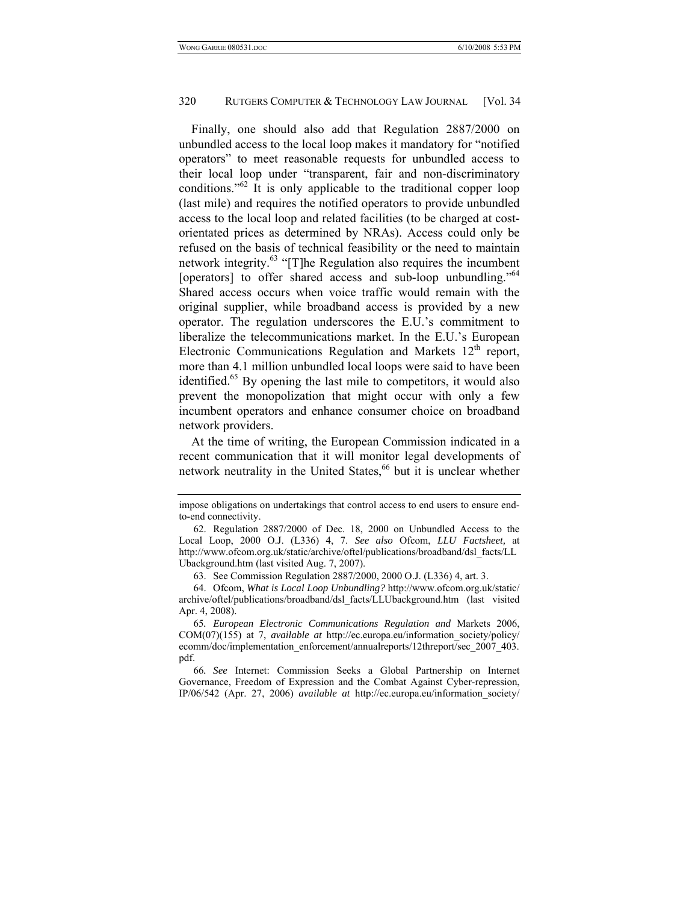Finally, one should also add that Regulation 2887/2000 on unbundled access to the local loop makes it mandatory for "notified operators" to meet reasonable requests for unbundled access to their local loop under "transparent, fair and non-discriminatory conditions."[62] It is only applicable to the traditional copper loop (last mile) and requires the notified operators to provide unbundled access to the local loop and related facilities (to be charged at cost-orientated prices as determined by NRAs). Access could only be refused on the basis of technical feasibility or the need to maintain network integrity.[63] "[T]he Regulation also requires the incumbent [operators] to offer shared access and sub-loop unbundling."[64] Shared access occurs when voice traffic would remain with the original supplier, while broadband access is provided by a new operator. The regulation underscores the E.U.'s commitment to liberalize the telecommunications market. In the E.U.'s European Electronic Communications Regulation and Markets 12th report, more than 4.1 million unbundled local loops were said to have been identified.[65] By opening the last mile to competitors, it would also prevent the monopolization that might occur with only a few incumbent operators and enhance consumer choice on broadband network providers.

At the time of writing, the European Commission indicated in a recent communication that it will monitor legal developments of network neutrality in the United States,[66] but it is unclear whether

---

impose obligations on undertakings that control access to end users to ensure end-to-end connectivity.

62. Regulation 2887/2000 of Dec. 18, 2000 on Unbundled Access to the Local Loop, 2000 O.J. (L336) 4, 7. *See also* Ofcom, *LLU Factsheet,* at http://www.ofcom.org.uk/static/archive/oftel/publications/broadband/dsl_facts/LLUbackground.htm (last visited Aug. 7, 2007).

63. See Commission Regulation 2887/2000, 2000 O.J. (L336) 4, art. 3.

64. Ofcom, *What is Local Loop Unbundling?* http://www.ofcom.org.uk/static/archive/oftel/publications/broadband/dsl_facts/LLUbackground.htm (last visited Apr. 4, 2008).

65. *European Electronic Communications Regulation and* Markets 2006, COM(07)(155) at 7, *available at* http://ec.europa.eu/information_society/policy/ecomm/doc/implementation_enforcement/annualreports/12threport/sec_2007_403.pdf.

66. *See* Internet: Commission Seeks a Global Partnership on Internet Governance, Freedom of Expression and the Combat Against Cyber-repression, IP/06/542 (Apr. 27, 2006) *available at* http://ec.europa.eu/information_society/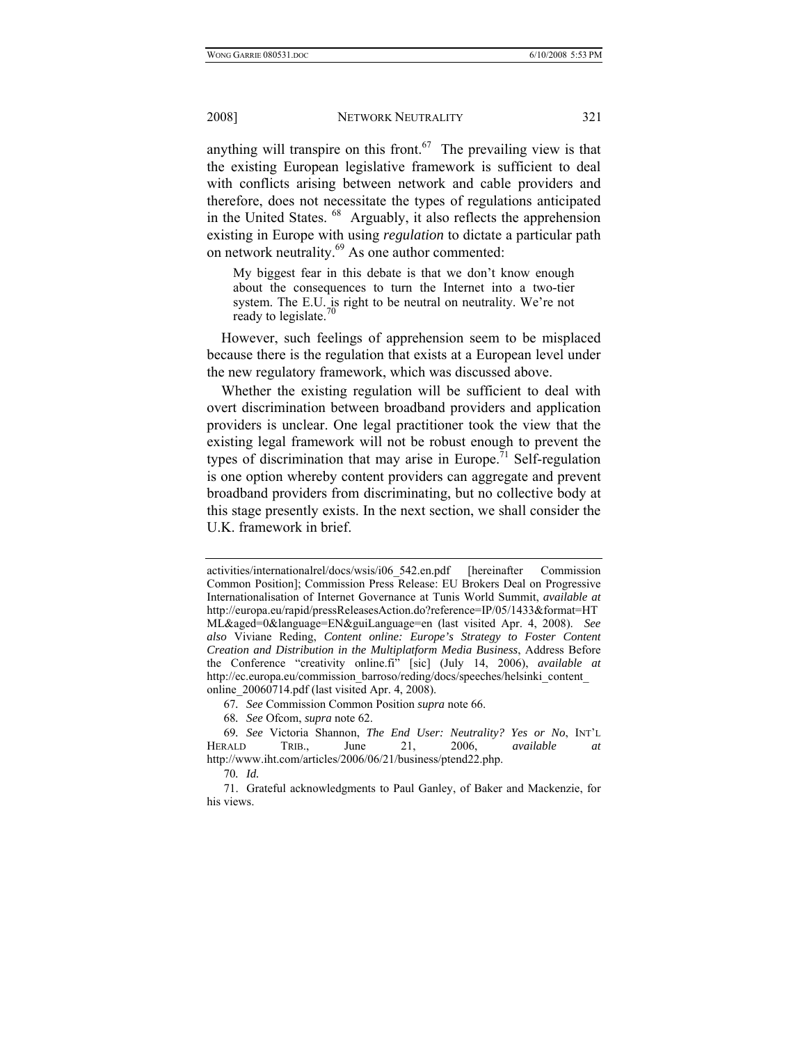anything will transpire on this front.[67] The prevailing view is that the existing European legislative framework is sufficient to deal with conflicts arising between network and cable providers and therefore, does not necessitate the types of regulations anticipated in the United States.[68] Arguably, it also reflects the apprehension existing in Europe with using *regulation* to dictate a particular path on network neutrality.[69] As one author commented:

> My biggest fear in this debate is that we don't know enough about the consequences to turn the Internet into a two-tier system. The E.U. is right to be neutral on neutrality. We're not ready to legislate.[70]

However, such feelings of apprehension seem to be misplaced because there is the regulation that exists at a European level under the new regulatory framework, which was discussed above.

Whether the existing regulation will be sufficient to deal with overt discrimination between broadband providers and application providers is unclear. One legal practitioner took the view that the existing legal framework will not be robust enough to prevent the types of discrimination that may arise in Europe.[71] Self-regulation is one option whereby content providers can aggregate and prevent broadband providers from discriminating, but no collective body at this stage presently exists. In the next section, we shall consider the U.K. framework in brief.

---

activities/internationalrel/docs/wsis/i06_542.en.pdf [hereinafter Commission Common Position]; Commission Press Release: EU Brokers Deal on Progressive Internationalisation of Internet Governance at Tunis World Summit, *available at* http://europa.eu/rapid/pressReleasesAction.do?reference=IP/05/1433&format=HTML&aged=0&language=EN&guiLanguage=en (last visited Apr. 4, 2008). *See also* Viviane Reding, *Content online: Europe's Strategy to Foster Content Creation and Distribution in the Multiplatform Media Business*, Address Before the Conference "creativity online.fi" [sic] (July 14, 2006), *available at* http://ec.europa.eu/commission_barroso/reding/docs/speeches/helsinki_content_online_20060714.pdf (last visited Apr. 4, 2008).

67. *See* Commission Common Position *supra* note 66.

68. *See* Ofcom, *supra* note 62.

69. *See* Victoria Shannon, *The End User: Neutrality? Yes or No*, INT'L HERALD TRIB., June 21, 2006, *available at* http://www.iht.com/articles/2006/06/21/business/ptend22.php.

70. *Id.*

71. Grateful acknowledgments to Paul Ganley, of Baker and Mackenzie, for his views.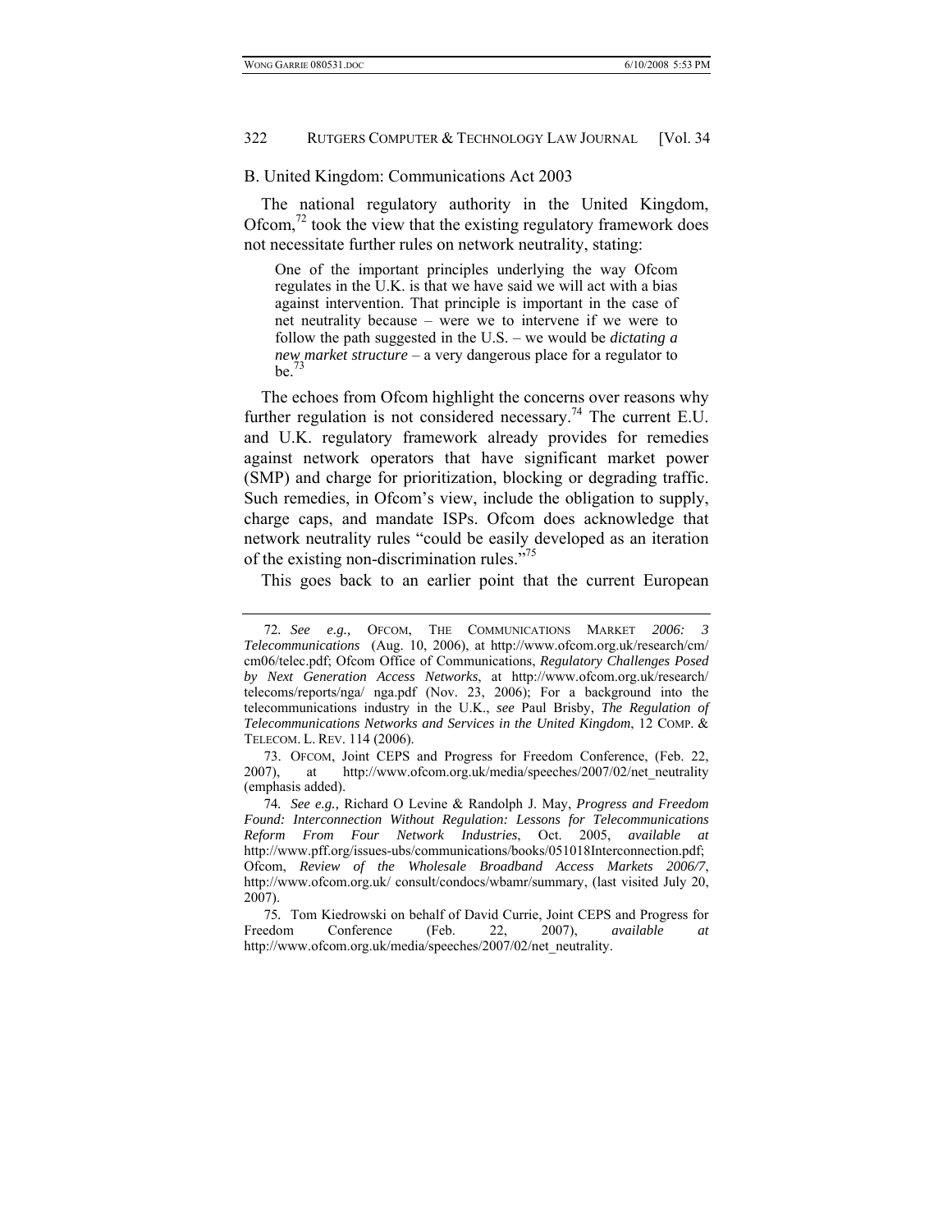## B. United Kingdom: Communications Act 2003

The national regulatory authority in the United Kingdom, Ofcom,[72] took the view that the existing regulatory framework does not necessitate further rules on network neutrality, stating:

> One of the important principles underlying the way Ofcom regulates in the U.K. is that we have said we will act with a bias against intervention. That principle is important in the case of net neutrality because – were we to intervene if we were to follow the path suggested in the U.S. – we would be *dictating a new market structure* – a very dangerous place for a regulator to be.[73]

The echoes from Ofcom highlight the concerns over reasons why further regulation is not considered necessary.[74] The current E.U. and U.K. regulatory framework already provides for remedies against network operators that have significant market power (SMP) and charge for prioritization, blocking or degrading traffic. Such remedies, in Ofcom's view, include the obligation to supply, charge caps, and mandate ISPs. Ofcom does acknowledge that network neutrality rules "could be easily developed as an iteration of the existing non-discrimination rules."[75]

This goes back to an earlier point that the current European

---

72. *See e.g.,* OFCOM, THE COMMUNICATIONS MARKET *2006: 3 Telecommunications* (Aug. 10, 2006), at http://www.ofcom.org.uk/research/cm/cm06/telec.pdf; Ofcom Office of Communications, *Regulatory Challenges Posed by Next Generation Access Networks*, at http://www.ofcom.org.uk/research/telecoms/reports/nga/ nga.pdf (Nov. 23, 2006); For a background into the telecommunications industry in the U.K., *see* Paul Brisby, *The Regulation of Telecommunications Networks and Services in the United Kingdom*, 12 COMP. & TELECOM. L. REV. 114 (2006).

73. OFCOM, Joint CEPS and Progress for Freedom Conference, (Feb. 22, 2007), at http://www.ofcom.org.uk/media/speeches/2007/02/net_neutrality (emphasis added).

74. *See e.g.,* Richard O Levine & Randolph J. May, *Progress and Freedom Found: Interconnection Without Regulation: Lessons for Telecommunications Reform From Four Network Industries*, Oct. 2005, *available at* http://www.pff.org/issues-ubs/communications/books/051018Interconnection.pdf; Ofcom, *Review of the Wholesale Broadband Access Markets 2006/7*, http://www.ofcom.org.uk/ consult/condocs/wbamr/summary, (last visited July 20, 2007).

75. Tom Kiedrowski on behalf of David Currie, Joint CEPS and Progress for Freedom Conference (Feb. 22, 2007), *available at* http://www.ofcom.org.uk/media/speeches/2007/02/net_neutrality.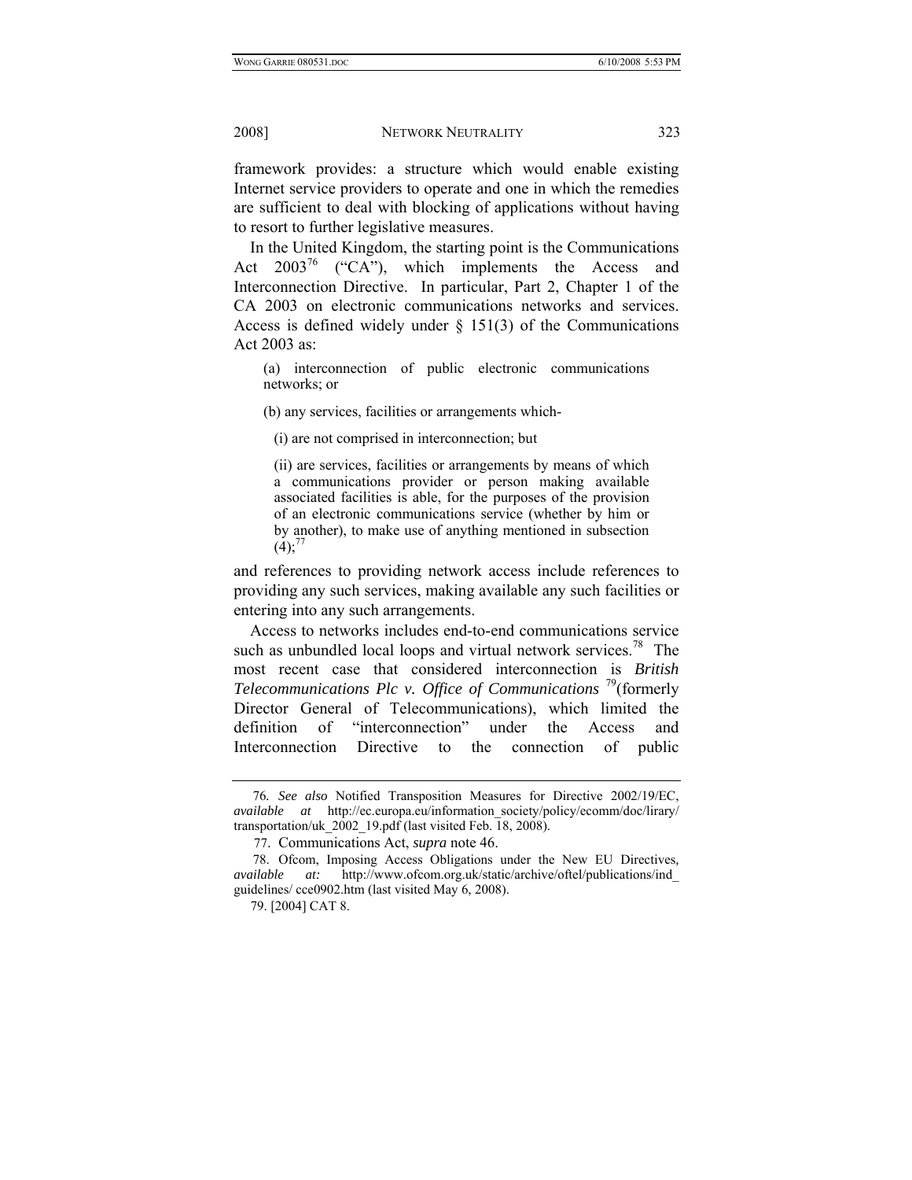framework provides: a structure which would enable existing Internet service providers to operate and one in which the remedies are sufficient to deal with blocking of applications without having to resort to further legislative measures.

In the United Kingdom, the starting point is the Communications Act 2003[76] ("CA"), which implements the Access and Interconnection Directive. In particular, Part 2, Chapter 1 of the CA 2003 on electronic communications networks and services. Access is defined widely under § 151(3) of the Communications Act 2003 as:

> (a) interconnection of public electronic communications networks; or
>
> (b) any services, facilities or arrangements which-
>
> (i) are not comprised in interconnection; but
>
> (ii) are services, facilities or arrangements by means of which a communications provider or person making available associated facilities is able, for the purposes of the provision of an electronic communications service (whether by him or by another), to make use of anything mentioned in subsection (4);[77]

and references to providing network access include references to providing any such services, making available any such facilities or entering into any such arrangements.

Access to networks includes end-to-end communications service such as unbundled local loops and virtual network services.[78] The most recent case that considered interconnection is *British Telecommunications Plc v. Office of Communications*[79] (formerly Director General of Telecommunications), which limited the definition of "interconnection" under the Access and Interconnection Directive to the connection of public

---

76. *See also* Notified Transposition Measures for Directive 2002/19/EC, *available at* http://ec.europa.eu/information_society/policy/ecomm/doc/lirary/transportation/uk_2002_19.pdf (last visited Feb. 18, 2008).

77. Communications Act, *supra* note 46.

78. Ofcom, Imposing Access Obligations under the New EU Directives, *available at:* http://www.ofcom.org.uk/static/archive/oftel/publications/ind_guidelines/ cce0902.htm (last visited May 6, 2008).

79. [2004] CAT 8.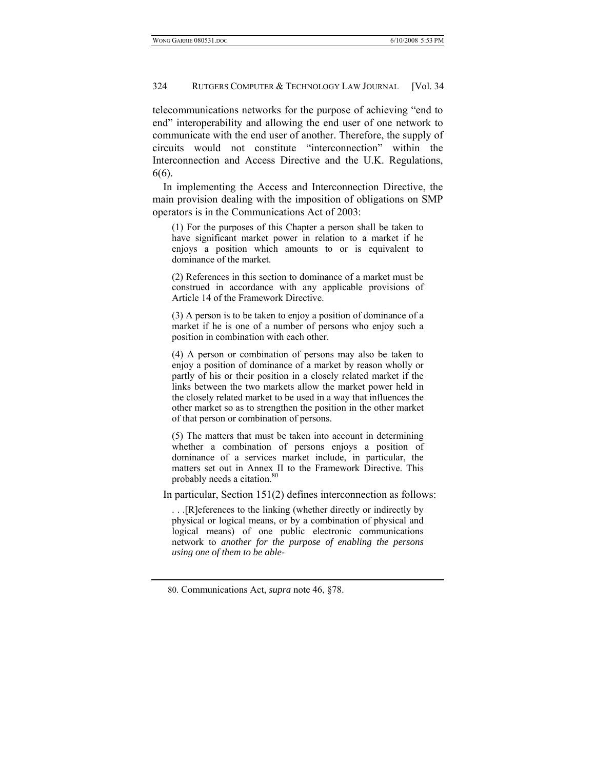telecommunications networks for the purpose of achieving "end to end" interoperability and allowing the end user of one network to communicate with the end user of another. Therefore, the supply of circuits would not constitute "interconnection" within the Interconnection and Access Directive and the U.K. Regulations, 6(6).

In implementing the Access and Interconnection Directive, the main provision dealing with the imposition of obligations on SMP operators is in the Communications Act of 2003:

> (1) For the purposes of this Chapter a person shall be taken to have significant market power in relation to a market if he enjoys a position which amounts to or is equivalent to dominance of the market.
>
> (2) References in this section to dominance of a market must be construed in accordance with any applicable provisions of Article 14 of the Framework Directive.
>
> (3) A person is to be taken to enjoy a position of dominance of a market if he is one of a number of persons who enjoy such a position in combination with each other.
>
> (4) A person or combination of persons may also be taken to enjoy a position of dominance of a market by reason wholly or partly of his or their position in a closely related market if the links between the two markets allow the market power held in the closely related market to be used in a way that influences the other market so as to strengthen the position in the other market of that person or combination of persons.
>
> (5) The matters that must be taken into account in determining whether a combination of persons enjoys a position of dominance of a services market include, in particular, the matters set out in Annex II to the Framework Directive. This probably needs a citation.[80]

In particular, Section 151(2) defines interconnection as follows:

> . . .[R]eferences to the linking (whether directly or indirectly by physical or logical means, or by a combination of physical and logical means) of one public electronic communications network to *another for the purpose of enabling the persons using one of them to be able-*

---

80. Communications Act, *supra* note 46, §78.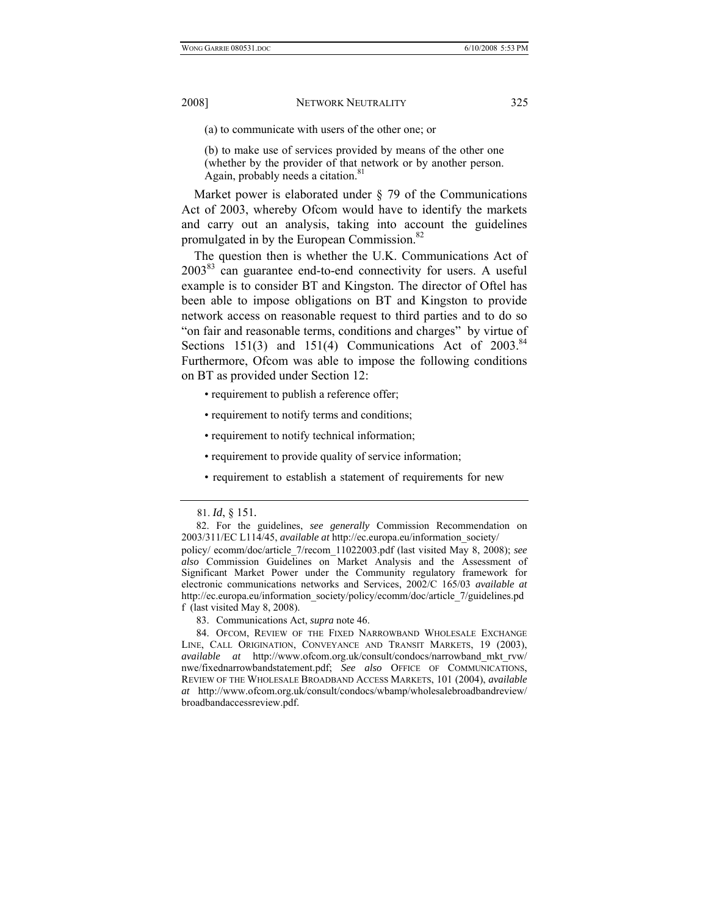(a) to communicate with users of the other one; or

(b) to make use of services provided by means of the other one (whether by the provider of that network or by another person. Again, probably needs a citation.[81]

Market power is elaborated under § 79 of the Communications Act of 2003, whereby Ofcom would have to identify the markets and carry out an analysis, taking into account the guidelines promulgated in by the European Commission.[82]

The question then is whether the U.K. Communications Act of 2003[83] can guarantee end-to-end connectivity for users. A useful example is to consider BT and Kingston. The director of Oftel has been able to impose obligations on BT and Kingston to provide network access on reasonable request to third parties and to do so "on fair and reasonable terms, conditions and charges" by virtue of Sections 151(3) and 151(4) Communications Act of 2003.[84] Furthermore, Ofcom was able to impose the following conditions on BT as provided under Section 12:

- requirement to publish a reference offer;
- requirement to notify terms and conditions;
- requirement to notify technical information;
- requirement to provide quality of service information;
- requirement to establish a statement of requirements for new

---

81. *Id*, § 151.

82. For the guidelines, *see generally* Commission Recommendation on 2003/311/EC L114/45, *available at* http://ec.europa.eu/information_society/policy/ ecomm/doc/article_7/recom_11022003.pdf (last visited May 8, 2008); *see also* Commission Guidelines on Market Analysis and the Assessment of Significant Market Power under the Community regulatory framework for electronic communications networks and Services, 2002/C 165/03 *available at* http://ec.europa.eu/information_society/policy/ecomm/doc/article_7/guidelines.pdf (last visited May 8, 2008).

83. Communications Act, *supra* note 46.

84. OFCOM, REVIEW OF THE FIXED NARROWBAND WHOLESALE EXCHANGE LINE, CALL ORIGINATION, CONVEYANCE AND TRANSIT MARKETS, 19 (2003), *available at* http://www.ofcom.org.uk/consult/condocs/narrowband_mkt_rvw/nwe/fixednarrowbandstatement.pdf; *See also* OFFICE OF COMMUNICATIONS, REVIEW OF THE WHOLESALE BROADBAND ACCESS MARKETS, 101 (2004), *available at* http://www.ofcom.org.uk/consult/condocs/wbamp/wholesalebroadbandreview/broadbandaccessreview.pdf.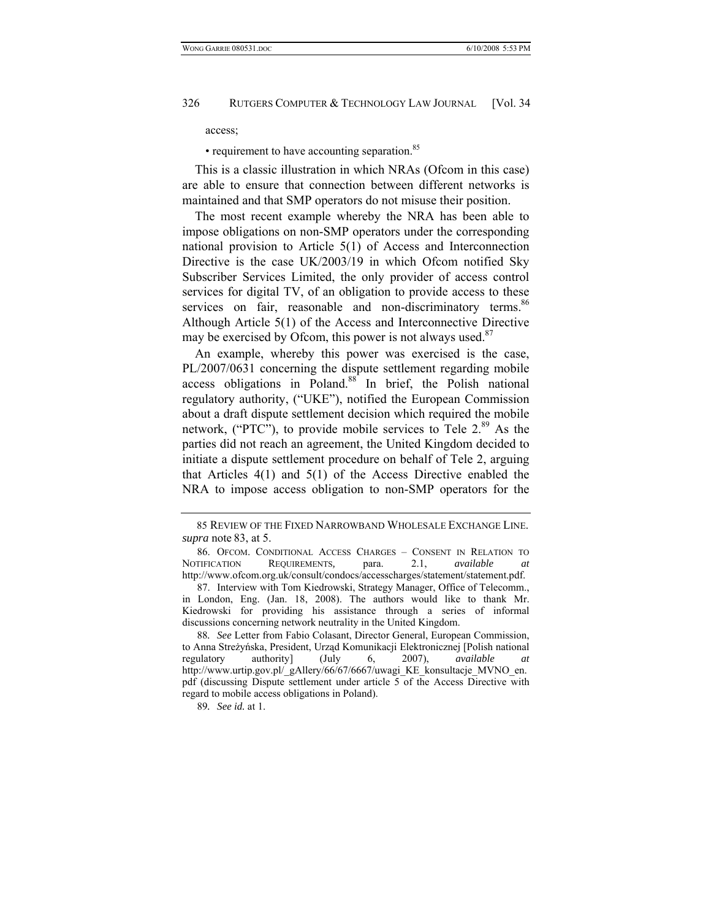access;

• requirement to have accounting separation.[85]

This is a classic illustration in which NRAs (Ofcom in this case) are able to ensure that connection between different networks is maintained and that SMP operators do not misuse their position.

The most recent example whereby the NRA has been able to impose obligations on non-SMP operators under the corresponding national provision to Article 5(1) of Access and Interconnection Directive is the case UK/2003/19 in which Ofcom notified Sky Subscriber Services Limited, the only provider of access control services for digital TV, of an obligation to provide access to these services on fair, reasonable and non-discriminatory terms.[86] Although Article 5(1) of the Access and Interconnective Directive may be exercised by Ofcom, this power is not always used.[87]

An example, whereby this power was exercised is the case, PL/2007/0631 concerning the dispute settlement regarding mobile access obligations in Poland.[88] In brief, the Polish national regulatory authority, ("UKE"), notified the European Commission about a draft dispute settlement decision which required the mobile network, ("PTC"), to provide mobile services to Tele 2.[89] As the parties did not reach an agreement, the United Kingdom decided to initiate a dispute settlement procedure on behalf of Tele 2, arguing that Articles 4(1) and 5(1) of the Access Directive enabled the NRA to impose access obligation to non-SMP operators for the

---

85 REVIEW OF THE FIXED NARROWBAND WHOLESALE EXCHANGE LINE. *supra* note 83, at 5.

86. OFCOM. CONDITIONAL ACCESS CHARGES – CONSENT IN RELATION TO NOTIFICATION REQUIREMENTS, para. 2.1, *available at* http://www.ofcom.org.uk/consult/condocs/accesscharges/statement/statement.pdf.

87. Interview with Tom Kiedrowski, Strategy Manager, Office of Telecomm., in London, Eng. (Jan. 18, 2008). The authors would like to thank Mr. Kiedrowski for providing his assistance through a series of informal discussions concerning network neutrality in the United Kingdom.

88. *See* Letter from Fabio Colasant, Director General, European Commission, to Anna Streżyńska, President, Urząd Komunikacji Elektronicznej [Polish national regulatory authority] (July 6, 2007), *available at* http://www.urtip.gov.pl/_gAllery/66/67/6667/uwagi_KE_konsultacje_MVNO_en.pdf (discussing Dispute settlement under article 5 of the Access Directive with regard to mobile access obligations in Poland).

89. *See id.* at 1.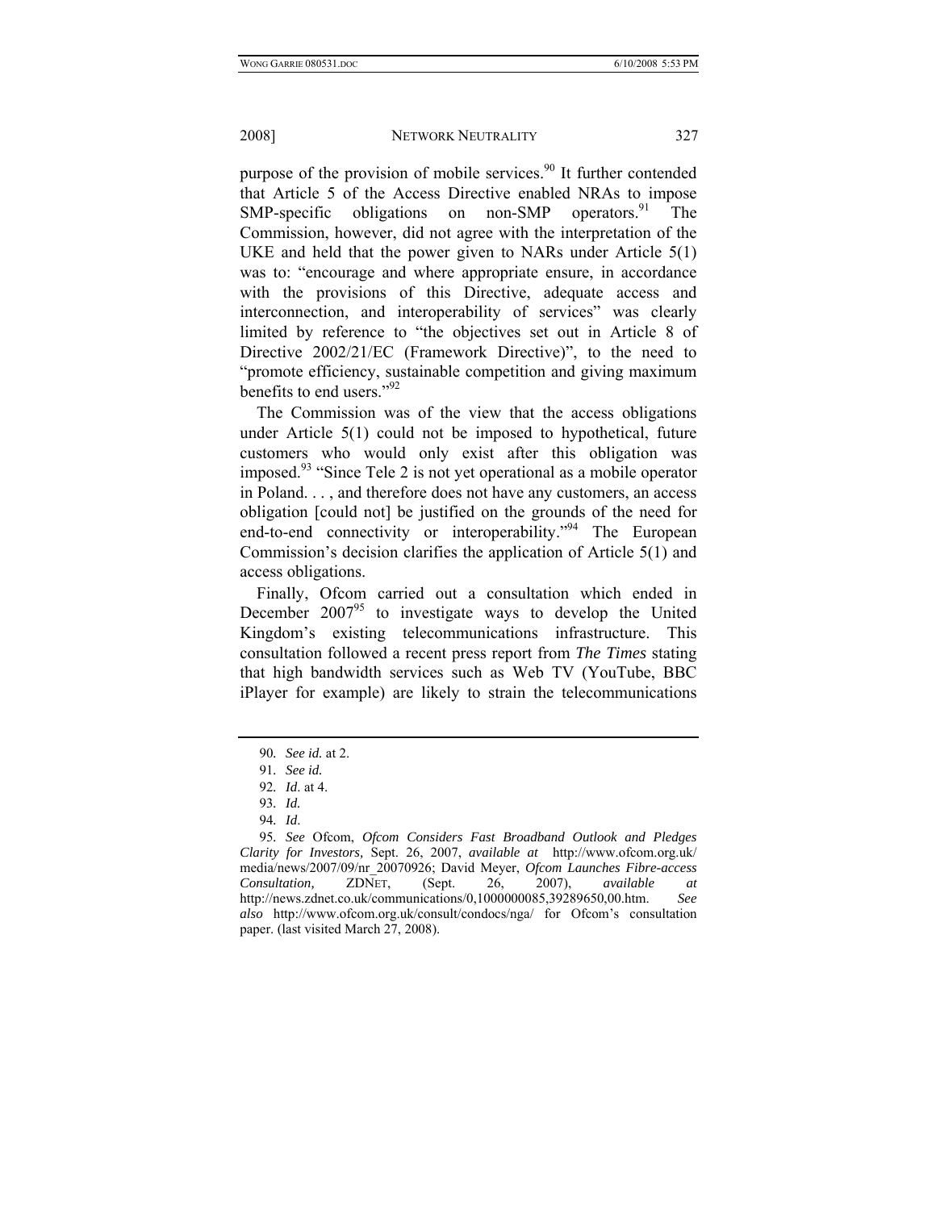purpose of the provision of mobile services.[90] It further contended that Article 5 of the Access Directive enabled NRAs to impose SMP-specific obligations on non-SMP operators.[91] The Commission, however, did not agree with the interpretation of the UKE and held that the power given to NARs under Article 5(1) was to: "encourage and where appropriate ensure, in accordance with the provisions of this Directive, adequate access and interconnection, and interoperability of services" was clearly limited by reference to "the objectives set out in Article 8 of Directive 2002/21/EC (Framework Directive)", to the need to "promote efficiency, sustainable competition and giving maximum benefits to end users."[92]

The Commission was of the view that the access obligations under Article 5(1) could not be imposed to hypothetical, future customers who would only exist after this obligation was imposed.[93] "Since Tele 2 is not yet operational as a mobile operator in Poland. . . , and therefore does not have any customers, an access obligation [could not] be justified on the grounds of the need for end-to-end connectivity or interoperability."[94] The European Commission's decision clarifies the application of Article 5(1) and access obligations.

Finally, Ofcom carried out a consultation which ended in December 2007[95] to investigate ways to develop the United Kingdom's existing telecommunications infrastructure. This consultation followed a recent press report from *The Times* stating that high bandwidth services such as Web TV (YouTube, BBC iPlayer for example) are likely to strain the telecommunications

---

90. *See id.* at 2.

91. *See id.*

92. *Id.* at 4.

93. *Id.*

94. *Id*.

95. *See* Ofcom, *Ofcom Considers Fast Broadband Outlook and Pledges Clarity for Investors*, Sept. 26, 2007, *available at* http://www.ofcom.org.uk/media/news/2007/09/nr_20070926; David Meyer, *Ofcom Launches Fibre-access Consultation,* ZDNET, (Sept. 26, 2007), *available at* http://news.zdnet.co.uk/communications/0,1000000085,39289650,00.htm. *See also* http://www.ofcom.org.uk/consult/condocs/nga/ for Ofcom's consultation paper. (last visited March 27, 2008).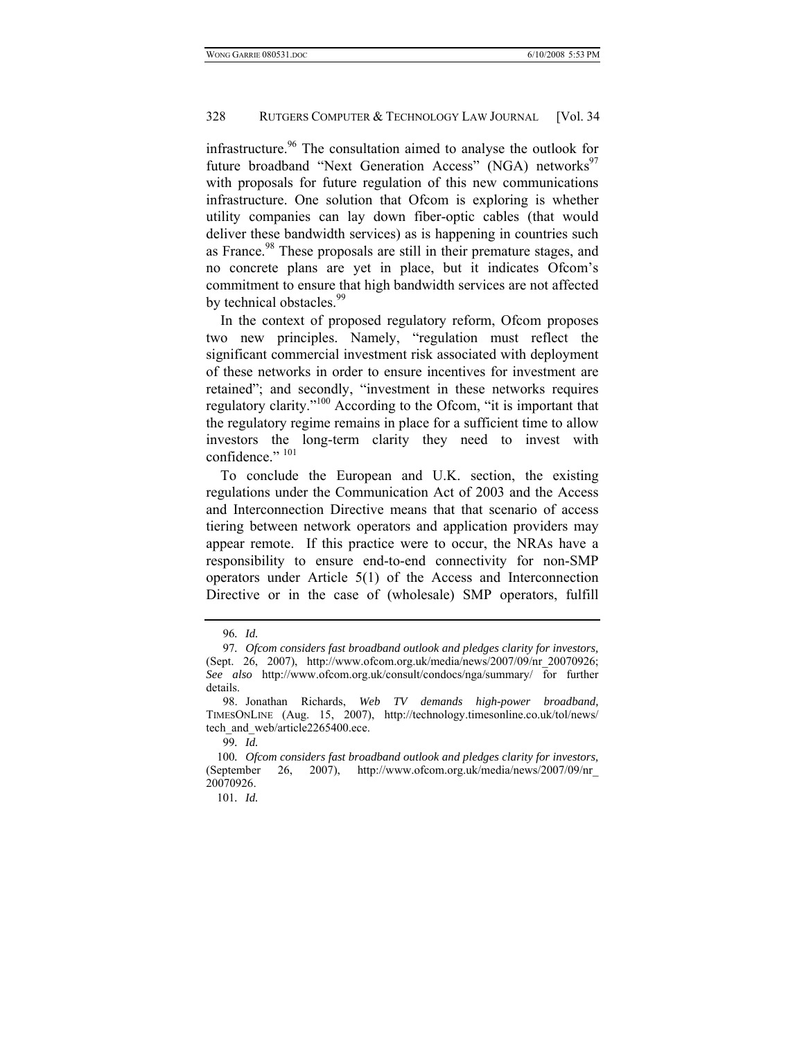infrastructure.[96] The consultation aimed to analyse the outlook for future broadband "Next Generation Access" (NGA) networks[97] with proposals for future regulation of this new communications infrastructure. One solution that Ofcom is exploring is whether utility companies can lay down fiber-optic cables (that would deliver these bandwidth services) as is happening in countries such as France.[98] These proposals are still in their premature stages, and no concrete plans are yet in place, but it indicates Ofcom's commitment to ensure that high bandwidth services are not affected by technical obstacles.[99]

In the context of proposed regulatory reform, Ofcom proposes two new principles. Namely, "regulation must reflect the significant commercial investment risk associated with deployment of these networks in order to ensure incentives for investment are retained"; and secondly, "investment in these networks requires regulatory clarity."[100] According to the Ofcom, "it is important that the regulatory regime remains in place for a sufficient time to allow investors the long-term clarity they need to invest with confidence." [101]

To conclude the European and U.K. section, the existing regulations under the Communication Act of 2003 and the Access and Interconnection Directive means that that scenario of access tiering between network operators and application providers may appear remote. If this practice were to occur, the NRAs have a responsibility to ensure end-to-end connectivity for non-SMP operators under Article 5(1) of the Access and Interconnection Directive or in the case of (wholesale) SMP operators, fulfill

---

96. *Id.*

97. *Ofcom considers fast broadband outlook and pledges clarity for investors,* (Sept. 26, 2007), http://www.ofcom.org.uk/media/news/2007/09/nr_20070926; *See also* http://www.ofcom.org.uk/consult/condocs/nga/summary/ for further details.

98. Jonathan Richards, *Web TV demands high-power broadband,* TIMESONLINE (Aug. 15, 2007), http://technology.timesonline.co.uk/tol/news/tech_and_web/article2265400.ece.

99. *Id.*

100. *Ofcom considers fast broadband outlook and pledges clarity for investors,* (September 26, 2007), http://www.ofcom.org.uk/media/news/2007/09/nr_20070926.

101. *Id.*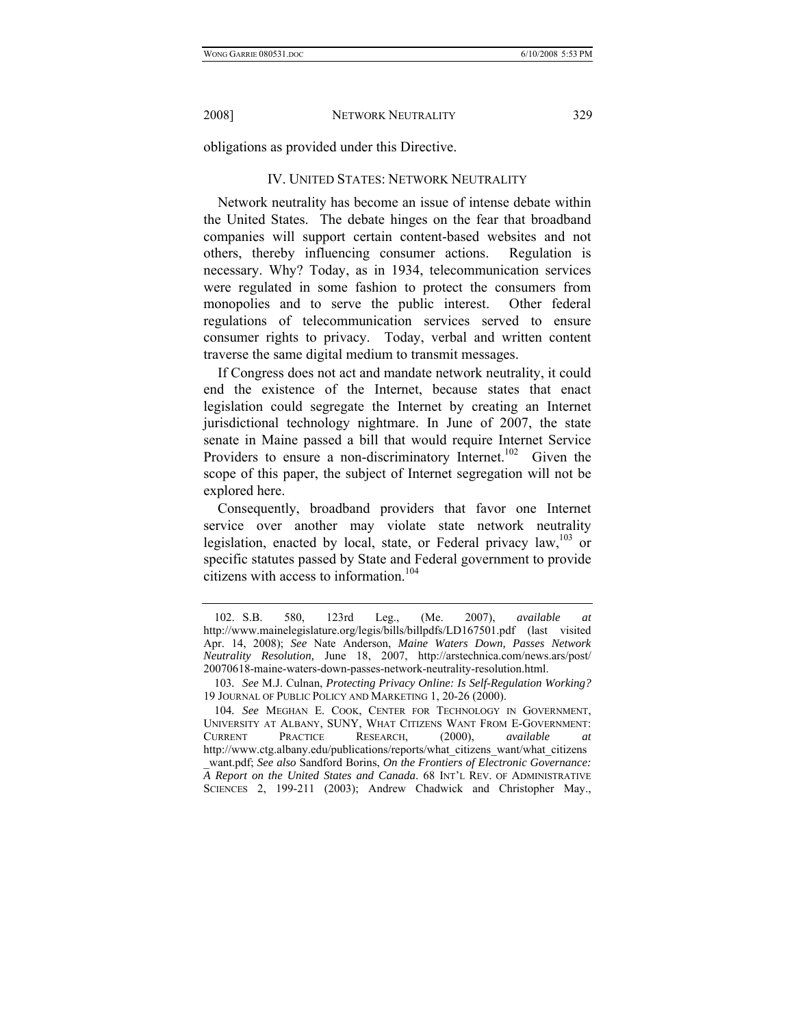obligations as provided under this Directive.

## IV. UNITED STATES: NETWORK NEUTRALITY

Network neutrality has become an issue of intense debate within the United States. The debate hinges on the fear that broadband companies will support certain content-based websites and not others, thereby influencing consumer actions. Regulation is necessary. Why? Today, as in 1934, telecommunication services were regulated in some fashion to protect the consumers from monopolies and to serve the public interest. Other federal regulations of telecommunication services served to ensure consumer rights to privacy. Today, verbal and written content traverse the same digital medium to transmit messages.

If Congress does not act and mandate network neutrality, it could end the existence of the Internet, because states that enact legislation could segregate the Internet by creating an Internet jurisdictional technology nightmare. In June of 2007, the state senate in Maine passed a bill that would require Internet Service Providers to ensure a non-discriminatory Internet.[102] Given the scope of this paper, the subject of Internet segregation will not be explored here.

Consequently, broadband providers that favor one Internet service over another may violate state network neutrality legislation, enacted by local, state, or Federal privacy law,[103] or specific statutes passed by State and Federal government to provide citizens with access to information.[104]

---

102. S.B. 580, 123rd Leg., (Me. 2007), *available at* http://www.mainelegislature.org/legis/bills/billpdfs/LD167501.pdf (last visited Apr. 14, 2008); *See* Nate Anderson, *Maine Waters Down, Passes Network Neutrality Resolution,* June 18, 2007, http://arstechnica.com/news.ars/post/20070618-maine-waters-down-passes-network-neutrality-resolution.html.

103. *See* M.J. Culnan, *Protecting Privacy Online: Is Self-Regulation Working?* 19 JOURNAL OF PUBLIC POLICY AND MARKETING 1, 20-26 (2000).

104. *See* MEGHAN E. COOK, CENTER FOR TECHNOLOGY IN GOVERNMENT, UNIVERSITY AT ALBANY, SUNY, WHAT CITIZENS WANT FROM E-GOVERNMENT: CURRENT PRACTICE RESEARCH, (2000), *available at* http://www.ctg.albany.edu/publications/reports/what_citizens_want/what_citizens_want.pdf; *See also* Sandford Borins, *On the Frontiers of Electronic Governance: A Report on the United States and Canada*. 68 INT'L REV. OF ADMINISTRATIVE SCIENCES 2, 199-211 (2003); Andrew Chadwick and Christopher May.,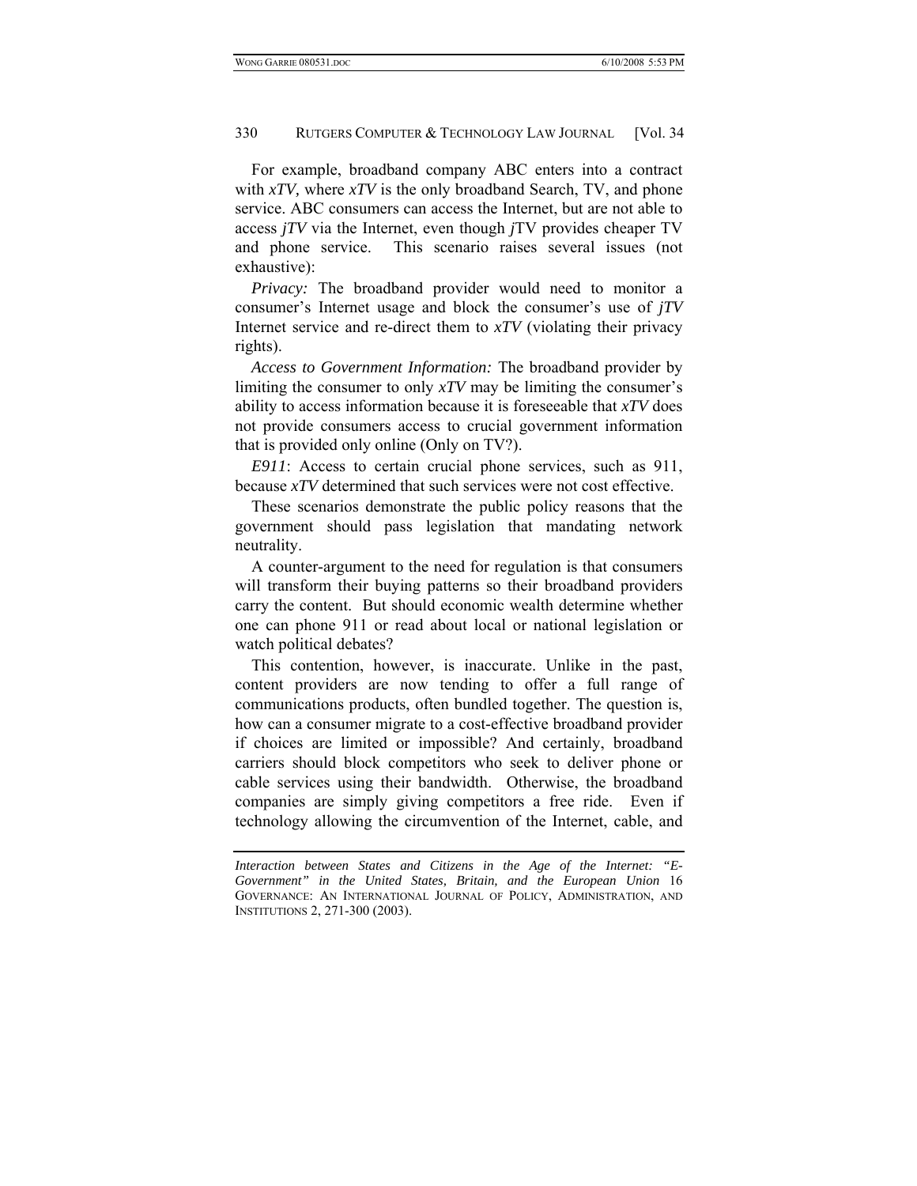For example, broadband company ABC enters into a contract with *xTV,* where *xTV* is the only broadband Search, TV, and phone service. ABC consumers can access the Internet, but are not able to access *jTV* via the Internet, even though *j*TV provides cheaper TV and phone service. This scenario raises several issues (not exhaustive):

*Privacy:* The broadband provider would need to monitor a consumer's Internet usage and block the consumer's use of *jTV* Internet service and re-direct them to *xTV* (violating their privacy rights).

*Access to Government Information:* The broadband provider by limiting the consumer to only *xTV* may be limiting the consumer's ability to access information because it is foreseeable that *xTV* does not provide consumers access to crucial government information that is provided only online (Only on TV?).

*E911*: Access to certain crucial phone services, such as 911, because *xTV* determined that such services were not cost effective.

These scenarios demonstrate the public policy reasons that the government should pass legislation that mandating network neutrality.

A counter-argument to the need for regulation is that consumers will transform their buying patterns so their broadband providers carry the content. But should economic wealth determine whether one can phone 911 or read about local or national legislation or watch political debates?

This contention, however, is inaccurate. Unlike in the past, content providers are now tending to offer a full range of communications products, often bundled together. The question is, how can a consumer migrate to a cost-effective broadband provider if choices are limited or impossible? And certainly, broadband carriers should block competitors who seek to deliver phone or cable services using their bandwidth. Otherwise, the broadband companies are simply giving competitors a free ride. Even if technology allowing the circumvention of the Internet, cable, and

---

*Interaction between States and Citizens in the Age of the Internet: "E-Government" in the United States, Britain, and the European Union* 16 GOVERNANCE: AN INTERNATIONAL JOURNAL OF POLICY, ADMINISTRATION, AND INSTITUTIONS 2, 271-300 (2003).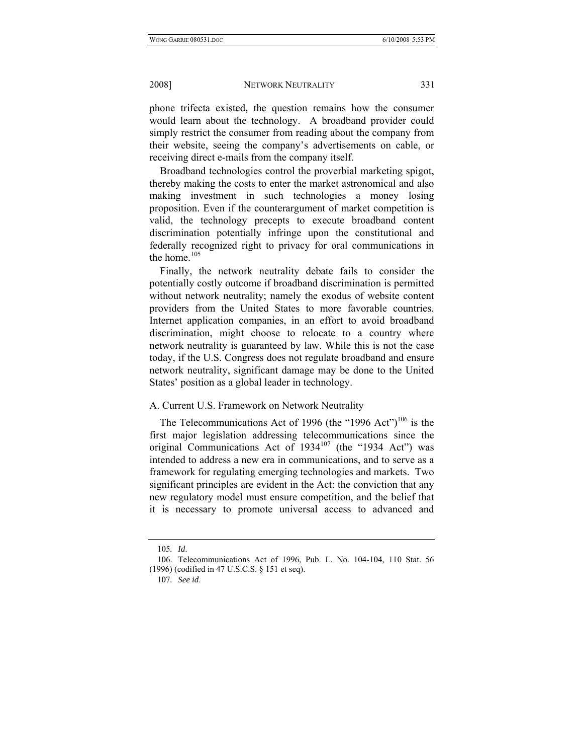phone trifecta existed, the question remains how the consumer would learn about the technology. A broadband provider could simply restrict the consumer from reading about the company from their website, seeing the company's advertisements on cable, or receiving direct e-mails from the company itself.

Broadband technologies control the proverbial marketing spigot, thereby making the costs to enter the market astronomical and also making investment in such technologies a money losing proposition. Even if the counterargument of market competition is valid, the technology precepts to execute broadband content discrimination potentially infringe upon the constitutional and federally recognized right to privacy for oral communications in the home.[105]

Finally, the network neutrality debate fails to consider the potentially costly outcome if broadband discrimination is permitted without network neutrality; namely the exodus of website content providers from the United States to more favorable countries. Internet application companies, in an effort to avoid broadband discrimination, might choose to relocate to a country where network neutrality is guaranteed by law. While this is not the case today, if the U.S. Congress does not regulate broadband and ensure network neutrality, significant damage may be done to the United States' position as a global leader in technology.

### A. Current U.S. Framework on Network Neutrality

The Telecommunications Act of 1996 (the "1996 Act")[106] is the first major legislation addressing telecommunications since the original Communications Act of 1934[107] (the "1934 Act") was intended to address a new era in communications, and to serve as a framework for regulating emerging technologies and markets. Two significant principles are evident in the Act: the conviction that any new regulatory model must ensure competition, and the belief that it is necessary to promote universal access to advanced and

---

105. *Id*.

106. Telecommunications Act of 1996, Pub. L. No. 104-104, 110 Stat. 56 (1996) (codified in 47 U.S.C.S. § 151 et seq).

107. *See id*.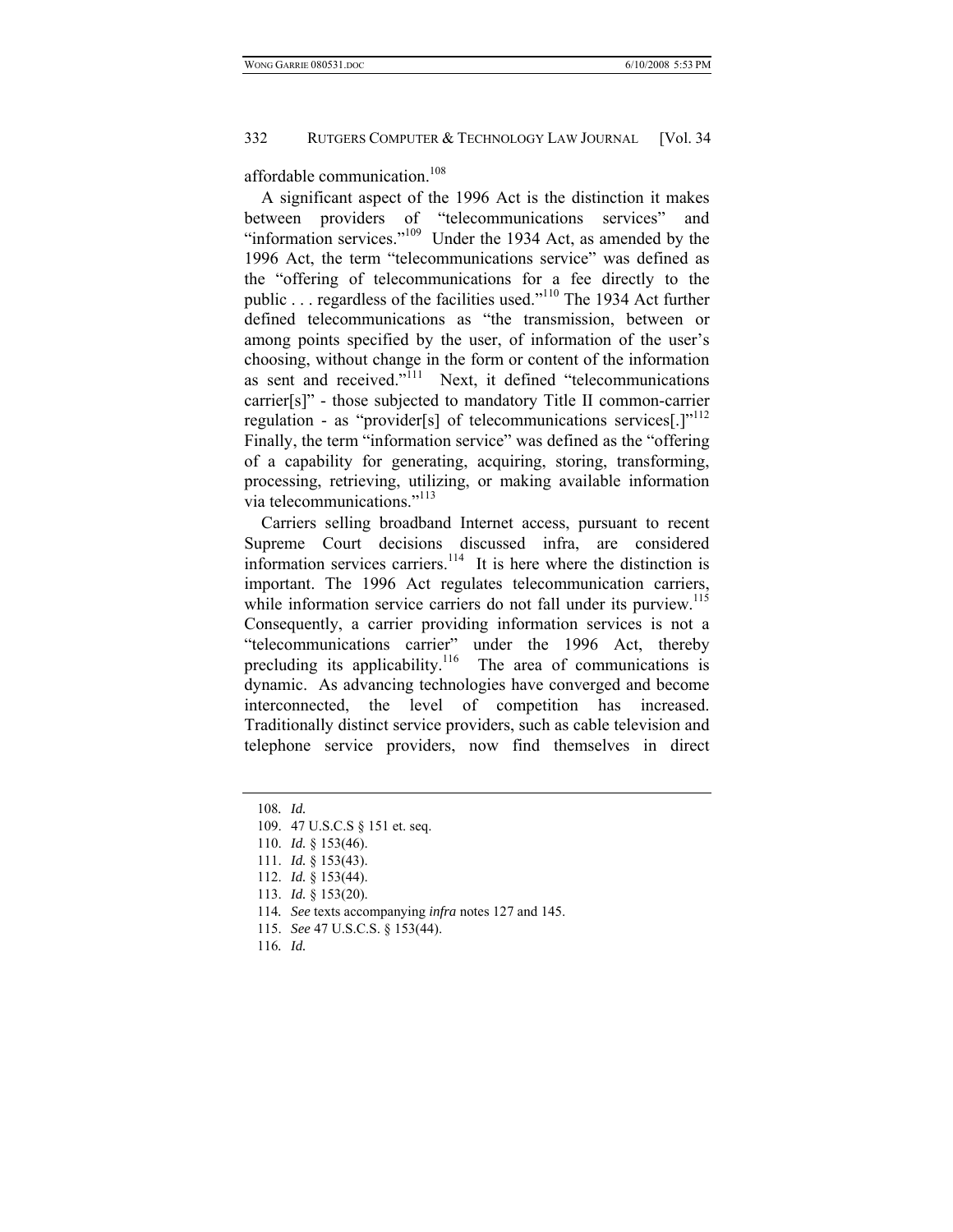affordable communication.[108]

A significant aspect of the 1996 Act is the distinction it makes between providers of "telecommunications services" and "information services."[109] Under the 1934 Act, as amended by the 1996 Act, the term "telecommunications service" was defined as the "offering of telecommunications for a fee directly to the public . . . regardless of the facilities used."[110] The 1934 Act further defined telecommunications as "the transmission, between or among points specified by the user, of information of the user's choosing, without change in the form or content of the information as sent and received."[111] Next, it defined "telecommunications carrier[s]" - those subjected to mandatory Title II common-carrier regulation - as "provider[s] of telecommunications services[.]"[112] Finally, the term "information service" was defined as the "offering of a capability for generating, acquiring, storing, transforming, processing, retrieving, utilizing, or making available information via telecommunications."[113]

Carriers selling broadband Internet access, pursuant to recent Supreme Court decisions discussed infra, are considered information services carriers.[114] It is here where the distinction is important. The 1996 Act regulates telecommunication carriers, while information service carriers do not fall under its purview.[115] Consequently, a carrier providing information services is not a "telecommunications carrier" under the 1996 Act, thereby precluding its applicability.[116] The area of communications is dynamic. As advancing technologies have converged and become interconnected, the level of competition has increased. Traditionally distinct service providers, such as cable television and telephone service providers, now find themselves in direct

---

108. *Id.*

109. 47 U.S.C.S § 151 et. seq.

110. *Id.* § 153(46).

111. *Id.* § 153(43).

112. *Id.* § 153(44).

113. *Id.* § 153(20).

114. *See* texts accompanying *infra* notes 127 and 145.

115. *See* 47 U.S.C.S. § 153(44).

116. *Id.*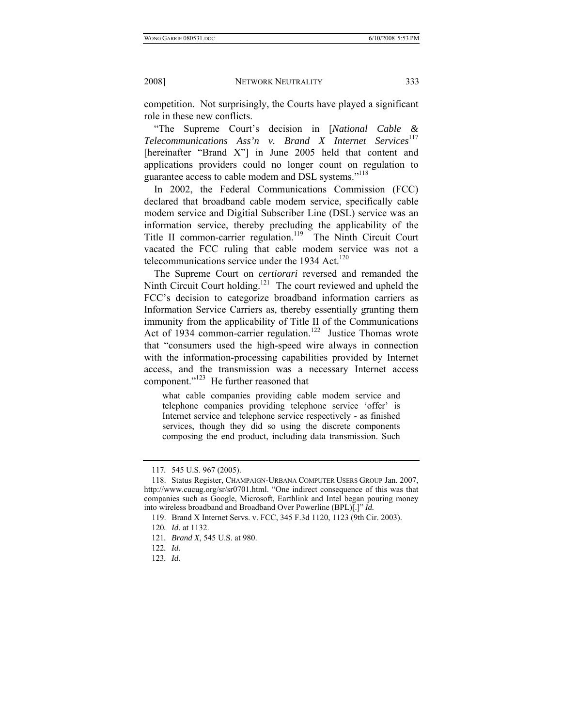competition. Not surprisingly, the Courts have played a significant role in these new conflicts.

"The Supreme Court's decision in [*National Cable & Telecommunications Ass'n v. Brand X Internet Services*[117] [hereinafter "Brand X"] in June 2005 held that content and applications providers could no longer count on regulation to guarantee access to cable modem and DSL systems."[118]

In 2002, the Federal Communications Commission (FCC) declared that broadband cable modem service, specifically cable modem service and Digitial Subscriber Line (DSL) service was an information service, thereby precluding the applicability of the Title II common-carrier regulation.[119] The Ninth Circuit Court vacated the FCC ruling that cable modem service was not a telecommunications service under the 1934 Act.[120]

The Supreme Court on *certiorari* reversed and remanded the Ninth Circuit Court holding.[121] The court reviewed and upheld the FCC's decision to categorize broadband information carriers as Information Service Carriers as, thereby essentially granting them immunity from the applicability of Title II of the Communications Act of 1934 common-carrier regulation.[122] Justice Thomas wrote that "consumers used the high-speed wire always in connection with the information-processing capabilities provided by Internet access, and the transmission was a necessary Internet access component."[123] He further reasoned that

> what cable companies providing cable modem service and telephone companies providing telephone service 'offer' is Internet service and telephone service respectively - as finished services, though they did so using the discrete components composing the end product, including data transmission. Such

---

117. 545 U.S. 967 (2005).

118. Status Register, CHAMPAIGN-URBANA COMPUTER USERS GROUP Jan. 2007, http://www.cucug.org/sr/sr0701.html. "One indirect consequence of this was that companies such as Google, Microsoft, Earthlink and Intel began pouring money into wireless broadband and Broadband Over Powerline (BPL)[.]" *Id.*

119. Brand X Internet Servs. v. FCC, 345 F.3d 1120, 1123 (9th Cir. 2003).

120. *Id.* at 1132.

121. *Brand X*, 545 U.S. at 980.

122. *Id.*

123. *Id.*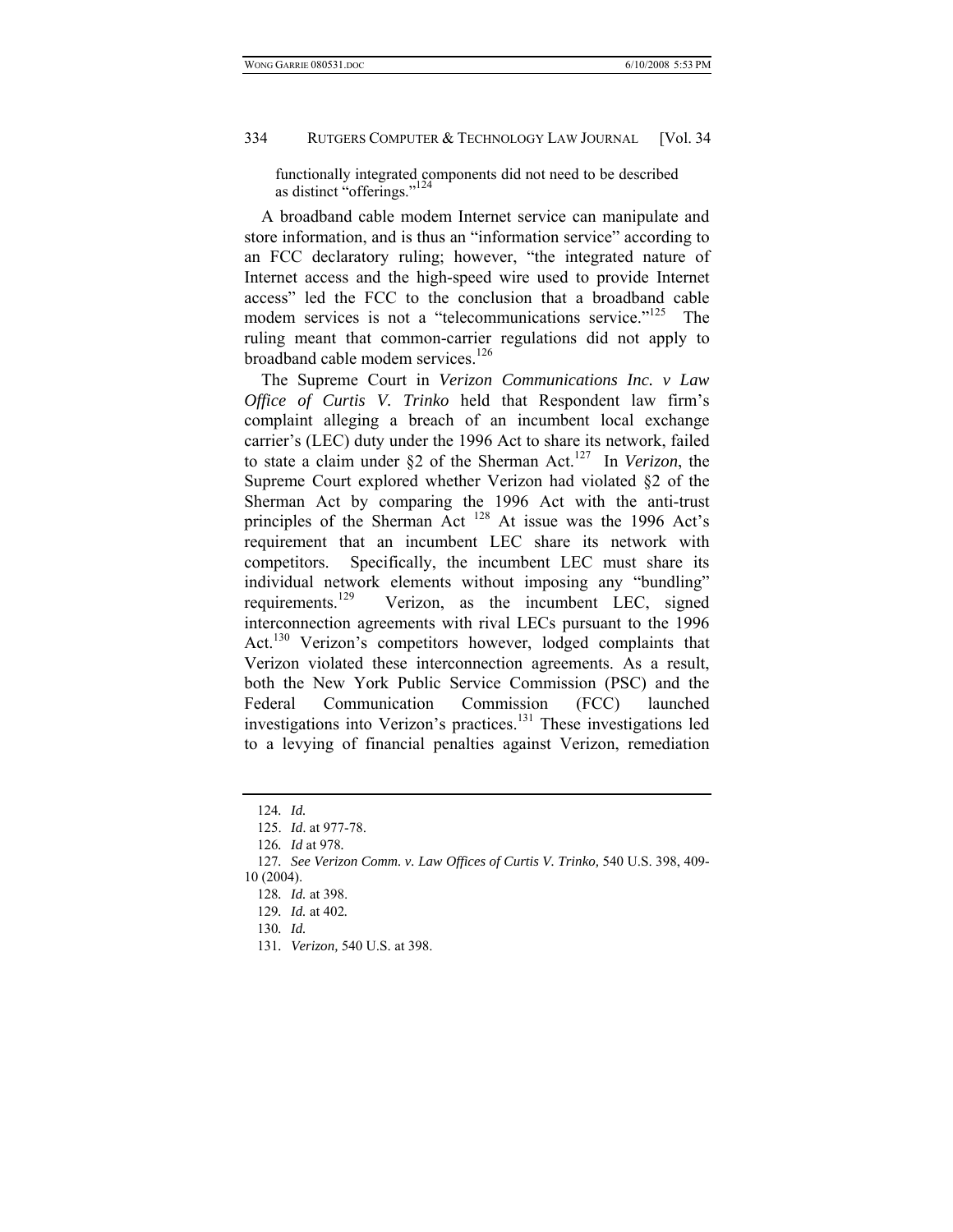functionally integrated components did not need to be described as distinct "offerings."[124]

A broadband cable modem Internet service can manipulate and store information, and is thus an "information service" according to an FCC declaratory ruling; however, "the integrated nature of Internet access and the high-speed wire used to provide Internet access" led the FCC to the conclusion that a broadband cable modem services is not a "telecommunications service."[125] The ruling meant that common-carrier regulations did not apply to broadband cable modem services.[126]

The Supreme Court in *Verizon Communications Inc. v Law Office of Curtis V. Trinko* held that Respondent law firm's complaint alleging a breach of an incumbent local exchange carrier's (LEC) duty under the 1996 Act to share its network, failed to state a claim under §2 of the Sherman Act.[127] In *Verizon*, the Supreme Court explored whether Verizon had violated §2 of the Sherman Act by comparing the 1996 Act with the anti-trust principles of the Sherman Act [128] At issue was the 1996 Act's requirement that an incumbent LEC share its network with competitors. Specifically, the incumbent LEC must share its individual network elements without imposing any "bundling" requirements.[129] Verizon, as the incumbent LEC, signed interconnection agreements with rival LECs pursuant to the 1996 Act.[130] Verizon's competitors however, lodged complaints that Verizon violated these interconnection agreements. As a result, both the New York Public Service Commission (PSC) and the Federal Communication Commission (FCC) launched investigations into Verizon's practices.[131] These investigations led to a levying of financial penalties against Verizon, remediation

---

124. *Id.*

125. *Id*. at 977-78.

126. *Id* at 978.

127. *See Verizon Comm. v. Law Offices of Curtis V. Trinko,* 540 U.S. 398, 409-10 (2004).

128. *Id.* at 398.

129. *Id.* at 402.

130. *Id.*

131. *Verizon,* 540 U.S. at 398.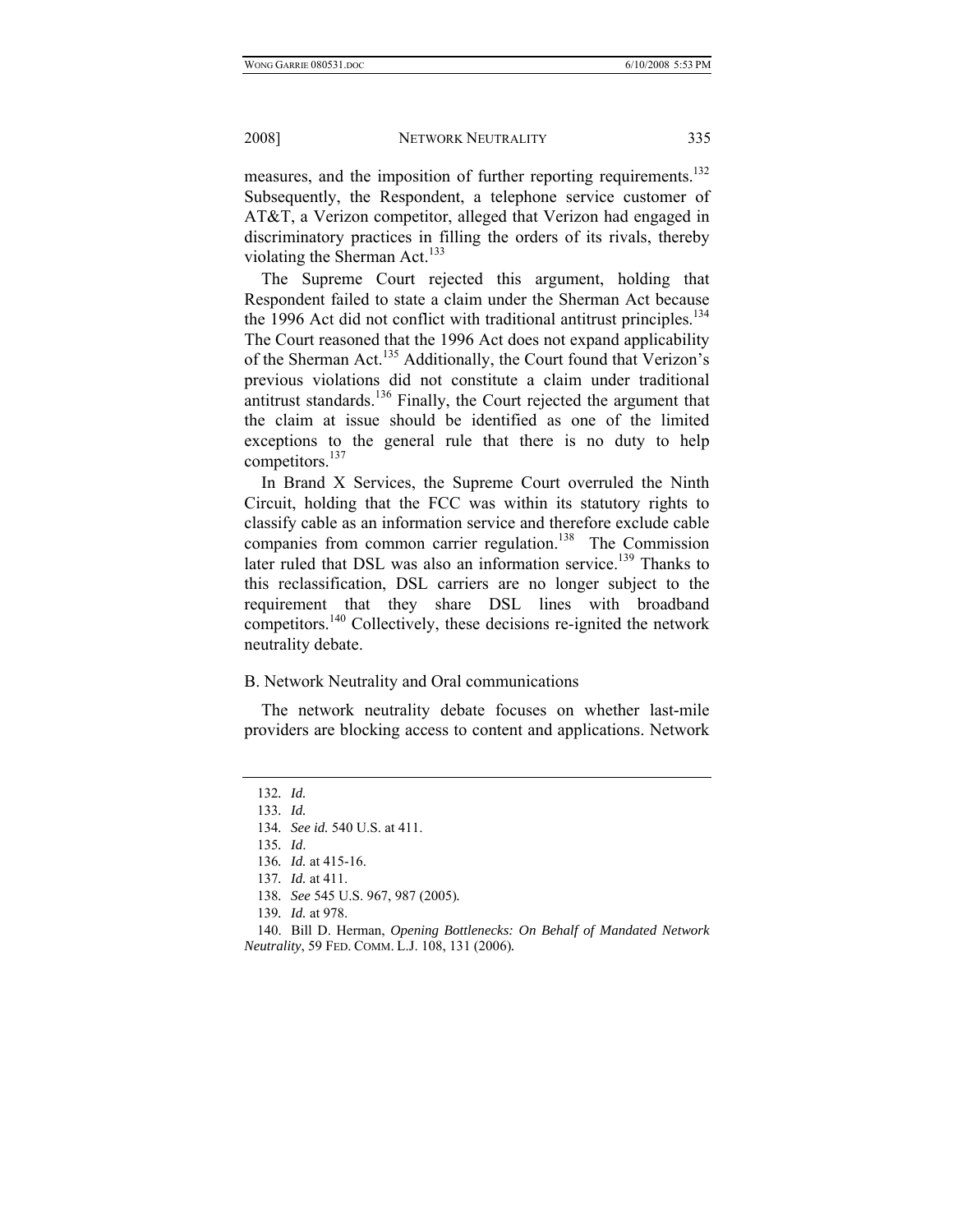measures, and the imposition of further reporting requirements.[132] Subsequently, the Respondent, a telephone service customer of AT&T, a Verizon competitor, alleged that Verizon had engaged in discriminatory practices in filling the orders of its rivals, thereby violating the Sherman Act.[133]

The Supreme Court rejected this argument, holding that Respondent failed to state a claim under the Sherman Act because the 1996 Act did not conflict with traditional antitrust principles.[134] The Court reasoned that the 1996 Act does not expand applicability of the Sherman Act.[135] Additionally, the Court found that Verizon's previous violations did not constitute a claim under traditional antitrust standards.[136] Finally, the Court rejected the argument that the claim at issue should be identified as one of the limited exceptions to the general rule that there is no duty to help competitors.[137]

In Brand X Services, the Supreme Court overruled the Ninth Circuit, holding that the FCC was within its statutory rights to classify cable as an information service and therefore exclude cable companies from common carrier regulation.[138] The Commission later ruled that DSL was also an information service.[139] Thanks to this reclassification, DSL carriers are no longer subject to the requirement that they share DSL lines with broadband competitors.[140] Collectively, these decisions re-ignited the network neutrality debate.

### B. Network Neutrality and Oral communications

The network neutrality debate focuses on whether last-mile providers are blocking access to content and applications. Network

---

132. *Id.*

133. *Id.*

134. *See id.* 540 U.S. at 411.

135. *Id*.

136. *Id.* at 415-16.

137. *Id.* at 411.

138. *See* 545 U.S. 967, 987 (2005).

139. *Id.* at 978.

140. Bill D. Herman, *Opening Bottlenecks: On Behalf of Mandated Network Neutrality*, 59 FED. COMM. L.J. 108, 131 (2006).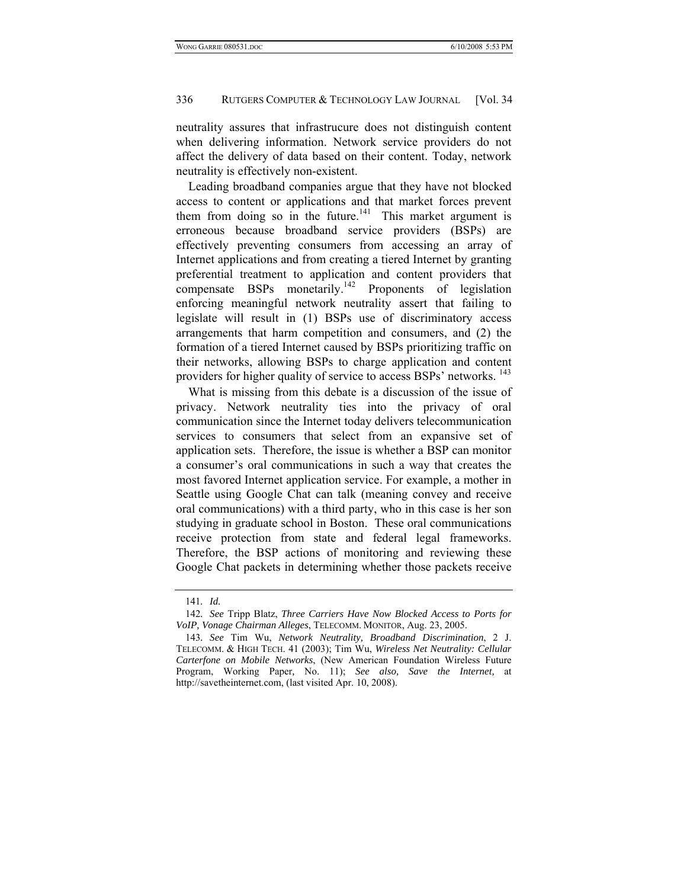neutrality assures that infrastrucure does not distinguish content when delivering information. Network service providers do not affect the delivery of data based on their content. Today, network neutrality is effectively non-existent.

Leading broadband companies argue that they have not blocked access to content or applications and that market forces prevent them from doing so in the future.[141] This market argument is erroneous because broadband service providers (BSPs) are effectively preventing consumers from accessing an array of Internet applications and from creating a tiered Internet by granting preferential treatment to application and content providers that compensate BSPs monetarily.[142] Proponents of legislation enforcing meaningful network neutrality assert that failing to legislate will result in (1) BSPs use of discriminatory access arrangements that harm competition and consumers, and (2) the formation of a tiered Internet caused by BSPs prioritizing traffic on their networks, allowing BSPs to charge application and content providers for higher quality of service to access BSPs' networks.[143]

What is missing from this debate is a discussion of the issue of privacy. Network neutrality ties into the privacy of oral communication since the Internet today delivers telecommunication services to consumers that select from an expansive set of application sets. Therefore, the issue is whether a BSP can monitor a consumer's oral communications in such a way that creates the most favored Internet application service. For example, a mother in Seattle using Google Chat can talk (meaning convey and receive oral communications) with a third party, who in this case is her son studying in graduate school in Boston. These oral communications receive protection from state and federal legal frameworks. Therefore, the BSP actions of monitoring and reviewing these Google Chat packets in determining whether those packets receive

---

141. *Id.*

142. *See* Tripp Blatz, *Three Carriers Have Now Blocked Access to Ports for VoIP, Vonage Chairman Alleges*, TELECOMM. MONITOR, Aug. 23, 2005.

143. *See* Tim Wu, *Network Neutrality, Broadband Discrimination*, 2 J. TELECOMM. & HIGH TECH. 41 (2003); Tim Wu, *Wireless Net Neutrality: Cellular Carterfone on Mobile Networks*, (New American Foundation Wireless Future Program, Working Paper, No. 11); *See also, Save the Internet,* at http://savetheinternet.com, (last visited Apr. 10, 2008).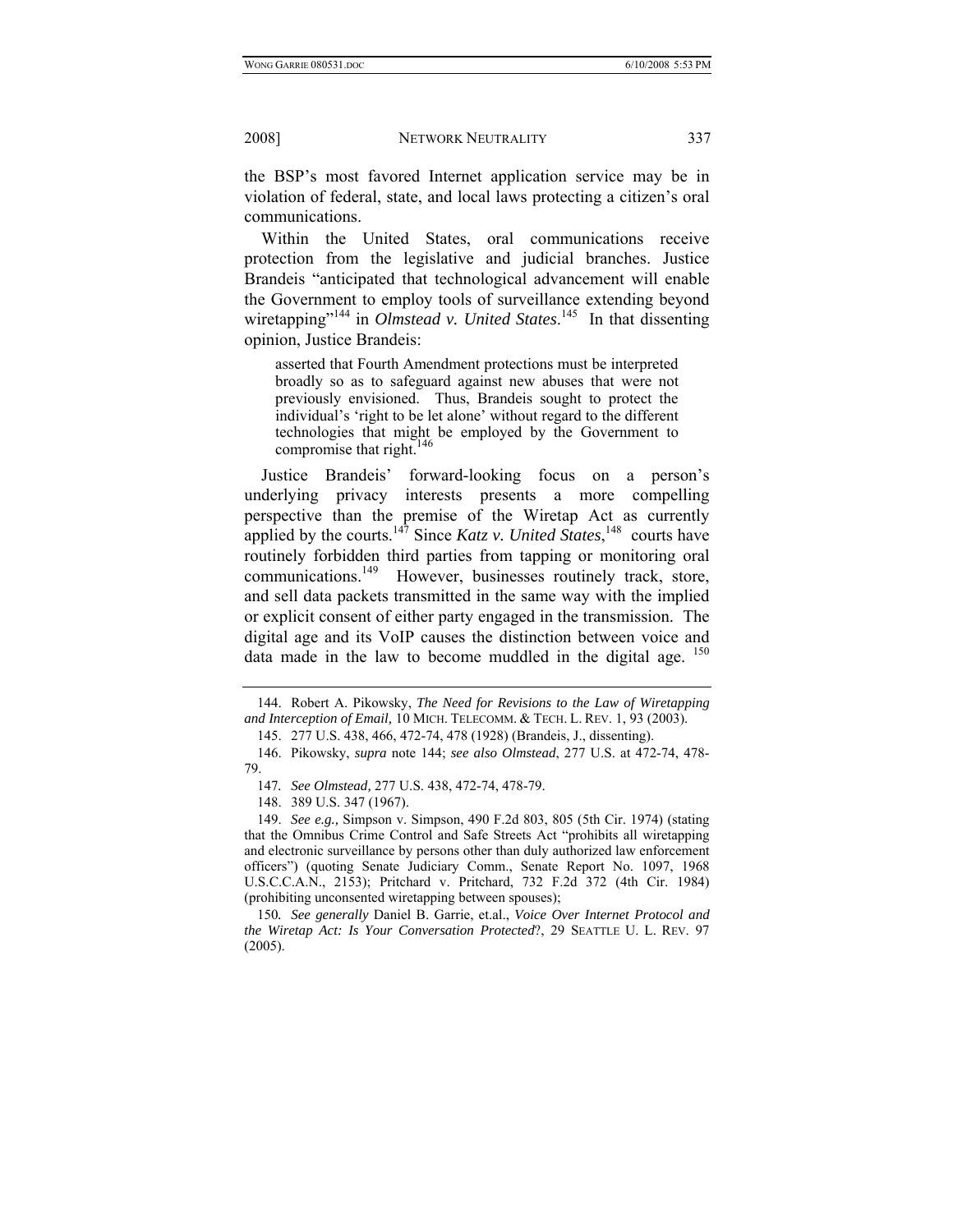the BSP's most favored Internet application service may be in violation of federal, state, and local laws protecting a citizen's oral communications.

Within the United States, oral communications receive protection from the legislative and judicial branches. Justice Brandeis "anticipated that technological advancement will enable the Government to employ tools of surveillance extending beyond wiretapping"[144] in *Olmstead v. United States*.[145] In that dissenting opinion, Justice Brandeis:

> asserted that Fourth Amendment protections must be interpreted broadly so as to safeguard against new abuses that were not previously envisioned. Thus, Brandeis sought to protect the individual's 'right to be let alone' without regard to the different technologies that might be employed by the Government to compromise that right.[146]

Justice Brandeis' forward-looking focus on a person's underlying privacy interests presents a more compelling perspective than the premise of the Wiretap Act as currently applied by the courts.[147] Since *Katz v. United States*,[148] courts have routinely forbidden third parties from tapping or monitoring oral communications.[149] However, businesses routinely track, store, and sell data packets transmitted in the same way with the implied or explicit consent of either party engaged in the transmission. The digital age and its VoIP causes the distinction between voice and data made in the law to become muddled in the digital age.[150]

---

144. Robert A. Pikowsky, *The Need for Revisions to the Law of Wiretapping and Interception of Email,* 10 MICH. TELECOMM. & TECH. L. REV. 1, 93 (2003).

145. 277 U.S. 438, 466, 472-74, 478 (1928) (Brandeis, J., dissenting).

146. Pikowsky, *supra* note 144; *see also Olmstead*, 277 U.S. at 472-74, 478-79.

147. *See Olmstead,* 277 U.S. 438, 472-74, 478-79.

148. 389 U.S. 347 (1967).

149. *See e.g.,* Simpson v. Simpson, 490 F.2d 803, 805 (5th Cir. 1974) (stating that the Omnibus Crime Control and Safe Streets Act "prohibits all wiretapping and electronic surveillance by persons other than duly authorized law enforcement officers") (quoting Senate Judiciary Comm., Senate Report No. 1097, 1968 U.S.C.C.A.N., 2153); Pritchard v. Pritchard, 732 F.2d 372 (4th Cir. 1984) (prohibiting unconsented wiretapping between spouses);

150. *See generally* Daniel B. Garrie, et.al., *Voice Over Internet Protocol and the Wiretap Act: Is Your Conversation Protected*?, 29 SEATTLE U. L. REV. 97 (2005).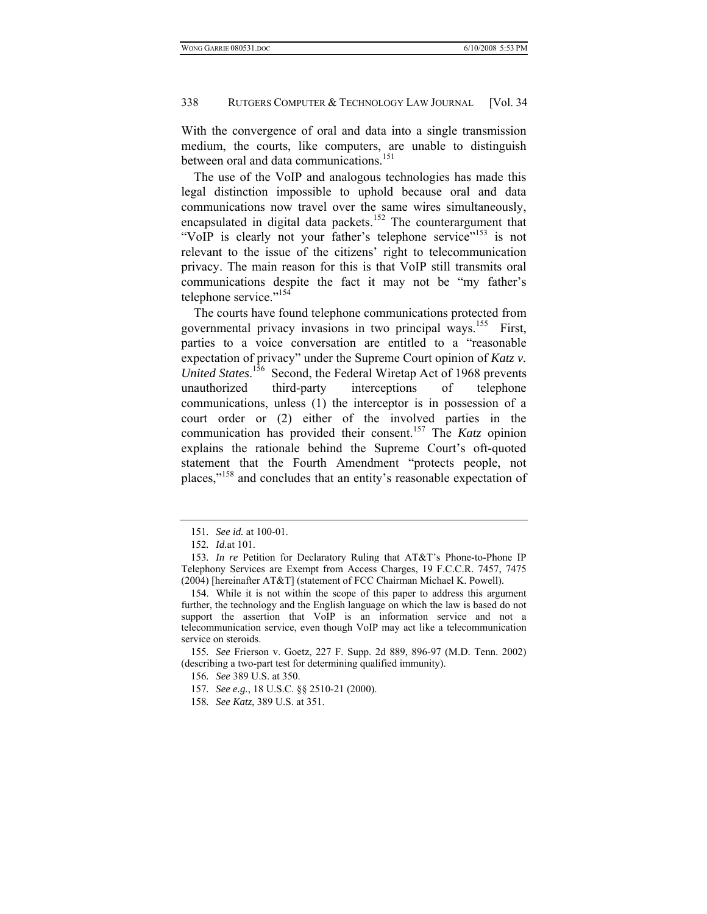With the convergence of oral and data into a single transmission medium, the courts, like computers, are unable to distinguish between oral and data communications.[151]

The use of the VoIP and analogous technologies has made this legal distinction impossible to uphold because oral and data communications now travel over the same wires simultaneously, encapsulated in digital data packets.[152] The counterargument that "VoIP is clearly not your father's telephone service"[153] is not relevant to the issue of the citizens' right to telecommunication privacy. The main reason for this is that VoIP still transmits oral communications despite the fact it may not be "my father's telephone service."[154]

The courts have found telephone communications protected from governmental privacy invasions in two principal ways.[155] First, parties to a voice conversation are entitled to a "reasonable expectation of privacy" under the Supreme Court opinion of *Katz v. United States*.[156] Second, the Federal Wiretap Act of 1968 prevents unauthorized third-party interceptions of telephone communications, unless (1) the interceptor is in possession of a court order or (2) either of the involved parties in the communication has provided their consent.[157] The *Katz* opinion explains the rationale behind the Supreme Court's oft-quoted statement that the Fourth Amendment "protects people, not places,"[158] and concludes that an entity's reasonable expectation of

---

151. *See id.* at 100-01.

152. *Id.*at 101.

153. *In re* Petition for Declaratory Ruling that AT&T's Phone-to-Phone IP Telephony Services are Exempt from Access Charges, 19 F.C.C.R. 7457, 7475 (2004) [hereinafter AT&T] (statement of FCC Chairman Michael K. Powell).

154. While it is not within the scope of this paper to address this argument further, the technology and the English language on which the law is based do not support the assertion that VoIP is an information service and not a telecommunication service, even though VoIP may act like a telecommunication service on steroids.

155. *See* Frierson v. Goetz, 227 F. Supp. 2d 889, 896-97 (M.D. Tenn. 2002) (describing a two-part test for determining qualified immunity).

156. *See* 389 U.S. at 350.

157. *See e.g.*, 18 U.S.C. §§ 2510-21 (2000).

158. *See Katz*, 389 U.S. at 351.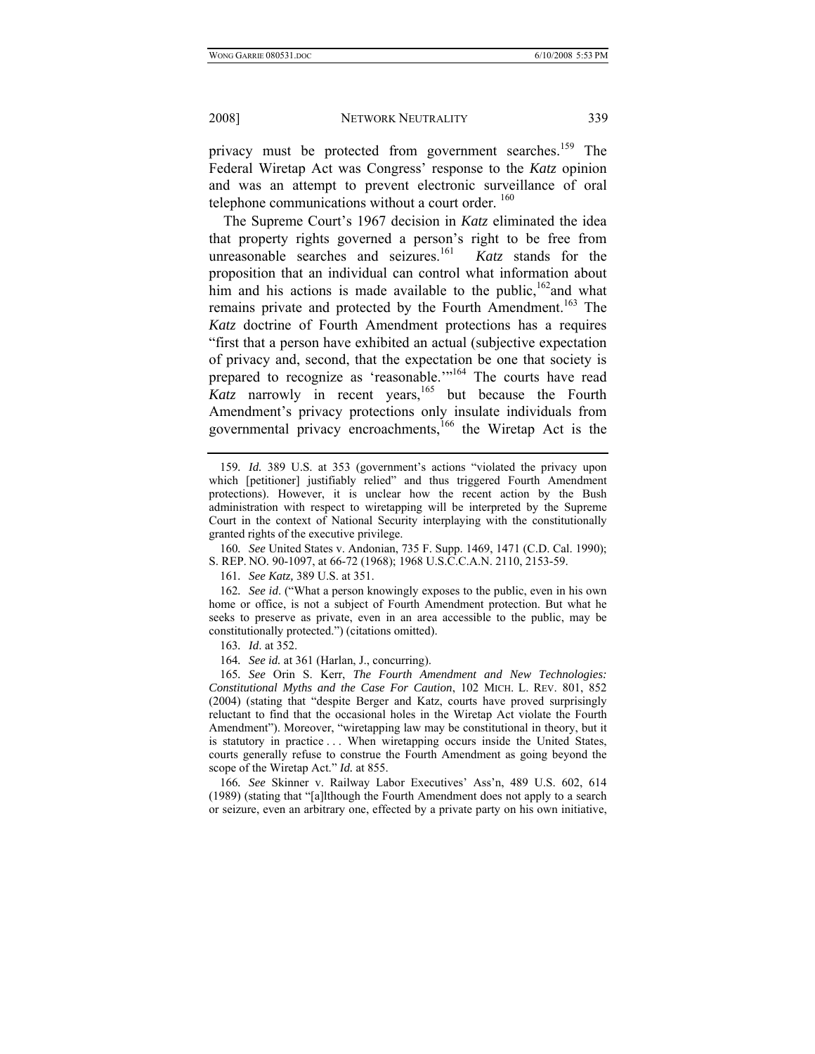privacy must be protected from government searches.[159] The Federal Wiretap Act was Congress' response to the *Katz* opinion and was an attempt to prevent electronic surveillance of oral telephone communications without a court order. [160]

The Supreme Court's 1967 decision in *Katz* eliminated the idea that property rights governed a person's right to be free from unreasonable searches and seizures.[161] *Katz* stands for the proposition that an individual can control what information about him and his actions is made available to the public,[162]and what remains private and protected by the Fourth Amendment.[163] The *Katz* doctrine of Fourth Amendment protections has a requires "first that a person have exhibited an actual (subjective expectation of privacy and, second, that the expectation be one that society is prepared to recognize as 'reasonable.'"[164] The courts have read *Katz* narrowly in recent years,[165] but because the Fourth Amendment's privacy protections only insulate individuals from governmental privacy encroachments,[166] the Wiretap Act is the

---

159. *Id.* 389 U.S. at 353 (government's actions "violated the privacy upon which [petitioner] justifiably relied" and thus triggered Fourth Amendment protections). However, it is unclear how the recent action by the Bush administration with respect to wiretapping will be interpreted by the Supreme Court in the context of National Security interplaying with the constitutionally granted rights of the executive privilege.

160. *See* United States v. Andonian, 735 F. Supp. 1469, 1471 (C.D. Cal. 1990); S. REP. NO. 90-1097, at 66-72 (1968); 1968 U.S.C.C.A.N. 2110, 2153-59.

161. *See Katz,* 389 U.S. at 351.

162. *See id*. ("What a person knowingly exposes to the public, even in his own home or office, is not a subject of Fourth Amendment protection. But what he seeks to preserve as private, even in an area accessible to the public, may be constitutionally protected.") (citations omitted).

163. *Id*. at 352.

164. *See id.* at 361 (Harlan, J., concurring).

165. *See* Orin S. Kerr, *The Fourth Amendment and New Technologies: Constitutional Myths and the Case For Caution*, 102 MICH. L. REV. 801, 852 (2004) (stating that "despite Berger and Katz, courts have proved surprisingly reluctant to find that the occasional holes in the Wiretap Act violate the Fourth Amendment"). Moreover, "wiretapping law may be constitutional in theory, but it is statutory in practice . . . When wiretapping occurs inside the United States, courts generally refuse to construe the Fourth Amendment as going beyond the scope of the Wiretap Act." *Id.* at 855.

166. *See* Skinner v. Railway Labor Executives' Ass'n, 489 U.S. 602, 614 (1989) (stating that "[a]lthough the Fourth Amendment does not apply to a search or seizure, even an arbitrary one, effected by a private party on his own initiative,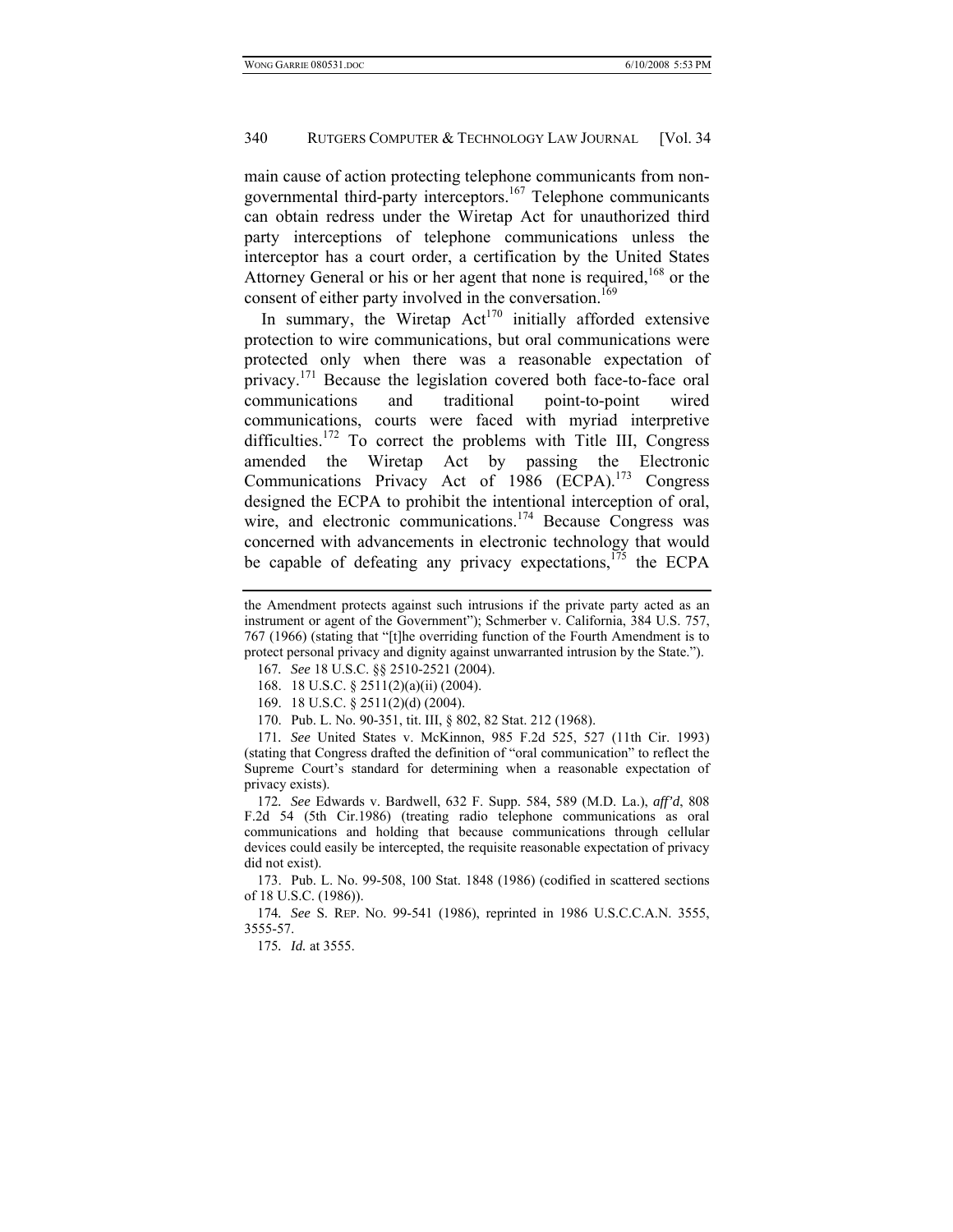main cause of action protecting telephone communicants from non-governmental third-party interceptors.[167] Telephone communicants can obtain redress under the Wiretap Act for unauthorized third party interceptions of telephone communications unless the interceptor has a court order, a certification by the United States Attorney General or his or her agent that none is required,[168] or the consent of either party involved in the conversation.[169]

In summary, the Wiretap Act[170] initially afforded extensive protection to wire communications, but oral communications were protected only when there was a reasonable expectation of privacy.[171] Because the legislation covered both face-to-face oral communications and traditional point-to-point wired communications, courts were faced with myriad interpretive difficulties.[172] To correct the problems with Title III, Congress amended the Wiretap Act by passing the Electronic Communications Privacy Act of 1986 (ECPA).[173] Congress designed the ECPA to prohibit the intentional interception of oral, wire, and electronic communications.[174] Because Congress was concerned with advancements in electronic technology that would be capable of defeating any privacy expectations,[175] the ECPA

---

the Amendment protects against such intrusions if the private party acted as an instrument or agent of the Government"); Schmerber v. California, 384 U.S. 757, 767 (1966) (stating that "[t]he overriding function of the Fourth Amendment is to protect personal privacy and dignity against unwarranted intrusion by the State.").

167. *See* 18 U.S.C. §§ 2510-2521 (2004).

168. 18 U.S.C. § 2511(2)(a)(ii) (2004).

169. 18 U.S.C. § 2511(2)(d) (2004).

170. Pub. L. No. 90-351, tit. III, § 802, 82 Stat. 212 (1968).

171. *See* United States v. McKinnon, 985 F.2d 525, 527 (11th Cir. 1993) (stating that Congress drafted the definition of "oral communication" to reflect the Supreme Court's standard for determining when a reasonable expectation of privacy exists).

172. *See* Edwards v. Bardwell, 632 F. Supp. 584, 589 (M.D. La.), *aff'd*, 808 F.2d 54 (5th Cir.1986) (treating radio telephone communications as oral communications and holding that because communications through cellular devices could easily be intercepted, the requisite reasonable expectation of privacy did not exist).

173. Pub. L. No. 99-508, 100 Stat. 1848 (1986) (codified in scattered sections of 18 U.S.C. (1986)).

174. *See* S. REP. NO. 99-541 (1986), reprinted in 1986 U.S.C.C.A.N. 3555, 3555-57.

175. *Id.* at 3555.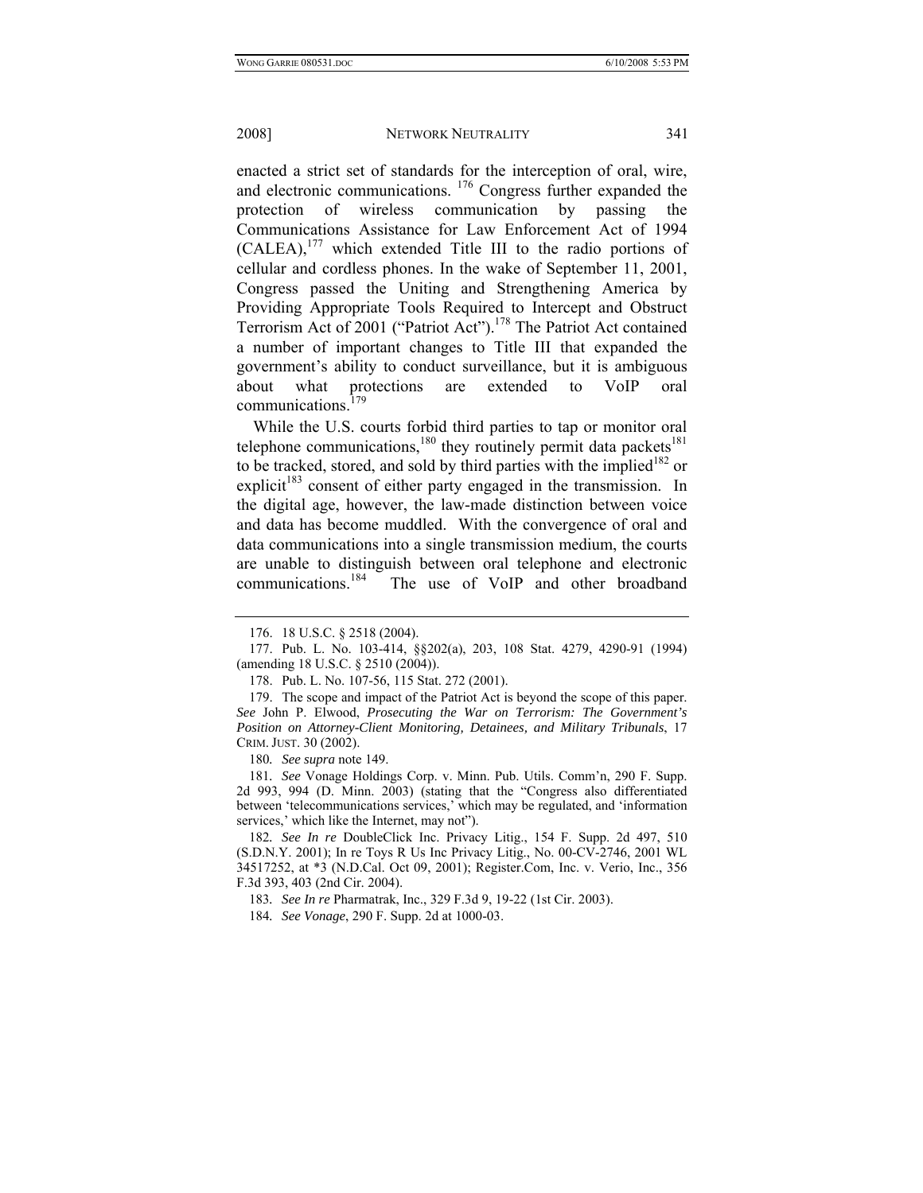enacted a strict set of standards for the interception of oral, wire, and electronic communications. [176] Congress further expanded the protection of wireless communication by passing the Communications Assistance for Law Enforcement Act of 1994 (CALEA),[177] which extended Title III to the radio portions of cellular and cordless phones. In the wake of September 11, 2001, Congress passed the Uniting and Strengthening America by Providing Appropriate Tools Required to Intercept and Obstruct Terrorism Act of 2001 ("Patriot Act").[178] The Patriot Act contained a number of important changes to Title III that expanded the government's ability to conduct surveillance, but it is ambiguous about what protections are extended to VoIP oral communications.[179]

While the U.S. courts forbid third parties to tap or monitor oral telephone communications,[180] they routinely permit data packets[181] to be tracked, stored, and sold by third parties with the implied[182] or explicit[183] consent of either party engaged in the transmission. In the digital age, however, the law-made distinction between voice and data has become muddled. With the convergence of oral and data communications into a single transmission medium, the courts are unable to distinguish between oral telephone and electronic communications.[184] The use of VoIP and other broadband

---

176. 18 U.S.C. § 2518 (2004).

177. Pub. L. No. 103-414, §§202(a), 203, 108 Stat. 4279, 4290-91 (1994) (amending 18 U.S.C. § 2510 (2004)).

178. Pub. L. No. 107-56, 115 Stat. 272 (2001).

179. The scope and impact of the Patriot Act is beyond the scope of this paper. *See* John P. Elwood, *Prosecuting the War on Terrorism: The Government's Position on Attorney-Client Monitoring, Detainees, and Military Tribunals*, 17 CRIM. JUST. 30 (2002).

180. *See supra* note 149.

181. *See* Vonage Holdings Corp. v. Minn. Pub. Utils. Comm'n, 290 F. Supp. 2d 993, 994 (D. Minn. 2003) (stating that the "Congress also differentiated between 'telecommunications services,' which may be regulated, and 'information services,' which like the Internet, may not").

182. *See In re* DoubleClick Inc. Privacy Litig., 154 F. Supp. 2d 497, 510 (S.D.N.Y. 2001); In re Toys R Us Inc Privacy Litig., No. 00-CV-2746, 2001 WL 34517252, at *3 (N.D.Cal. Oct 09, 2001); Register.Com, Inc. v. Verio, Inc., 356 F.3d 393, 403 (2nd Cir. 2004).

183. *See In re* Pharmatrak, Inc., 329 F.3d 9, 19-22 (1st Cir. 2003).

184. *See Vonage*, 290 F. Supp. 2d at 1000-03.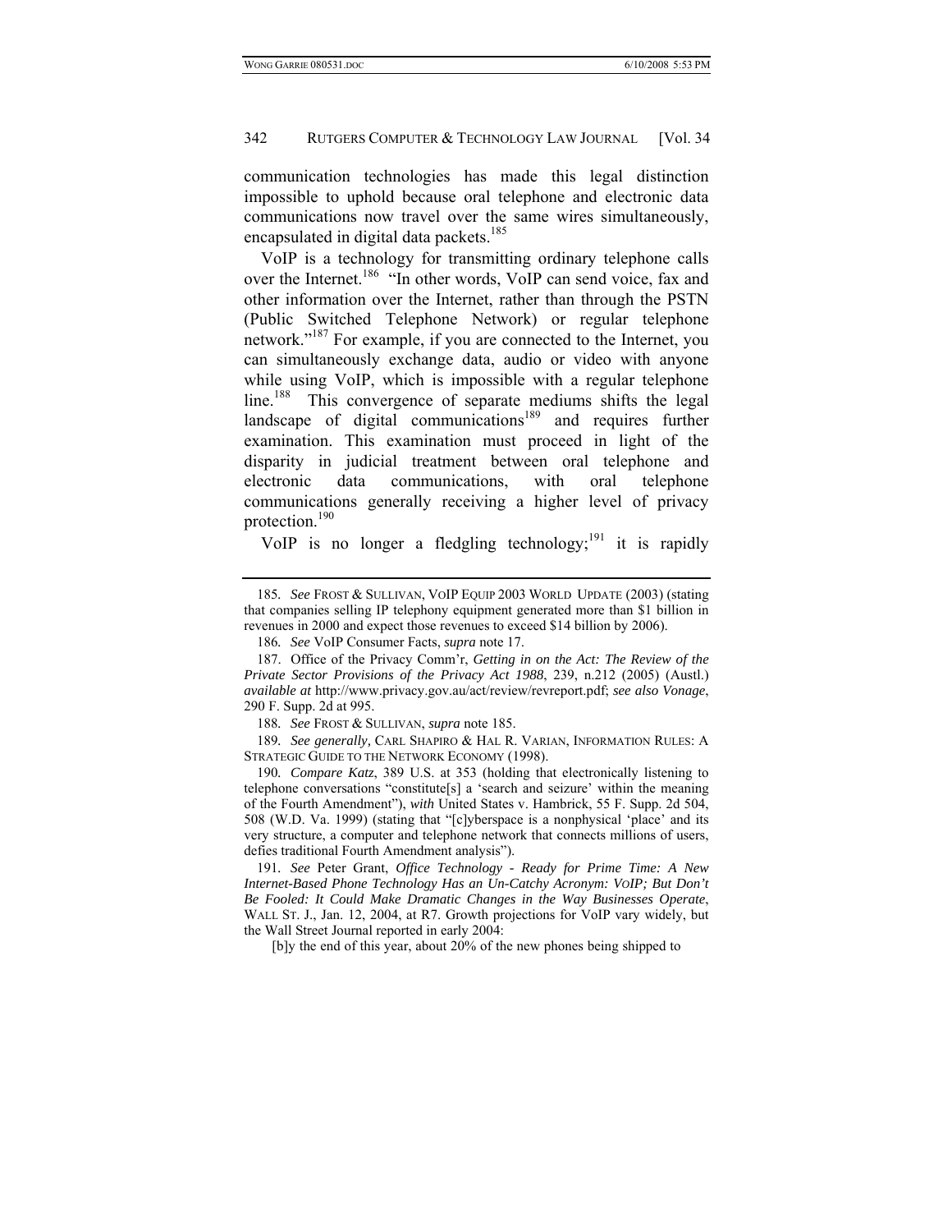communication technologies has made this legal distinction impossible to uphold because oral telephone and electronic data communications now travel over the same wires simultaneously, encapsulated in digital data packets.[185]

VoIP is a technology for transmitting ordinary telephone calls over the Internet.[186] "In other words, VoIP can send voice, fax and other information over the Internet, rather than through the PSTN (Public Switched Telephone Network) or regular telephone network."[187] For example, if you are connected to the Internet, you can simultaneously exchange data, audio or video with anyone while using VoIP, which is impossible with a regular telephone line.[188] This convergence of separate mediums shifts the legal landscape of digital communications[189] and requires further examination. This examination must proceed in light of the disparity in judicial treatment between oral telephone and electronic data communications, with oral telephone communications generally receiving a higher level of privacy protection.[190]

VoIP is no longer a fledgling technology;[191] it is rapidly

---

185. *See* FROST & SULLIVAN, VOIP EQUIP 2003 WORLD UPDATE (2003) (stating that companies selling IP telephony equipment generated more than $1 billion in revenues in 2000 and expect those revenues to exceed $14 billion by 2006).

186. *See* VoIP Consumer Facts, *supra* note 17.

187. Office of the Privacy Comm'r, *Getting in on the Act: The Review of the Private Sector Provisions of the Privacy Act 1988*, 239, n.212 (2005) (Austl.) *available at* http://www.privacy.gov.au/act/review/revreport.pdf; *see also Vonage*, 290 F. Supp. 2d at 995.

188. *See* FROST & SULLIVAN, *supra* note 185.

189. *See generally,* CARL SHAPIRO & HAL R. VARIAN, INFORMATION RULES: A STRATEGIC GUIDE TO THE NETWORK ECONOMY (1998).

190. *Compare Katz*, 389 U.S. at 353 (holding that electronically listening to telephone conversations "constitute[s] a 'search and seizure' within the meaning of the Fourth Amendment"), *with* United States v. Hambrick, 55 F. Supp. 2d 504, 508 (W.D. Va. 1999) (stating that "[c]yberspace is a nonphysical 'place' and its very structure, a computer and telephone network that connects millions of users, defies traditional Fourth Amendment analysis").

191. *See* Peter Grant, *Office Technology - Ready for Prime Time: A New Internet-Based Phone Technology Has an Un-Catchy Acronym: VOIP; But Don't Be Fooled: It Could Make Dramatic Changes in the Way Businesses Operate*, WALL ST. J., Jan. 12, 2004, at R7. Growth projections for VoIP vary widely, but the Wall Street Journal reported in early 2004:

> [b]y the end of this year, about 20% of the new phones being shipped to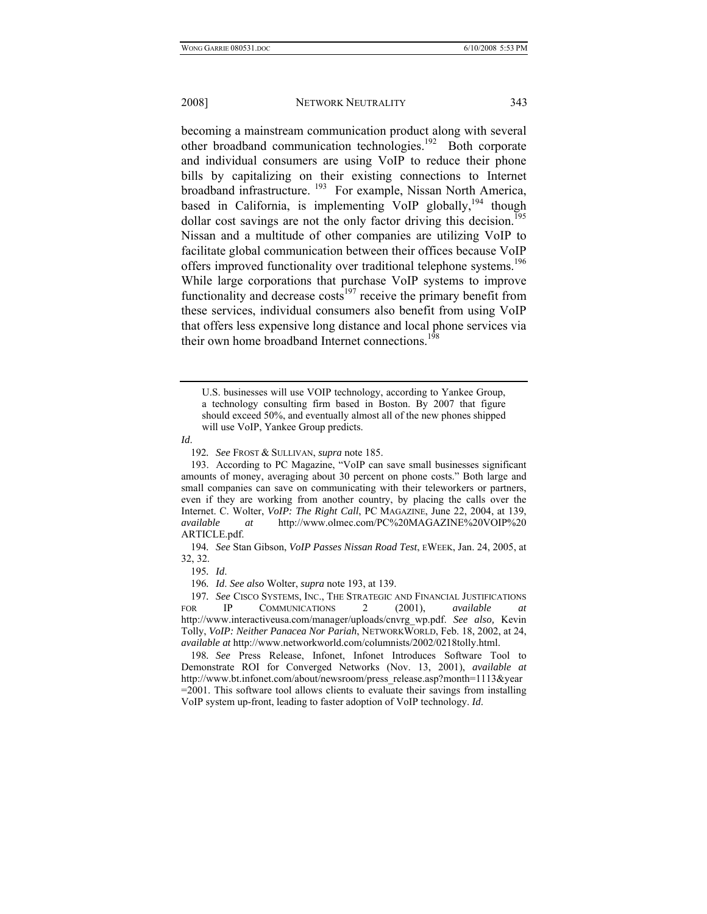becoming a mainstream communication product along with several other broadband communication technologies.[192] Both corporate and individual consumers are using VoIP to reduce their phone bills by capitalizing on their existing connections to Internet broadband infrastructure.[193] For example, Nissan North America, based in California, is implementing VoIP globally,[194] though dollar cost savings are not the only factor driving this decision.[195] Nissan and a multitude of other companies are utilizing VoIP to facilitate global communication between their offices because VoIP offers improved functionality over traditional telephone systems.[196] While large corporations that purchase VoIP systems to improve functionality and decrease costs[197] receive the primary benefit from these services, individual consumers also benefit from using VoIP that offers less expensive long distance and local phone services via their own home broadband Internet connections.[198]

---

> U.S. businesses will use VOIP technology, according to Yankee Group, a technology consulting firm based in Boston. By 2007 that figure should exceed 50%, and eventually almost all of the new phones shipped will use VoIP, Yankee Group predicts.

*Id*.

192. *See* FROST & SULLIVAN, *supra* note 185.

193. According to PC Magazine, "VoIP can save small businesses significant amounts of money, averaging about 30 percent on phone costs." Both large and small companies can save on communicating with their teleworkers or partners, even if they are working from another country, by placing the calls over the Internet. C. Wolter, *VoIP: The Right Call*, PC MAGAZINE, June 22, 2004, at 139, *available at* http://www.olmec.com/PC%20MAGAZINE%20VOIP%20ARTICLE.pdf.

194. *See* Stan Gibson, *VoIP Passes Nissan Road Test*, EWEEK, Jan. 24, 2005, at 32, 32.

195. *Id*.

196. *Id*. *See also* Wolter, *supra* note 193, at 139.

197. *See* CISCO SYSTEMS, INC., THE STRATEGIC AND FINANCIAL JUSTIFICATIONS FOR IP COMMUNICATIONS 2 (2001), *available at* http://www.interactiveusa.com/manager/uploads/cnvrg_wp.pdf. *See also,* Kevin Tolly, *VoIP: Neither Panacea Nor Pariah*, NETWORKWORLD, Feb. 18, 2002, at 24, *available at* http://www.networkworld.com/columnists/2002/0218tolly.html.

198. *See* Press Release, Infonet, Infonet Introduces Software Tool to Demonstrate ROI for Converged Networks (Nov. 13, 2001), *available at* http://www.bt.infonet.com/about/newsroom/press_release.asp?month=1113&year=2001. This software tool allows clients to evaluate their savings from installing VoIP system up-front, leading to faster adoption of VoIP technology. *Id*.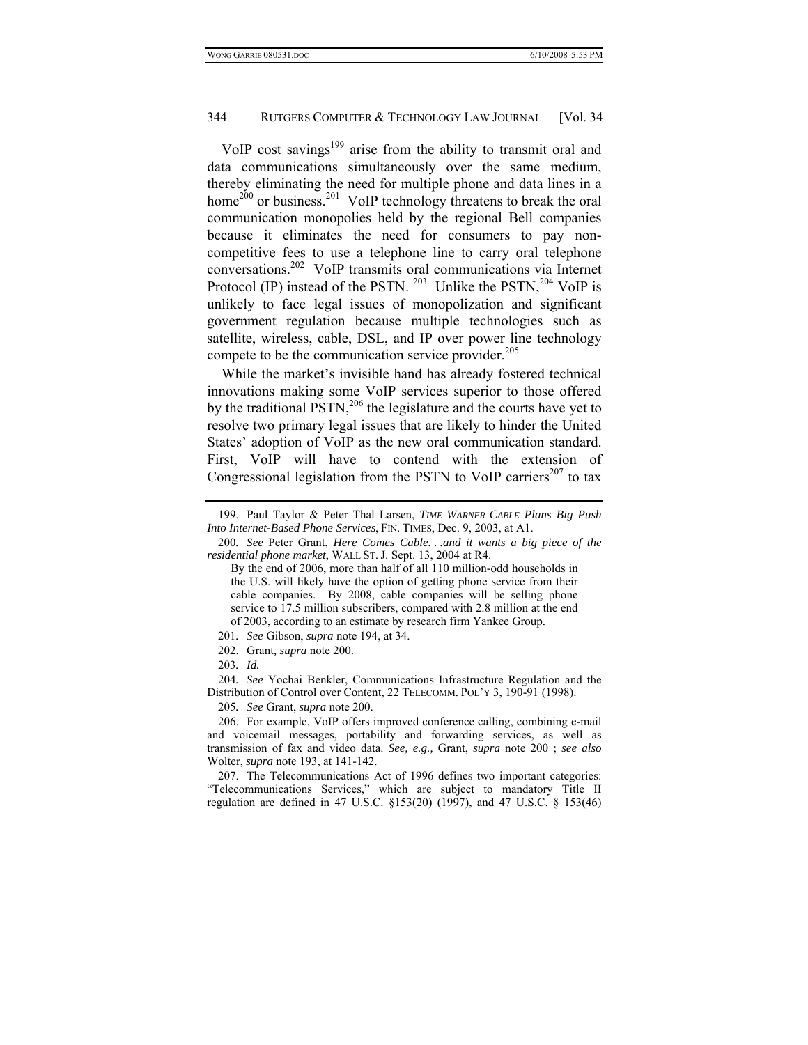VoIP cost savings[199] arise from the ability to transmit oral and data communications simultaneously over the same medium, thereby eliminating the need for multiple phone and data lines in a home[200] or business.[201] VoIP technology threatens to break the oral communication monopolies held by the regional Bell companies because it eliminates the need for consumers to pay non-competitive fees to use a telephone line to carry oral telephone conversations.[202] VoIP transmits oral communications via Internet Protocol (IP) instead of the PSTN.[203] Unlike the PSTN,[204] VoIP is unlikely to face legal issues of monopolization and significant government regulation because multiple technologies such as satellite, wireless, cable, DSL, and IP over power line technology compete to be the communication service provider.[205]

While the market's invisible hand has already fostered technical innovations making some VoIP services superior to those offered by the traditional PSTN,[206] the legislature and the courts have yet to resolve two primary legal issues that are likely to hinder the United States' adoption of VoIP as the new oral communication standard. First, VoIP will have to contend with the extension of Congressional legislation from the PSTN to VoIP carriers[207] to tax

---

199. Paul Taylor & Peter Thal Larsen, *Time Warner Cable Plans Big Push Into Internet-Based Phone Services*, FIN. TIMES, Dec. 9, 2003, at A1.

200. *See* Peter Grant, *Here Comes Cable. . .and it wants a big piece of the residential phone market*, WALL ST. J. Sept. 13, 2004 at R4.

> By the end of 2006, more than half of all 110 million-odd households in the U.S. will likely have the option of getting phone service from their cable companies. By 2008, cable companies will be selling phone service to 17.5 million subscribers, compared with 2.8 million at the end of 2003, according to an estimate by research firm Yankee Group.

201. *See* Gibson, *supra* note 194, at 34.

202. Grant, *supra* note 200.

203. *Id.*

204. *See* Yochai Benkler, Communications Infrastructure Regulation and the Distribution of Control over Content, 22 TELECOMM. POL'Y 3, 190-91 (1998).

205. *See* Grant, *supra* note 200.

206. For example, VoIP offers improved conference calling, combining e-mail and voicemail messages, portability and forwarding services, as well as transmission of fax and video data. *See, e.g.,* Grant, *supra* note 200 ; *see also* Wolter, *supra* note 193, at 141-142.

207. The Telecommunications Act of 1996 defines two important categories: "Telecommunications Services," which are subject to mandatory Title II regulation are defined in 47 U.S.C. §153(20) (1997), and 47 U.S.C. § 153(46)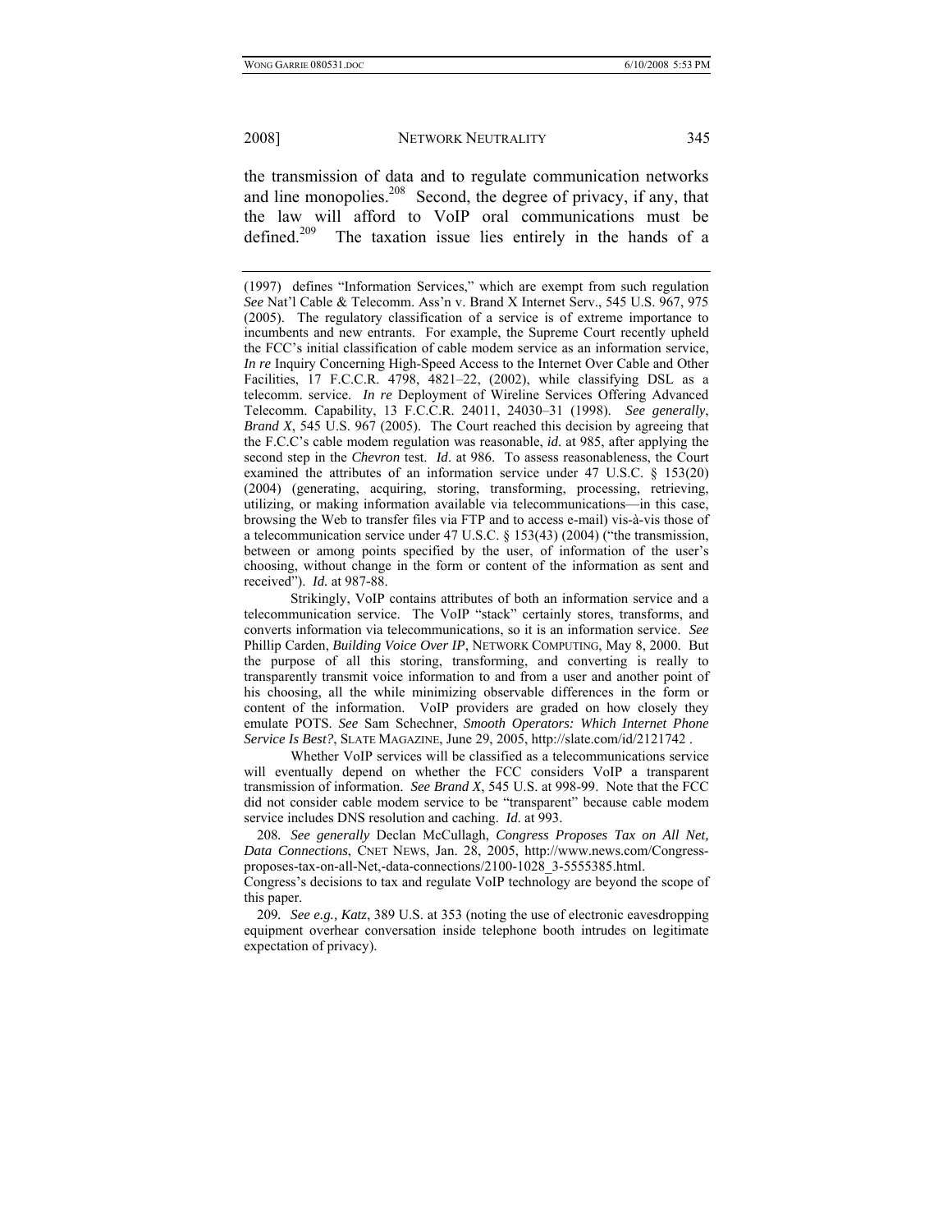the transmission of data and to regulate communication networks and line monopolies.[208] Second, the degree of privacy, if any, that the law will afford to VoIP oral communications must be defined.[209] The taxation issue lies entirely in the hands of a

---

(1997) defines "Information Services," which are exempt from such regulation *See* Nat'l Cable & Telecomm. Ass'n v. Brand X Internet Serv., 545 U.S. 967, 975 (2005). The regulatory classification of a service is of extreme importance to incumbents and new entrants. For example, the Supreme Court recently upheld the FCC's initial classification of cable modem service as an information service, *In re* Inquiry Concerning High-Speed Access to the Internet Over Cable and Other Facilities, 17 F.C.C.R. 4798, 4821–22, (2002), while classifying DSL as a telecomm. service. *In re* Deployment of Wireline Services Offering Advanced Telecomm. Capability, 13 F.C.C.R. 24011, 24030–31 (1998). *See generally*, *Brand X*, 545 U.S. 967 (2005). The Court reached this decision by agreeing that the F.C.C's cable modem regulation was reasonable, *id*. at 985, after applying the second step in the *Chevron* test. *Id*. at 986. To assess reasonableness, the Court examined the attributes of an information service under 47 U.S.C. § 153(20) (2004) (generating, acquiring, storing, transforming, processing, retrieving, utilizing, or making information available via telecommunications—in this case, browsing the Web to transfer files via FTP and to access e-mail) vis-à-vis those of a telecommunication service under 47 U.S.C. § 153(43) (2004) ("the transmission, between or among points specified by the user, of information of the user's choosing, without change in the form or content of the information as sent and received"). *Id.* at 987-88.

Strikingly, VoIP contains attributes of both an information service and a telecommunication service. The VoIP "stack" certainly stores, transforms, and converts information via telecommunications, so it is an information service. *See* Phillip Carden, *Building Voice Over IP*, NETWORK COMPUTING, May 8, 2000. But the purpose of all this storing, transforming, and converting is really to transparently transmit voice information to and from a user and another point of his choosing, all the while minimizing observable differences in the form or content of the information. VoIP providers are graded on how closely they emulate POTS. *See* Sam Schechner, *Smooth Operators: Which Internet Phone Service Is Best?*, SLATE MAGAZINE, June 29, 2005, http://slate.com/id/2121742 .

Whether VoIP services will be classified as a telecommunications service will eventually depend on whether the FCC considers VoIP a transparent transmission of information. *See Brand X*, 545 U.S. at 998-99. Note that the FCC did not consider cable modem service to be "transparent" because cable modem service includes DNS resolution and caching. *Id*. at 993.

208. *See generally* Declan McCullagh, *Congress Proposes Tax on All Net, Data Connections*, CNET NEWS, Jan. 28, 2005, http://www.news.com/Congress-proposes-tax-on-all-Net,-data-connections/2100-1028_3-5555385.html.
Congress's decisions to tax and regulate VoIP technology are beyond the scope of this paper.

209. *See e.g., Katz*, 389 U.S. at 353 (noting the use of electronic eavesdropping equipment overhear conversation inside telephone booth intrudes on legitimate expectation of privacy).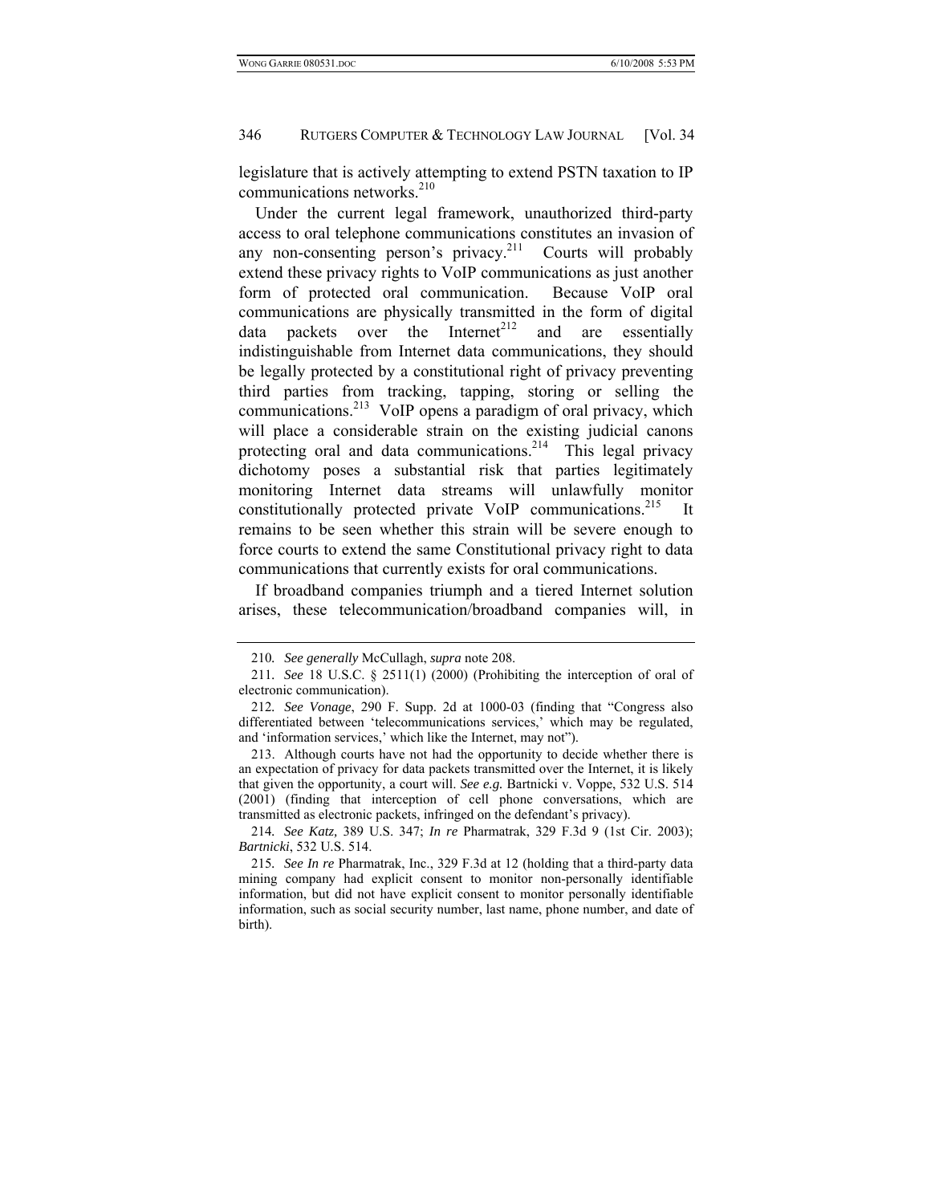legislature that is actively attempting to extend PSTN taxation to IP communications networks.[210]

Under the current legal framework, unauthorized third-party access to oral telephone communications constitutes an invasion of any non-consenting person's privacy.[211] Courts will probably extend these privacy rights to VoIP communications as just another form of protected oral communication. Because VoIP oral communications are physically transmitted in the form of digital data packets over the Internet[212] and are essentially indistinguishable from Internet data communications, they should be legally protected by a constitutional right of privacy preventing third parties from tracking, tapping, storing or selling the communications.[213] VoIP opens a paradigm of oral privacy, which will place a considerable strain on the existing judicial canons protecting oral and data communications.[214] This legal privacy dichotomy poses a substantial risk that parties legitimately monitoring Internet data streams will unlawfully monitor constitutionally protected private VoIP communications.[215] It remains to be seen whether this strain will be severe enough to force courts to extend the same Constitutional privacy right to data communications that currently exists for oral communications.

If broadband companies triumph and a tiered Internet solution arises, these telecommunication/broadband companies will, in

---

210. *See generally* McCullagh, *supra* note 208.

211. *See* 18 U.S.C. § 2511(1) (2000) (Prohibiting the interception of oral of electronic communication).

212. *See Vonage*, 290 F. Supp. 2d at 1000-03 (finding that "Congress also differentiated between 'telecommunications services,' which may be regulated, and 'information services,' which like the Internet, may not").

213. Although courts have not had the opportunity to decide whether there is an expectation of privacy for data packets transmitted over the Internet, it is likely that given the opportunity, a court will. *See e.g.* Bartnicki v. Voppe, 532 U.S. 514 (2001) (finding that interception of cell phone conversations, which are transmitted as electronic packets, infringed on the defendant's privacy).

214. *See Katz,* 389 U.S. 347; *In re* Pharmatrak, 329 F.3d 9 (1st Cir. 2003); *Bartnicki*, 532 U.S. 514.

215. *See In re* Pharmatrak, Inc., 329 F.3d at 12 (holding that a third-party data mining company had explicit consent to monitor non-personally identifiable information, but did not have explicit consent to monitor personally identifiable information, such as social security number, last name, phone number, and date of birth).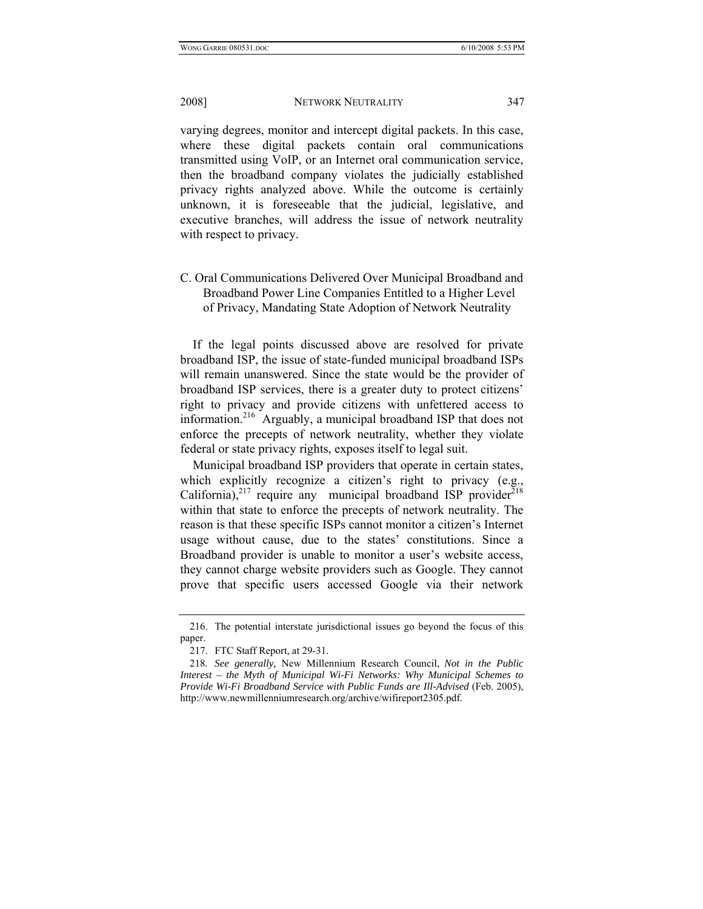varying degrees, monitor and intercept digital packets. In this case, where these digital packets contain oral communications transmitted using VoIP, or an Internet oral communication service, then the broadband company violates the judicially established privacy rights analyzed above. While the outcome is certainly unknown, it is foreseeable that the judicial, legislative, and executive branches, will address the issue of network neutrality with respect to privacy.

### C. Oral Communications Delivered Over Municipal Broadband and Broadband Power Line Companies Entitled to a Higher Level of Privacy, Mandating State Adoption of Network Neutrality

If the legal points discussed above are resolved for private broadband ISP, the issue of state-funded municipal broadband ISPs will remain unanswered. Since the state would be the provider of broadband ISP services, there is a greater duty to protect citizens' right to privacy and provide citizens with unfettered access to information.[216] Arguably, a municipal broadband ISP that does not enforce the precepts of network neutrality, whether they violate federal or state privacy rights, exposes itself to legal suit.

Municipal broadband ISP providers that operate in certain states, which explicitly recognize a citizen's right to privacy (e.g., California),[217] require any municipal broadband ISP provider[218] within that state to enforce the precepts of network neutrality. The reason is that these specific ISPs cannot monitor a citizen's Internet usage without cause, due to the states' constitutions. Since a Broadband provider is unable to monitor a user's website access, they cannot charge website providers such as Google. They cannot prove that specific users accessed Google via their network

---

216. The potential interstate jurisdictional issues go beyond the focus of this paper.

217. FTC Staff Report, at 29-31.

218. *See generally,* New Millennium Research Council, *Not in the Public Interest – the Myth of Municipal Wi-Fi Networks: Why Municipal Schemes to Provide Wi-Fi Broadband Service with Public Funds are Ill-Advised* (Feb. 2005), http://www.newmillenniumresearch.org/archive/wifireport2305.pdf.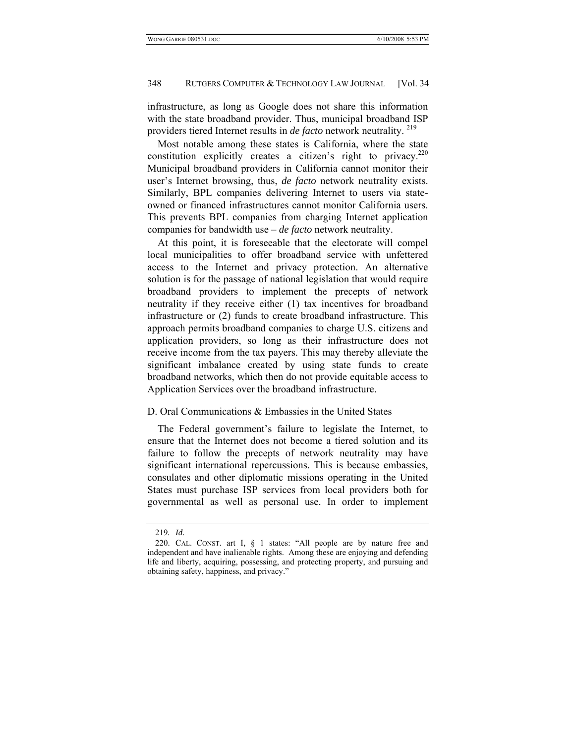infrastructure, as long as Google does not share this information with the state broadband provider. Thus, municipal broadband ISP providers tiered Internet results in *de facto* network neutrality. [219]

Most notable among these states is California, where the state constitution explicitly creates a citizen's right to privacy.[220] Municipal broadband providers in California cannot monitor their user's Internet browsing, thus, *de facto* network neutrality exists. Similarly, BPL companies delivering Internet to users via state-owned or financed infrastructures cannot monitor California users. This prevents BPL companies from charging Internet application companies for bandwidth use – *de facto* network neutrality.

At this point, it is foreseeable that the electorate will compel local municipalities to offer broadband service with unfettered access to the Internet and privacy protection. An alternative solution is for the passage of national legislation that would require broadband providers to implement the precepts of network neutrality if they receive either (1) tax incentives for broadband infrastructure or (2) funds to create broadband infrastructure. This approach permits broadband companies to charge U.S. citizens and application providers, so long as their infrastructure does not receive income from the tax payers. This may thereby alleviate the significant imbalance created by using state funds to create broadband networks, which then do not provide equitable access to Application Services over the broadband infrastructure.

D. Oral Communications & Embassies in the United States

The Federal government's failure to legislate the Internet, to ensure that the Internet does not become a tiered solution and its failure to follow the precepts of network neutrality may have significant international repercussions. This is because embassies, consulates and other diplomatic missions operating in the United States must purchase ISP services from local providers both for governmental as well as personal use. In order to implement

---

219. *Id.*

220. CAL. CONST. art I, § 1 states: "All people are by nature free and independent and have inalienable rights. Among these are enjoying and defending life and liberty, acquiring, possessing, and protecting property, and pursuing and obtaining safety, happiness, and privacy."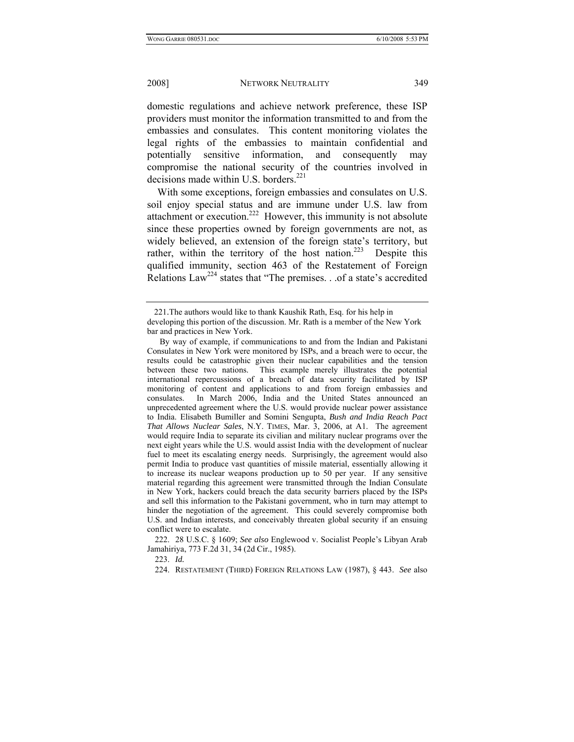domestic regulations and achieve network preference, these ISP providers must monitor the information transmitted to and from the embassies and consulates. This content monitoring violates the legal rights of the embassies to maintain confidential and potentially sensitive information, and consequently may compromise the national security of the countries involved in decisions made within U.S. borders.[221]

With some exceptions, foreign embassies and consulates on U.S. soil enjoy special status and are immune under U.S. law from attachment or execution.[222] However, this immunity is not absolute since these properties owned by foreign governments are not, as widely believed, an extension of the foreign state's territory, but rather, within the territory of the host nation.[223] Despite this qualified immunity, section 463 of the Restatement of Foreign Relations Law[224] states that "The premises. . .of a state's accredited

---

221.The authors would like to thank Kaushik Rath, Esq. for his help in developing this portion of the discussion. Mr. Rath is a member of the New York bar and practices in New York.

By way of example, if communications to and from the Indian and Pakistani Consulates in New York were monitored by ISPs, and a breach were to occur, the results could be catastrophic given their nuclear capabilities and the tension between these two nations. This example merely illustrates the potential international repercussions of a breach of data security facilitated by ISP monitoring of content and applications to and from foreign embassies and consulates. In March 2006, India and the United States announced an unprecedented agreement where the U.S. would provide nuclear power assistance to India. Elisabeth Bumiller and Somini Sengupta, *Bush and India Reach Pact That Allows Nuclear Sales*, N.Y. TIMES, Mar. 3, 2006, at A1. The agreement would require India to separate its civilian and military nuclear programs over the next eight years while the U.S. would assist India with the development of nuclear fuel to meet its escalating energy needs. Surprisingly, the agreement would also permit India to produce vast quantities of missile material, essentially allowing it to increase its nuclear weapons production up to 50 per year. If any sensitive material regarding this agreement were transmitted through the Indian Consulate in New York, hackers could breach the data security barriers placed by the ISPs and sell this information to the Pakistani government, who in turn may attempt to hinder the negotiation of the agreement. This could severely compromise both U.S. and Indian interests, and conceivably threaten global security if an ensuing conflict were to escalate.

222. 28 U.S.C. § 1609; *See also* Englewood v. Socialist People's Libyan Arab Jamahiriya, 773 F.2d 31, 34 (2d Cir., 1985).

223. *Id.*

224. RESTATEMENT (THIRD) FOREIGN RELATIONS LAW (1987), § 443. *See* also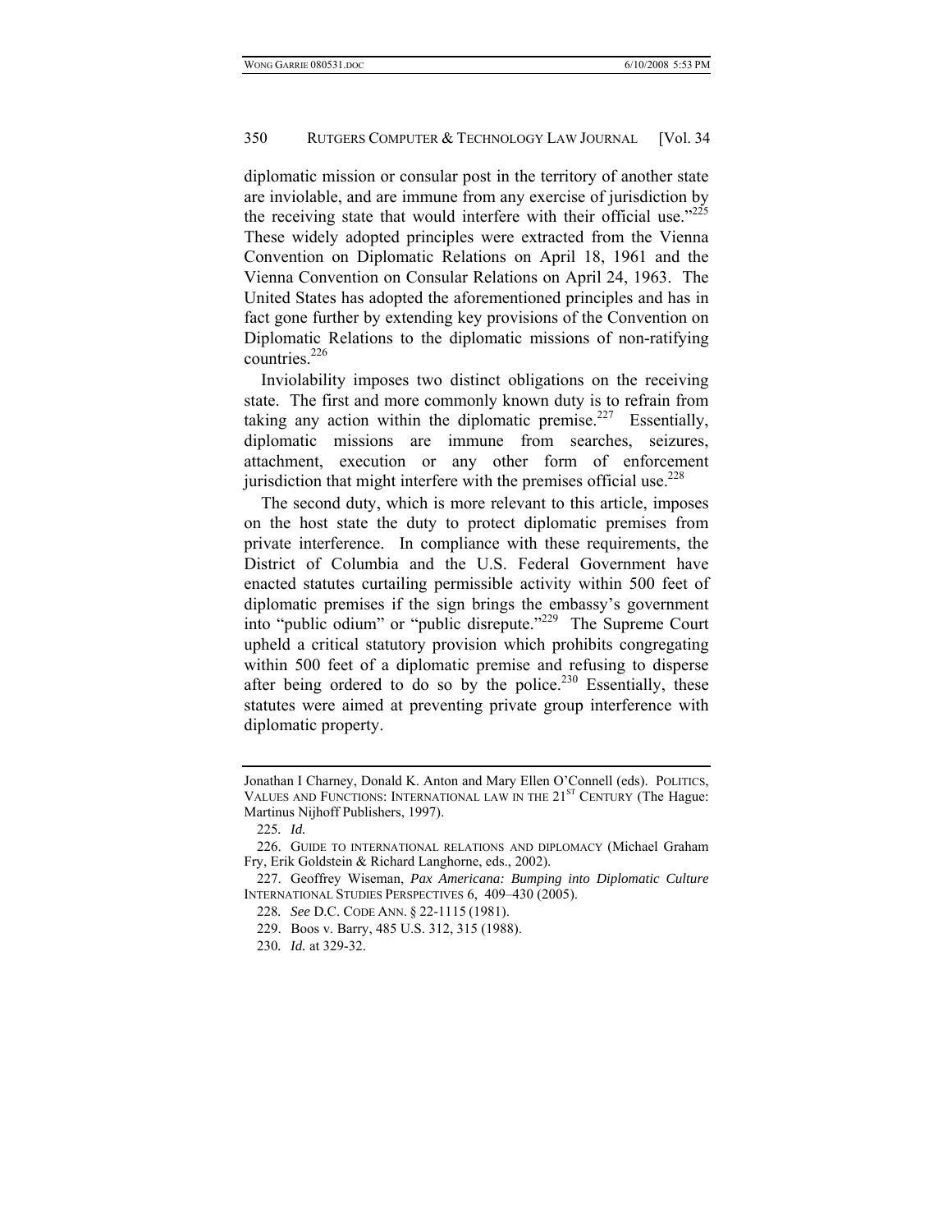diplomatic mission or consular post in the territory of another state are inviolable, and are immune from any exercise of jurisdiction by the receiving state that would interfere with their official use."[225] These widely adopted principles were extracted from the Vienna Convention on Diplomatic Relations on April 18, 1961 and the Vienna Convention on Consular Relations on April 24, 1963. The United States has adopted the aforementioned principles and has in fact gone further by extending key provisions of the Convention on Diplomatic Relations to the diplomatic missions of non-ratifying countries.[226]

Inviolability imposes two distinct obligations on the receiving state. The first and more commonly known duty is to refrain from taking any action within the diplomatic premise.[227] Essentially, diplomatic missions are immune from searches, seizures, attachment, execution or any other form of enforcement jurisdiction that might interfere with the premises official use.[228]

The second duty, which is more relevant to this article, imposes on the host state the duty to protect diplomatic premises from private interference. In compliance with these requirements, the District of Columbia and the U.S. Federal Government have enacted statutes curtailing permissible activity within 500 feet of diplomatic premises if the sign brings the embassy's government into "public odium" or "public disrepute."[229] The Supreme Court upheld a critical statutory provision which prohibits congregating within 500 feet of a diplomatic premise and refusing to disperse after being ordered to do so by the police.[230] Essentially, these statutes were aimed at preventing private group interference with diplomatic property.

---

Jonathan I Charney, Donald K. Anton and Mary Ellen O'Connell (eds). POLITICS, VALUES AND FUNCTIONS: INTERNATIONAL LAW IN THE 21ST CENTURY (The Hague: Martinus Nijhoff Publishers, 1997).

225. *Id.*

226. GUIDE TO INTERNATIONAL RELATIONS AND DIPLOMACY (Michael Graham Fry, Erik Goldstein & Richard Langhorne, eds., 2002).

227. Geoffrey Wiseman, *Pax Americana: Bumping into Diplomatic Culture* INTERNATIONAL STUDIES PERSPECTIVES 6, 409–430 (2005).

228. *See* D.C. CODE ANN. § 22-1115 (1981).

229. Boos v. Barry, 485 U.S. 312, 315 (1988).

230. *Id.* at 329-32.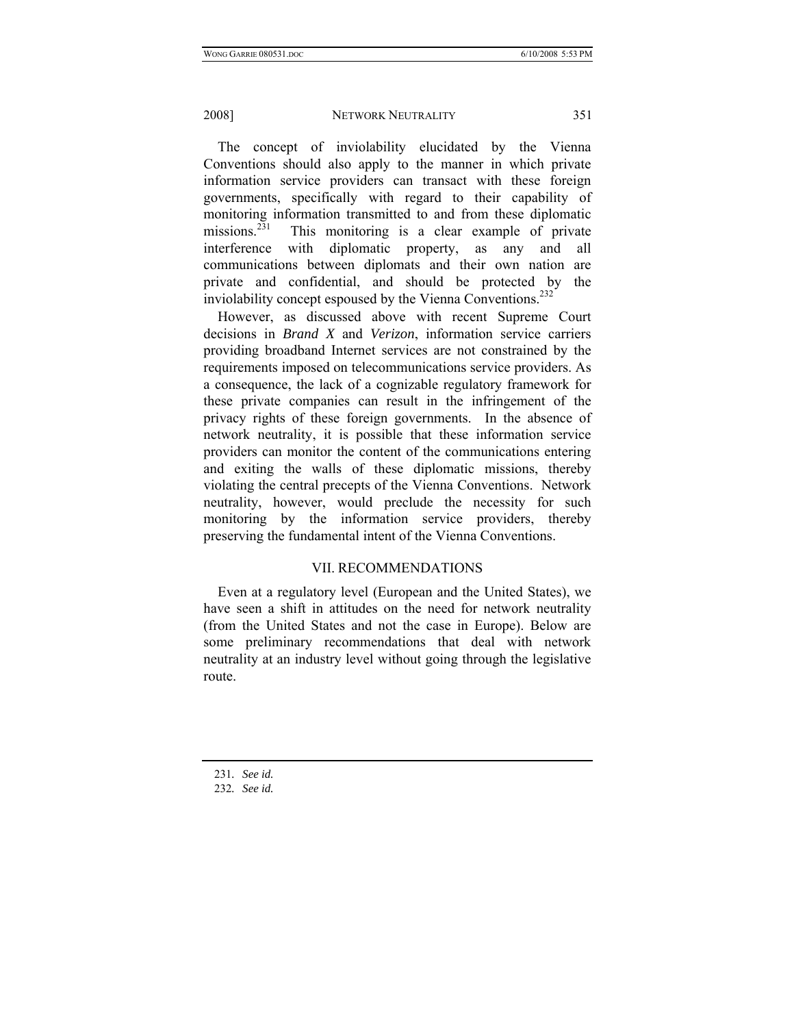The concept of inviolability elucidated by the Vienna Conventions should also apply to the manner in which private information service providers can transact with these foreign governments, specifically with regard to their capability of monitoring information transmitted to and from these diplomatic missions.[231] This monitoring is a clear example of private interference with diplomatic property, as any and all communications between diplomats and their own nation are private and confidential, and should be protected by the inviolability concept espoused by the Vienna Conventions.[232]

However, as discussed above with recent Supreme Court decisions in *Brand X* and *Verizon*, information service carriers providing broadband Internet services are not constrained by the requirements imposed on telecommunications service providers. As a consequence, the lack of a cognizable regulatory framework for these private companies can result in the infringement of the privacy rights of these foreign governments. In the absence of network neutrality, it is possible that these information service providers can monitor the content of the communications entering and exiting the walls of these diplomatic missions, thereby violating the central precepts of the Vienna Conventions. Network neutrality, however, would preclude the necessity for such monitoring by the information service providers, thereby preserving the fundamental intent of the Vienna Conventions.

## VII. RECOMMENDATIONS

Even at a regulatory level (European and the United States), we have seen a shift in attitudes on the need for network neutrality (from the United States and not the case in Europe). Below are some preliminary recommendations that deal with network neutrality at an industry level without going through the legislative route.

---

231. *See id.*

232. *See id.*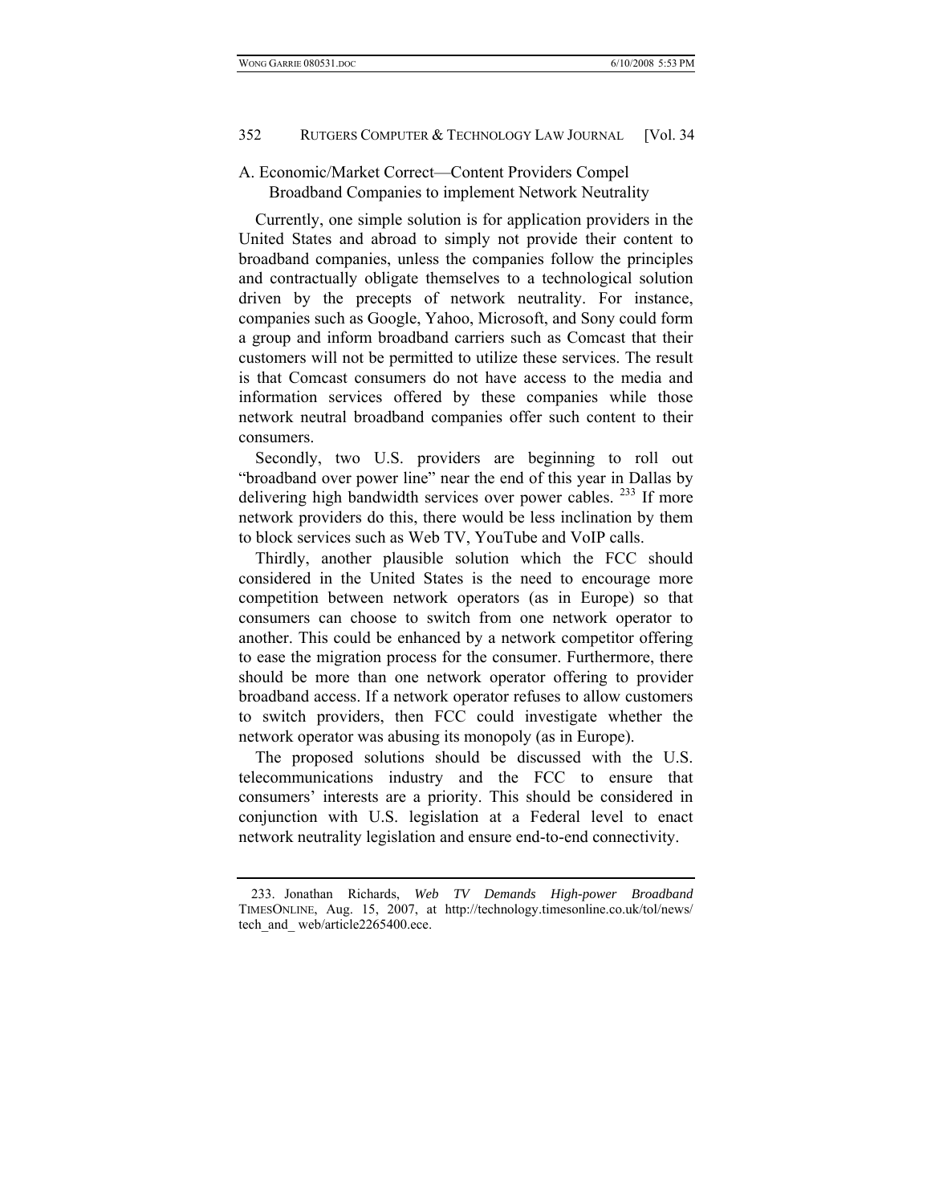### A. Economic/Market Correct—Content Providers Compel Broadband Companies to implement Network Neutrality

Currently, one simple solution is for application providers in the United States and abroad to simply not provide their content to broadband companies, unless the companies follow the principles and contractually obligate themselves to a technological solution driven by the precepts of network neutrality. For instance, companies such as Google, Yahoo, Microsoft, and Sony could form a group and inform broadband carriers such as Comcast that their customers will not be permitted to utilize these services. The result is that Comcast consumers do not have access to the media and information services offered by these companies while those network neutral broadband companies offer such content to their consumers.

Secondly, two U.S. providers are beginning to roll out "broadband over power line" near the end of this year in Dallas by delivering high bandwidth services over power cables. [233] If more network providers do this, there would be less inclination by them to block services such as Web TV, YouTube and VoIP calls.

Thirdly, another plausible solution which the FCC should considered in the United States is the need to encourage more competition between network operators (as in Europe) so that consumers can choose to switch from one network operator to another. This could be enhanced by a network competitor offering to ease the migration process for the consumer. Furthermore, there should be more than one network operator offering to provider broadband access. If a network operator refuses to allow customers to switch providers, then FCC could investigate whether the network operator was abusing its monopoly (as in Europe).

The proposed solutions should be discussed with the U.S. telecommunications industry and the FCC to ensure that consumers' interests are a priority. This should be considered in conjunction with U.S. legislation at a Federal level to enact network neutrality legislation and ensure end-to-end connectivity.

---

233. Jonathan Richards, *Web TV Demands High-power Broadband* TIMESONLINE, Aug. 15, 2007, at http://technology.timesonline.co.uk/tol/news/tech_and_ web/article2265400.ece.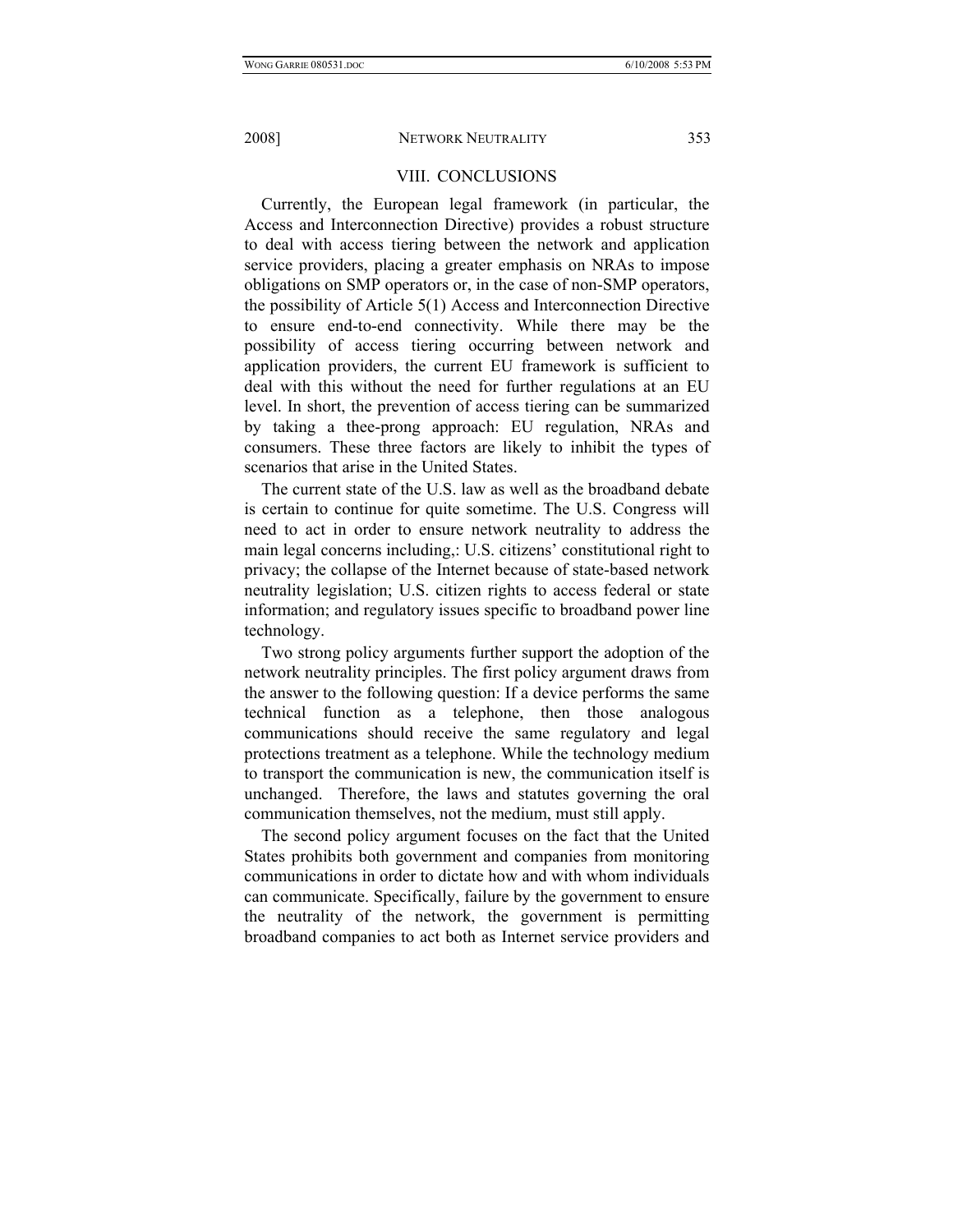## VIII. CONCLUSIONS

Currently, the European legal framework (in particular, the Access and Interconnection Directive) provides a robust structure to deal with access tiering between the network and application service providers, placing a greater emphasis on NRAs to impose obligations on SMP operators or, in the case of non-SMP operators, the possibility of Article 5(1) Access and Interconnection Directive to ensure end-to-end connectivity. While there may be the possibility of access tiering occurring between network and application providers, the current EU framework is sufficient to deal with this without the need for further regulations at an EU level. In short, the prevention of access tiering can be summarized by taking a thee-prong approach: EU regulation, NRAs and consumers. These three factors are likely to inhibit the types of scenarios that arise in the United States.

The current state of the U.S. law as well as the broadband debate is certain to continue for quite sometime. The U.S. Congress will need to act in order to ensure network neutrality to address the main legal concerns including,: U.S. citizens' constitutional right to privacy; the collapse of the Internet because of state-based network neutrality legislation; U.S. citizen rights to access federal or state information; and regulatory issues specific to broadband power line technology.

Two strong policy arguments further support the adoption of the network neutrality principles. The first policy argument draws from the answer to the following question: If a device performs the same technical function as a telephone, then those analogous communications should receive the same regulatory and legal protections treatment as a telephone. While the technology medium to transport the communication is new, the communication itself is unchanged. Therefore, the laws and statutes governing the oral communication themselves, not the medium, must still apply.

The second policy argument focuses on the fact that the United States prohibits both government and companies from monitoring communications in order to dictate how and with whom individuals can communicate. Specifically, failure by the government to ensure the neutrality of the network, the government is permitting broadband companies to act both as Internet service providers and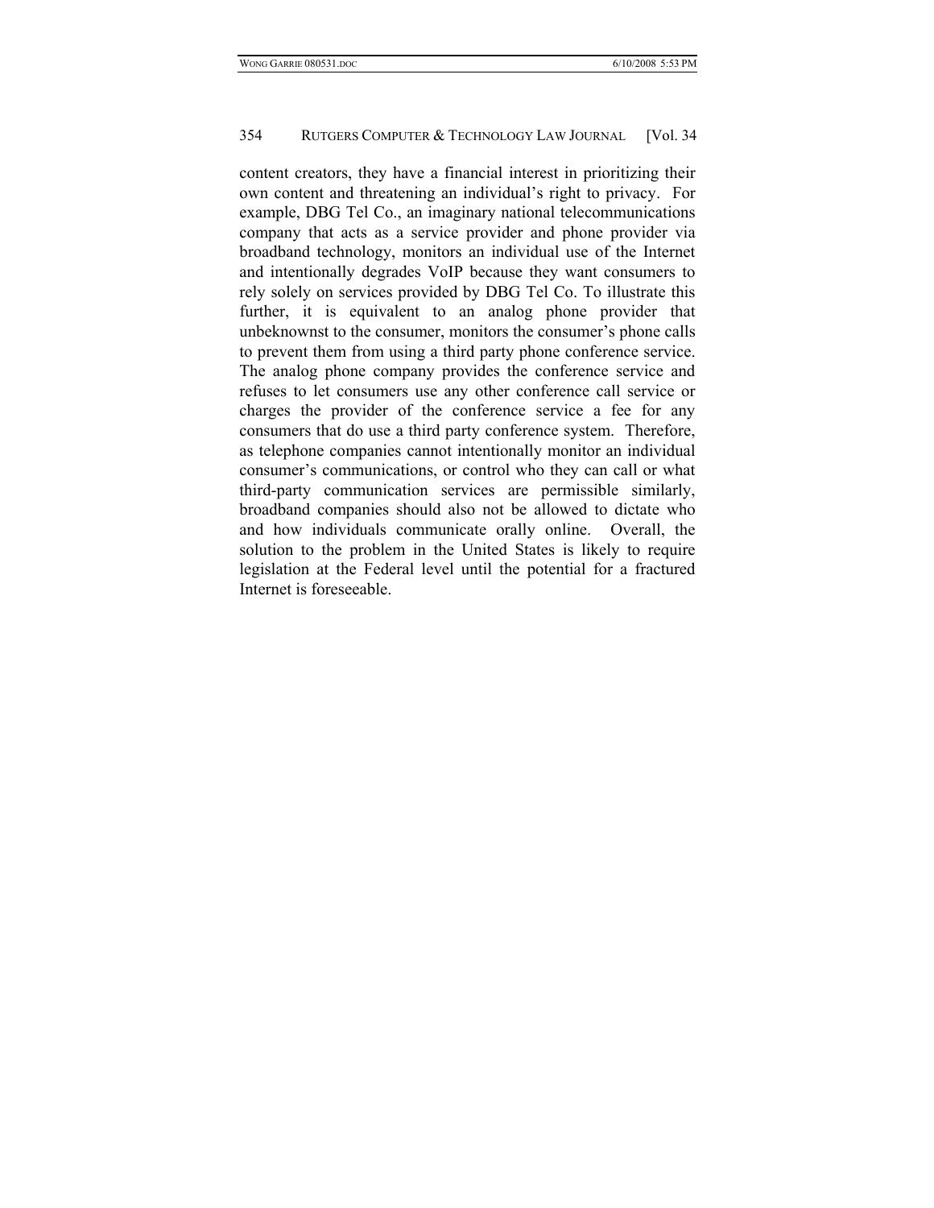content creators, they have a financial interest in prioritizing their own content and threatening an individual's right to privacy. For example, DBG Tel Co., an imaginary national telecommunications company that acts as a service provider and phone provider via broadband technology, monitors an individual use of the Internet and intentionally degrades VoIP because they want consumers to rely solely on services provided by DBG Tel Co. To illustrate this further, it is equivalent to an analog phone provider that unbeknownst to the consumer, monitors the consumer's phone calls to prevent them from using a third party phone conference service. The analog phone company provides the conference service and refuses to let consumers use any other conference call service or charges the provider of the conference service a fee for any consumers that do use a third party conference system. Therefore, as telephone companies cannot intentionally monitor an individual consumer's communications, or control who they can call or what third-party communication services are permissible similarly, broadband companies should also not be allowed to dictate who and how individuals communicate orally online. Overall, the solution to the problem in the United States is likely to require legislation at the Federal level until the potential for a fractured Internet is foreseeable.